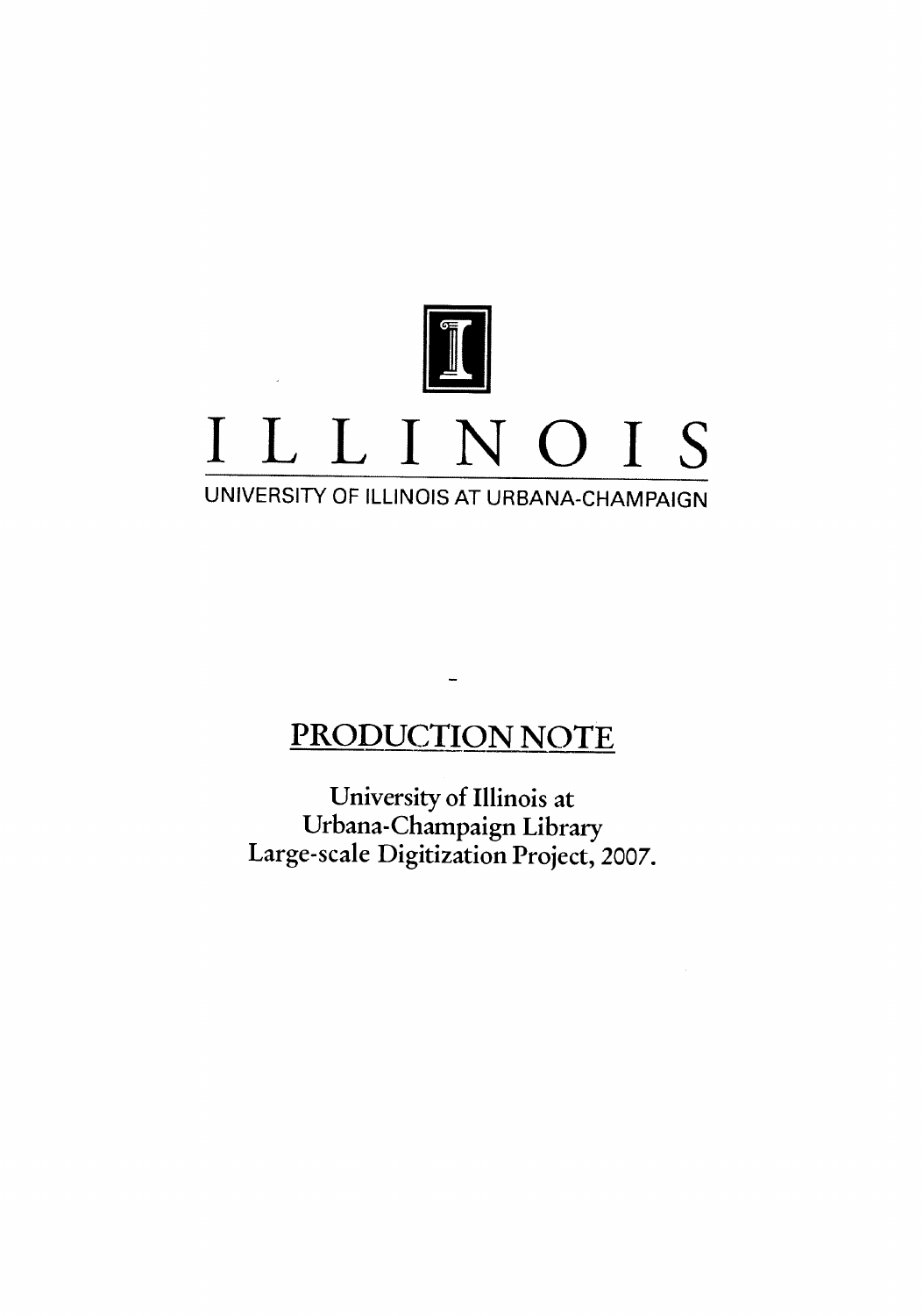# ILLINOIS

UNIVERSITY OF ILLINOIS AT URBANA-CHAMPAIGN

## PRODUCTION NOTE

University of Illinois at
Urbana-Champaign Library
Large-scale Digitization Project, 2007.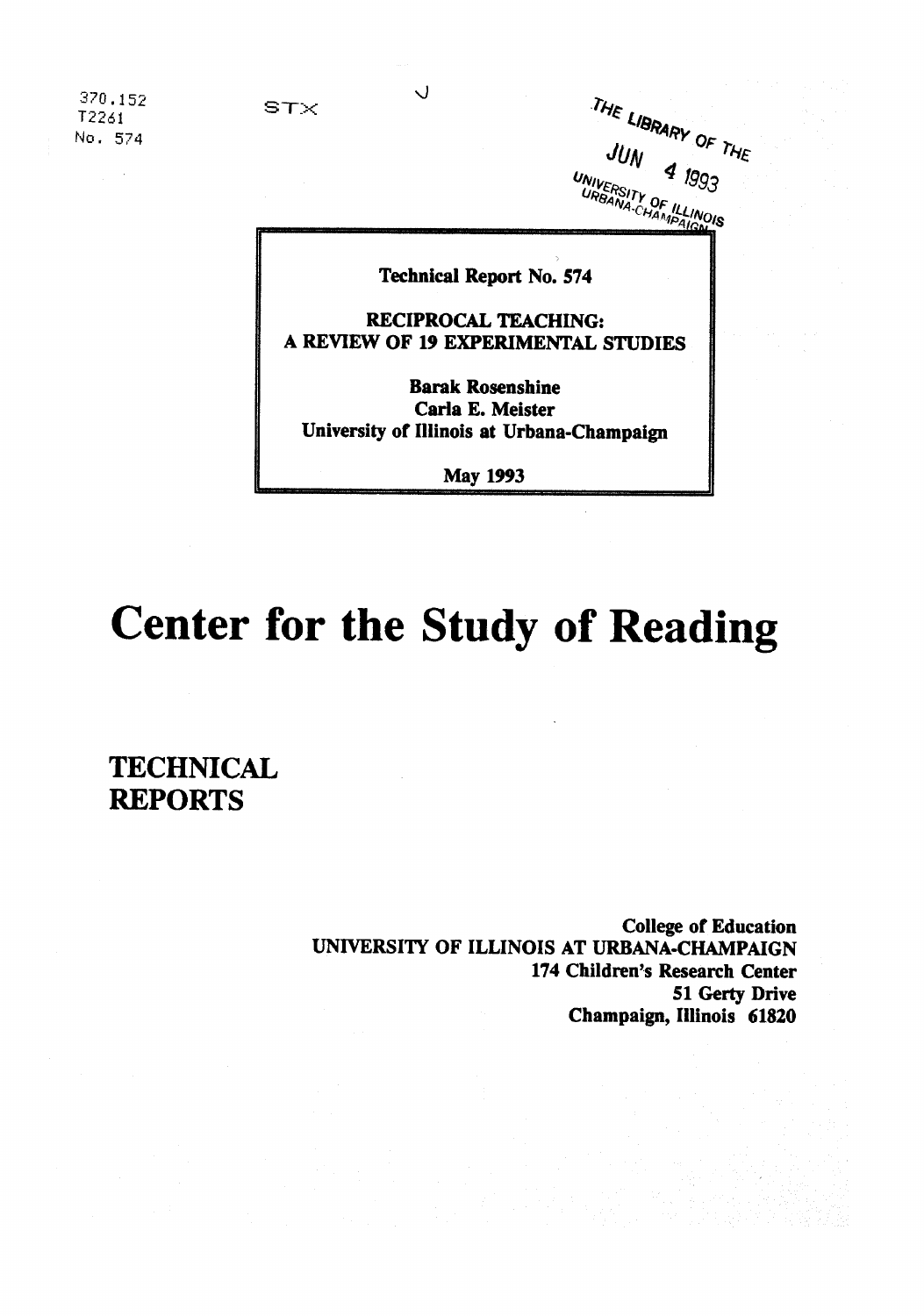370.152
T2261
No. 574

STX

THE LIBRARY OF THE

JUN 4 1993

UNIVERSITY OF ILLINOIS
URBANA-CHAMPAIGN

**Technical Report No. 574**

**RECIPROCAL TEACHING:
A REVIEW OF 19 EXPERIMENTAL STUDIES**

**Barak Rosenshine**
**Carla E. Meister**
**University of Illinois at Urbana-Champaign**

**May 1993**

# Center for the Study of Reading

## TECHNICAL REPORTS

**College of Education**
**UNIVERSITY OF ILLINOIS AT URBANA-CHAMPAIGN**
**174 Children's Research Center**
**51 Gerty Drive**
**Champaign, Illinois 61820**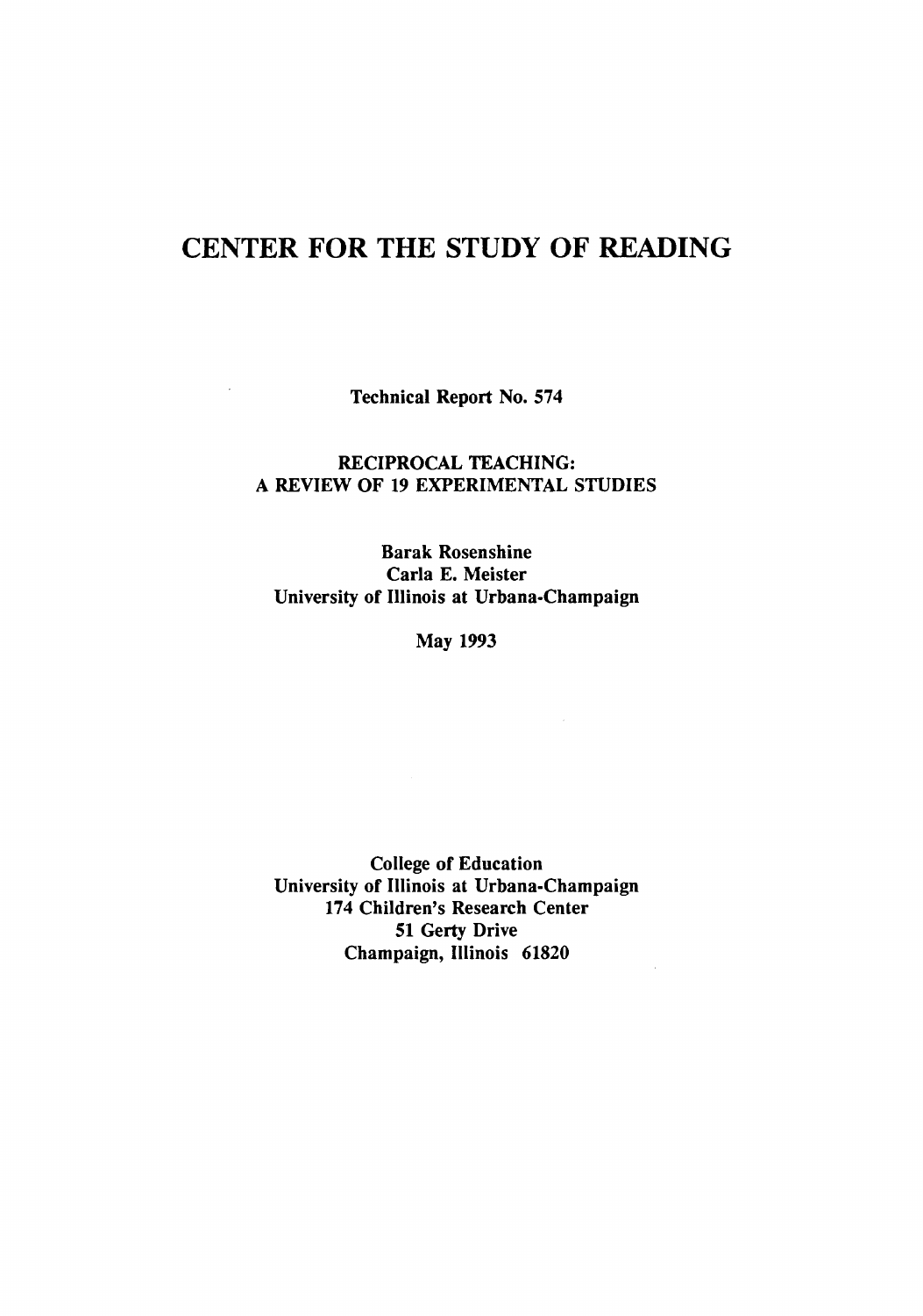# CENTER FOR THE STUDY OF READING

Technical Report No. 574

RECIPROCAL TEACHING:
A REVIEW OF 19 EXPERIMENTAL STUDIES

Barak Rosenshine
Carla E. Meister
University of Illinois at Urbana-Champaign

May 1993

College of Education
University of Illinois at Urbana-Champaign
174 Children's Research Center
51 Gerty Drive
Champaign, Illinois 61820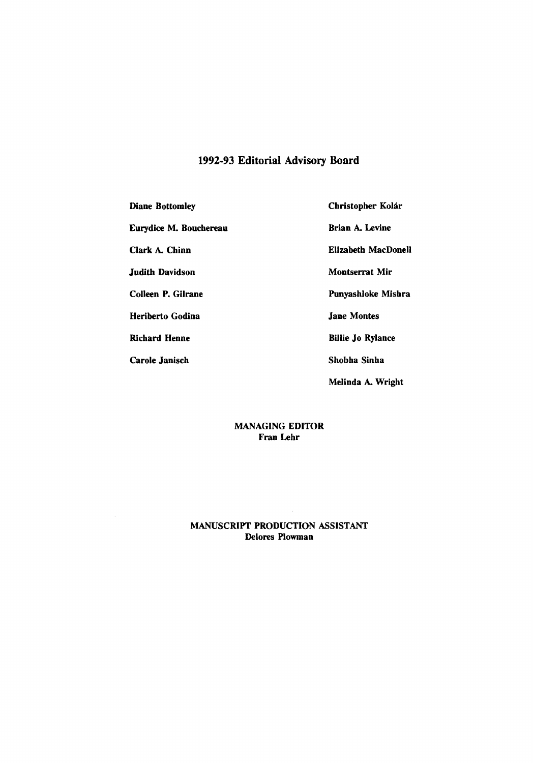## 1992-93 Editorial Advisory Board

**Diane Bottomley**

**Eurydice M. Bouchereau**

**Clark A. Chinn**

**Judith Davidson**

**Colleen P. Gilrane**

**Heriberto Godina**

**Richard Henne**

**Carole Janisch**

**Christopher Kolár**

**Brian A. Levine**

**Elizabeth MacDonell**

**Montserrat Mir**

**Punyashloke Mishra**

**Jane Montes**

**Billie Jo Rylance**

**Shobha Sinha**

**Melinda A. Wright**

**MANAGING EDITOR**
**Fran Lehr**

**MANUSCRIPT PRODUCTION ASSISTANT**
**Delores Plowman**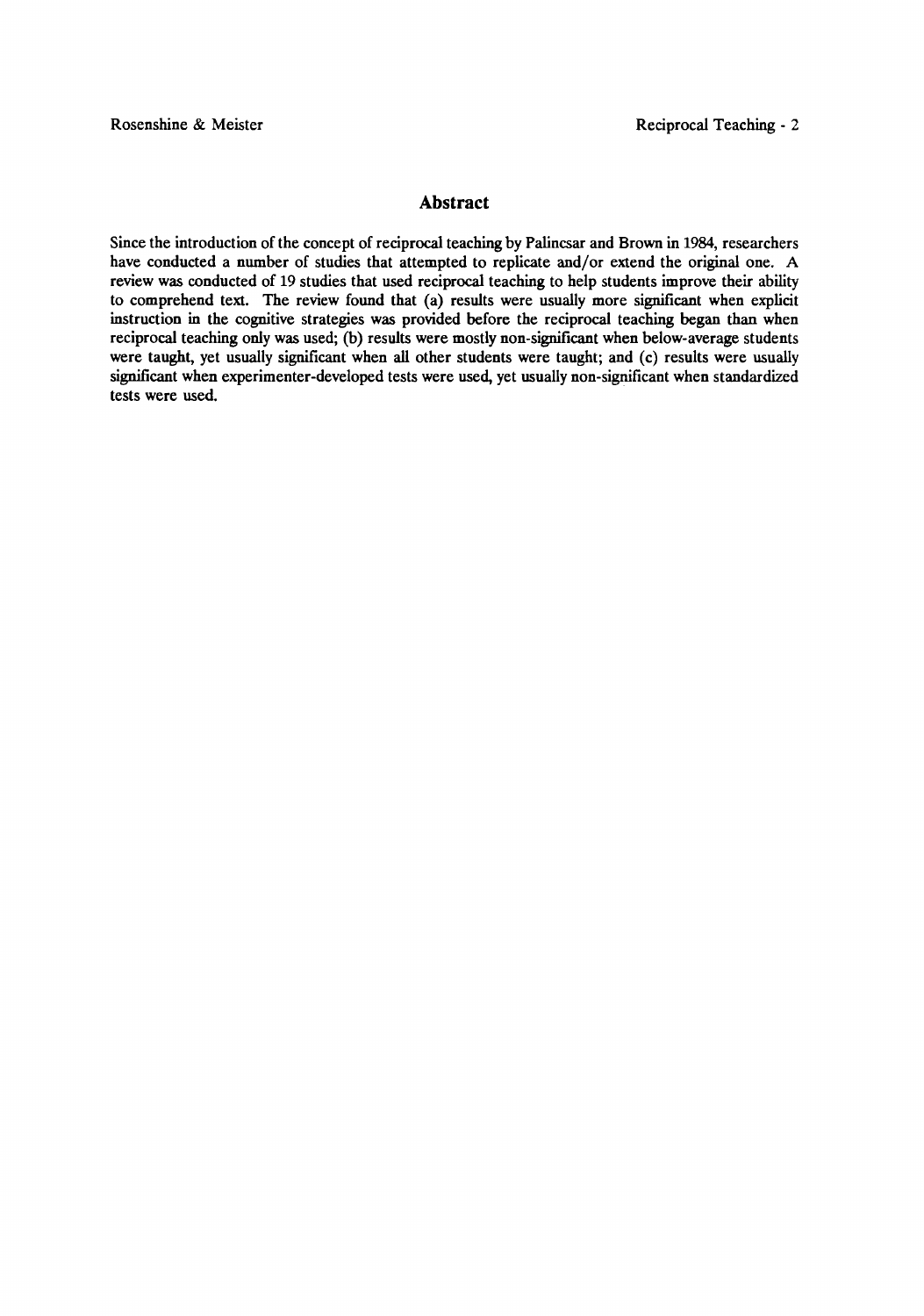## Abstract

Since the introduction of the concept of reciprocal teaching by Palincsar and Brown in 1984, researchers have conducted a number of studies that attempted to replicate and/or extend the original one. A review was conducted of 19 studies that used reciprocal teaching to help students improve their ability to comprehend text. The review found that (a) results were usually more significant when explicit instruction in the cognitive strategies was provided before the reciprocal teaching began than when reciprocal teaching only was used; (b) results were mostly non-significant when below-average students were taught, yet usually significant when all other students were taught; and (c) results were usually significant when experimenter-developed tests were used, yet usually non-significant when standardized tests were used.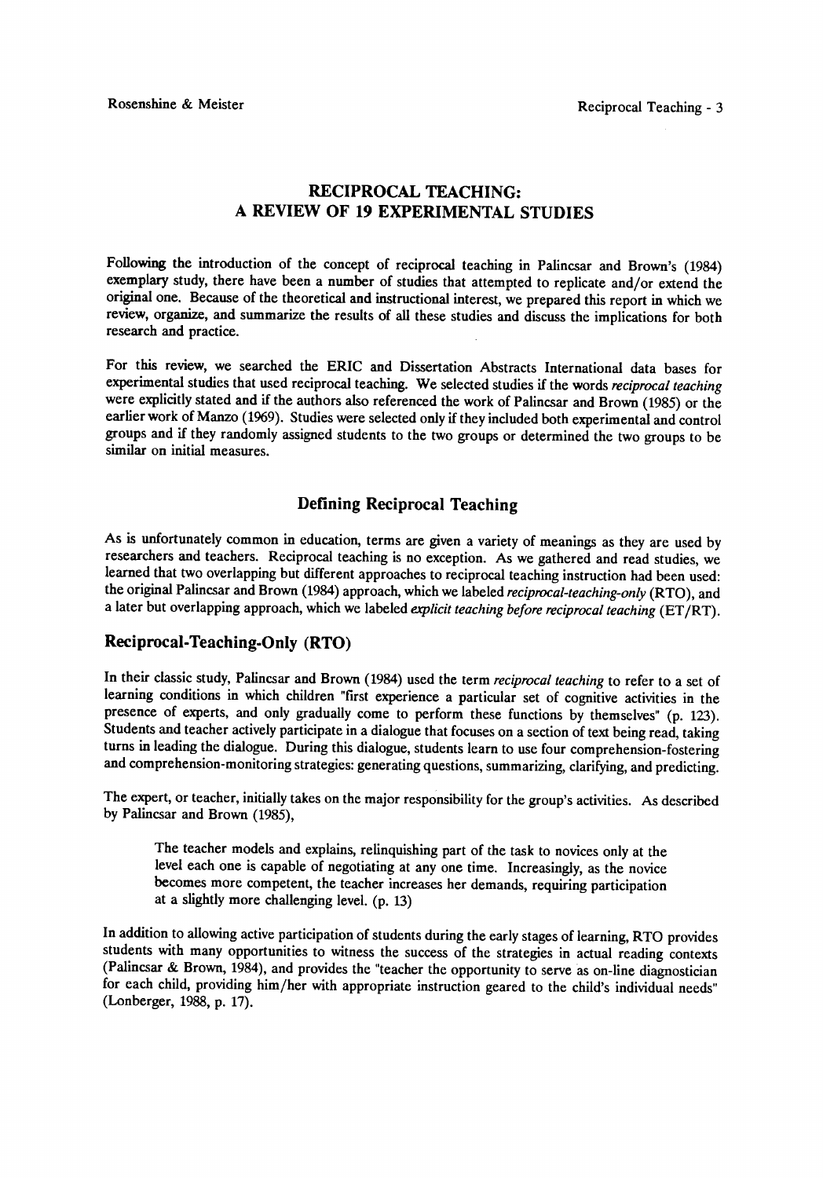# RECIPROCAL TEACHING: A REVIEW OF 19 EXPERIMENTAL STUDIES

Following the introduction of the concept of reciprocal teaching in Palincsar and Brown's (1984) exemplary study, there have been a number of studies that attempted to replicate and/or extend the original one. Because of the theoretical and instructional interest, we prepared this report in which we review, organize, and summarize the results of all these studies and discuss the implications for both research and practice.

For this review, we searched the ERIC and Dissertation Abstracts International data bases for experimental studies that used reciprocal teaching. We selected studies if the words *reciprocal teaching* were explicitly stated and if the authors also referenced the work of Palincsar and Brown (1985) or the earlier work of Manzo (1969). Studies were selected only if they included both experimental and control groups and if they randomly assigned students to the two groups or determined the two groups to be similar on initial measures.

## Defining Reciprocal Teaching

As is unfortunately common in education, terms are given a variety of meanings as they are used by researchers and teachers. Reciprocal teaching is no exception. As we gathered and read studies, we learned that two overlapping but different approaches to reciprocal teaching instruction had been used: the original Palincsar and Brown (1984) approach, which we labeled *reciprocal-teaching-only* (RTO), and a later but overlapping approach, which we labeled *explicit teaching before reciprocal teaching* (ET/RT).

### Reciprocal-Teaching-Only (RTO)

In their classic study, Palincsar and Brown (1984) used the term *reciprocal teaching* to refer to a set of learning conditions in which children "first experience a particular set of cognitive activities in the presence of experts, and only gradually come to perform these functions by themselves" (p. 123). Students and teacher actively participate in a dialogue that focuses on a section of text being read, taking turns in leading the dialogue. During this dialogue, students learn to use four comprehension-fostering and comprehension-monitoring strategies: generating questions, summarizing, clarifying, and predicting.

The expert, or teacher, initially takes on the major responsibility for the group's activities. As described by Palincsar and Brown (1985),

> The teacher models and explains, relinquishing part of the task to novices only at the level each one is capable of negotiating at any one time. Increasingly, as the novice becomes more competent, the teacher increases her demands, requiring participation at a slightly more challenging level. (p. 13)

In addition to allowing active participation of students during the early stages of learning, RTO provides students with many opportunities to witness the success of the strategies in actual reading contexts (Palincsar & Brown, 1984), and provides the "teacher the opportunity to serve as on-line diagnostician for each child, providing him/her with appropriate instruction geared to the child's individual needs" (Lonberger, 1988, p. 17).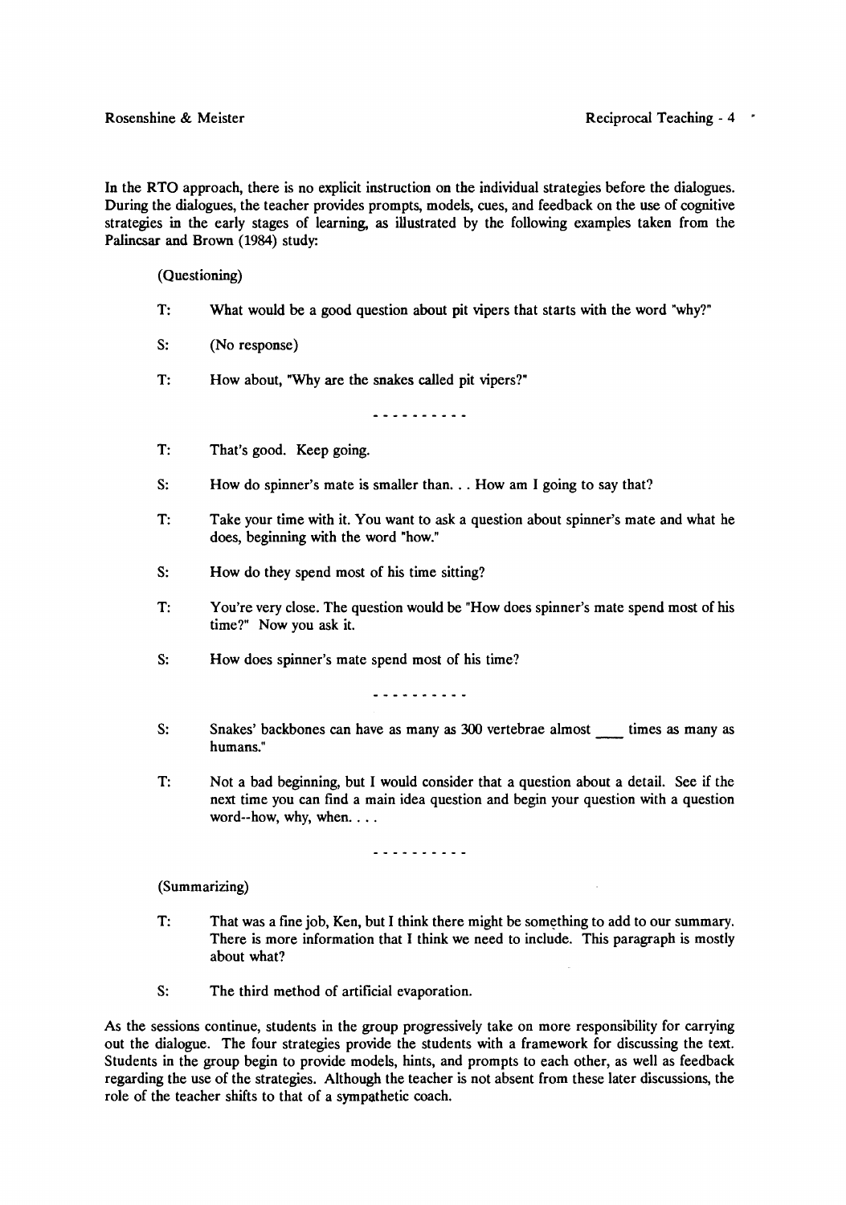In the RTO approach, there is no explicit instruction on the individual strategies before the dialogues. During the dialogues, the teacher provides prompts, models, cues, and feedback on the use of cognitive strategies in the early stages of learning, as illustrated by the following examples taken from the Palincsar and Brown (1984) study:

(Questioning)

T: What would be a good question about pit vipers that starts with the word "why?"

S: (No response)

T: How about, "Why are the snakes called pit vipers?"

- - - - - - - - - -

T: That's good. Keep going.

S: How do spinner's mate is smaller than. . . How am I going to say that?

T: Take your time with it. You want to ask a question about spinner's mate and what he does, beginning with the word "how."

S: How do they spend most of his time sitting?

T: You're very close. The question would be "How does spinner's mate spend most of his time?" Now you ask it.

S: How does spinner's mate spend most of his time?

- - - - - - - - - -

S: Snakes' backbones can have as many as 300 vertebrae almost ____ times as many as humans."

T: Not a bad beginning, but I would consider that a question about a detail. See if the next time you can find a main idea question and begin your question with a question word--how, why, when. . . .

- - - - - - - - - -

(Summarizing)

T: That was a fine job, Ken, but I think there might be something to add to our summary. There is more information that I think we need to include. This paragraph is mostly about what?

S: The third method of artificial evaporation.

As the sessions continue, students in the group progressively take on more responsibility for carrying out the dialogue. The four strategies provide the students with a framework for discussing the text. Students in the group begin to provide models, hints, and prompts to each other, as well as feedback regarding the use of the strategies. Although the teacher is not absent from these later discussions, the role of the teacher shifts to that of a sympathetic coach.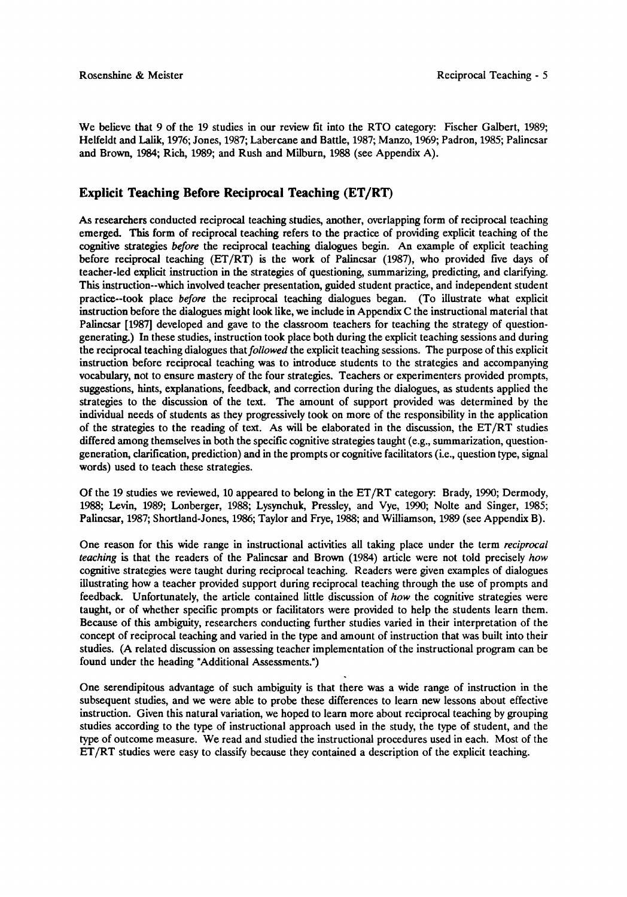We believe that 9 of the 19 studies in our review fit into the RTO category: Fischer Galbert, 1989; Helfeldt and Lalik, 1976; Jones, 1987; Labercane and Battle, 1987; Manzo, 1969; Padron, 1985; Palincsar and Brown, 1984; Rich, 1989; and Rush and Milburn, 1988 (see Appendix A).

## Explicit Teaching Before Reciprocal Teaching (ET/RT)

As researchers conducted reciprocal teaching studies, another, overlapping form of reciprocal teaching emerged. This form of reciprocal teaching refers to the practice of providing explicit teaching of the cognitive strategies *before* the reciprocal teaching dialogues begin. An example of explicit teaching before reciprocal teaching (ET/RT) is the work of Palincsar (1987), who provided five days of teacher-led explicit instruction in the strategies of questioning, summarizing, predicting, and clarifying. This instruction--which involved teacher presentation, guided student practice, and independent student practice--took place *before* the reciprocal teaching dialogues began. (To illustrate what explicit instruction before the dialogues might look like, we include in Appendix C the instructional material that Palincsar [1987] developed and gave to the classroom teachers for teaching the strategy of question-generating.) In these studies, instruction took place both during the explicit teaching sessions and during the reciprocal teaching dialogues that *followed* the explicit teaching sessions. The purpose of this explicit instruction before reciprocal teaching was to introduce students to the strategies and accompanying vocabulary, not to ensure mastery of the four strategies. Teachers or experimenters provided prompts, suggestions, hints, explanations, feedback, and correction during the dialogues, as students applied the strategies to the discussion of the text. The amount of support provided was determined by the individual needs of students as they progressively took on more of the responsibility in the application of the strategies to the reading of text. As will be elaborated in the discussion, the ET/RT studies differed among themselves in both the specific cognitive strategies taught (e.g., summarization, question-generation, clarification, prediction) and in the prompts or cognitive facilitators (i.e., question type, signal words) used to teach these strategies.

Of the 19 studies we reviewed, 10 appeared to belong in the ET/RT category: Brady, 1990; Dermody, 1988; Levin, 1989; Lonberger, 1988; Lysynchuk, Pressley, and Vye, 1990; Nolte and Singer, 1985; Palincsar, 1987; Shortland-Jones, 1986; Taylor and Frye, 1988; and Williamson, 1989 (see Appendix B).

One reason for this wide range in instructional activities all taking place under the term *reciprocal teaching* is that the readers of the Palincsar and Brown (1984) article were not told precisely *how* cognitive strategies were taught during reciprocal teaching. Readers were given examples of dialogues illustrating how a teacher provided support during reciprocal teaching through the use of prompts and feedback. Unfortunately, the article contained little discussion of *how* the cognitive strategies were taught, or of whether specific prompts or facilitators were provided to help the students learn them. Because of this ambiguity, researchers conducting further studies varied in their interpretation of the concept of reciprocal teaching and varied in the type and amount of instruction that was built into their studies. (A related discussion on assessing teacher implementation of the instructional program can be found under the heading "Additional Assessments.")

One serendipitous advantage of such ambiguity is that there was a wide range of instruction in the subsequent studies, and we were able to probe these differences to learn new lessons about effective instruction. Given this natural variation, we hoped to learn more about reciprocal teaching by grouping studies according to the type of instructional approach used in the study, the type of student, and the type of outcome measure. We read and studied the instructional procedures used in each. Most of the ET/RT studies were easy to classify because they contained a description of the explicit teaching.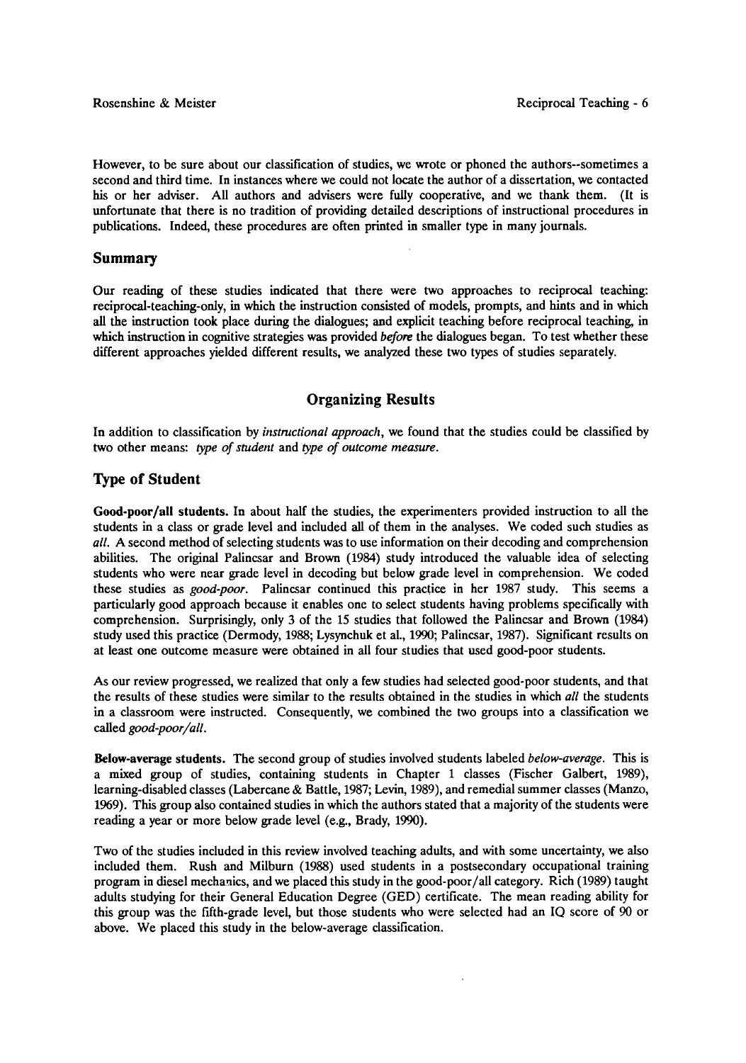However, to be sure about our classification of studies, we wrote or phoned the authors--sometimes a second and third time. In instances where we could not locate the author of a dissertation, we contacted his or her adviser. All authors and advisers were fully cooperative, and we thank them. (It is unfortunate that there is no tradition of providing detailed descriptions of instructional procedures in publications. Indeed, these procedures are often printed in smaller type in many journals.

## Summary

Our reading of these studies indicated that there were two approaches to reciprocal teaching: reciprocal-teaching-only, in which the instruction consisted of models, prompts, and hints and in which all the instruction took place during the dialogues; and explicit teaching before reciprocal teaching, in which instruction in cognitive strategies was provided *before* the dialogues began. To test whether these different approaches yielded different results, we analyzed these two types of studies separately.

# Organizing Results

In addition to classification by *instructional approach*, we found that the studies could be classified by two other means: *type of student* and *type of outcome measure*.

## Type of Student

**Good-poor/all students.** In about half the studies, the experimenters provided instruction to all the students in a class or grade level and included all of them in the analyses. We coded such studies as *all*. A second method of selecting students was to use information on their decoding and comprehension abilities. The original Palincsar and Brown (1984) study introduced the valuable idea of selecting students who were near grade level in decoding but below grade level in comprehension. We coded these studies as *good-poor*. Palincsar continued this practice in her 1987 study. This seems a particularly good approach because it enables one to select students having problems specifically with comprehension. Surprisingly, only 3 of the 15 studies that followed the Palincsar and Brown (1984) study used this practice (Dermody, 1988; Lysynchuk et al., 1990; Palincsar, 1987). Significant results on at least one outcome measure were obtained in all four studies that used good-poor students.

As our review progressed, we realized that only a few studies had selected good-poor students, and that the results of these studies were similar to the results obtained in the studies in which *all* the students in a classroom were instructed. Consequently, we combined the two groups into a classification we called *good-poor/all*.

**Below-average students.** The second group of studies involved students labeled *below-average*. This is a mixed group of studies, containing students in Chapter 1 classes (Fischer Galbert, 1989), learning-disabled classes (Labercane & Battle, 1987; Levin, 1989), and remedial summer classes (Manzo, 1969). This group also contained studies in which the authors stated that a majority of the students were reading a year or more below grade level (e.g., Brady, 1990).

Two of the studies included in this review involved teaching adults, and with some uncertainty, we also included them. Rush and Milburn (1988) used students in a postsecondary occupational training program in diesel mechanics, and we placed this study in the good-poor/all category. Rich (1989) taught adults studying for their General Education Degree (GED) certificate. The mean reading ability for this group was the fifth-grade level, but those students who were selected had an IQ score of 90 or above. We placed this study in the below-average classification.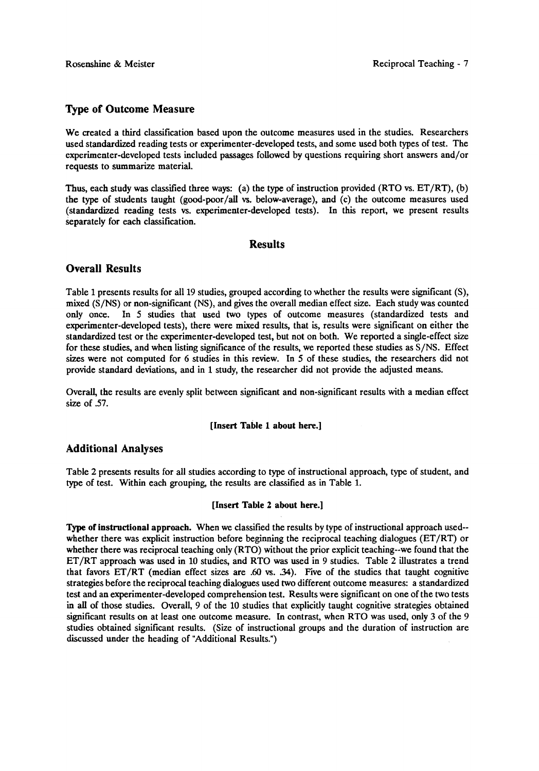## Type of Outcome Measure

We created a third classification based upon the outcome measures used in the studies. Researchers used standardized reading tests or experimenter-developed tests, and some used both types of test. The experimenter-developed tests included passages followed by questions requiring short answers and/or requests to summarize material.

Thus, each study was classified three ways: (a) the type of instruction provided (RTO vs. ET/RT), (b) the type of students taught (good-poor/all vs. below-average), and (c) the outcome measures used (standardized reading tests vs. experimenter-developed tests). In this report, we present results separately for each classification.

# Results

## Overall Results

Table 1 presents results for all 19 studies, grouped according to whether the results were significant (S), mixed (S/NS) or non-significant (NS), and gives the overall median effect size. Each study was counted only once. In 5 studies that used two types of outcome measures (standardized tests and experimenter-developed tests), there were mixed results, that is, results were significant on either the standardized test or the experimenter-developed test, but not on both. We reported a single-effect size for these studies, and when listing significance of the results, we reported these studies as S/NS. Effect sizes were not computed for 6 studies in this review. In 5 of these studies, the researchers did not provide standard deviations, and in 1 study, the researcher did not provide the adjusted means.

Overall, the results are evenly split between significant and non-significant results with a median effect size of .57.

**[Insert Table 1 about here.]**

## Additional Analyses

Table 2 presents results for all studies according to type of instructional approach, type of student, and type of test. Within each grouping, the results are classified as in Table 1.

**[Insert Table 2 about here.]**

**Type of instructional approach.** When we classified the results by type of instructional approach used--whether there was explicit instruction before beginning the reciprocal teaching dialogues (ET/RT) or whether there was reciprocal teaching only (RTO) without the prior explicit teaching--we found that the ET/RT approach was used in 10 studies, and RTO was used in 9 studies. Table 2 illustrates a trend that favors ET/RT (median effect sizes are .60 vs. .34). Five of the studies that taught cognitive strategies before the reciprocal teaching dialogues used two different outcome measures: a standardized test and an experimenter-developed comprehension test. Results were significant on one of the two tests in all of those studies. Overall, 9 of the 10 studies that explicitly taught cognitive strategies obtained significant results on at least one outcome measure. In contrast, when RTO was used, only 3 of the 9 studies obtained significant results. (Size of instructional groups and the duration of instruction are discussed under the heading of "Additional Results.")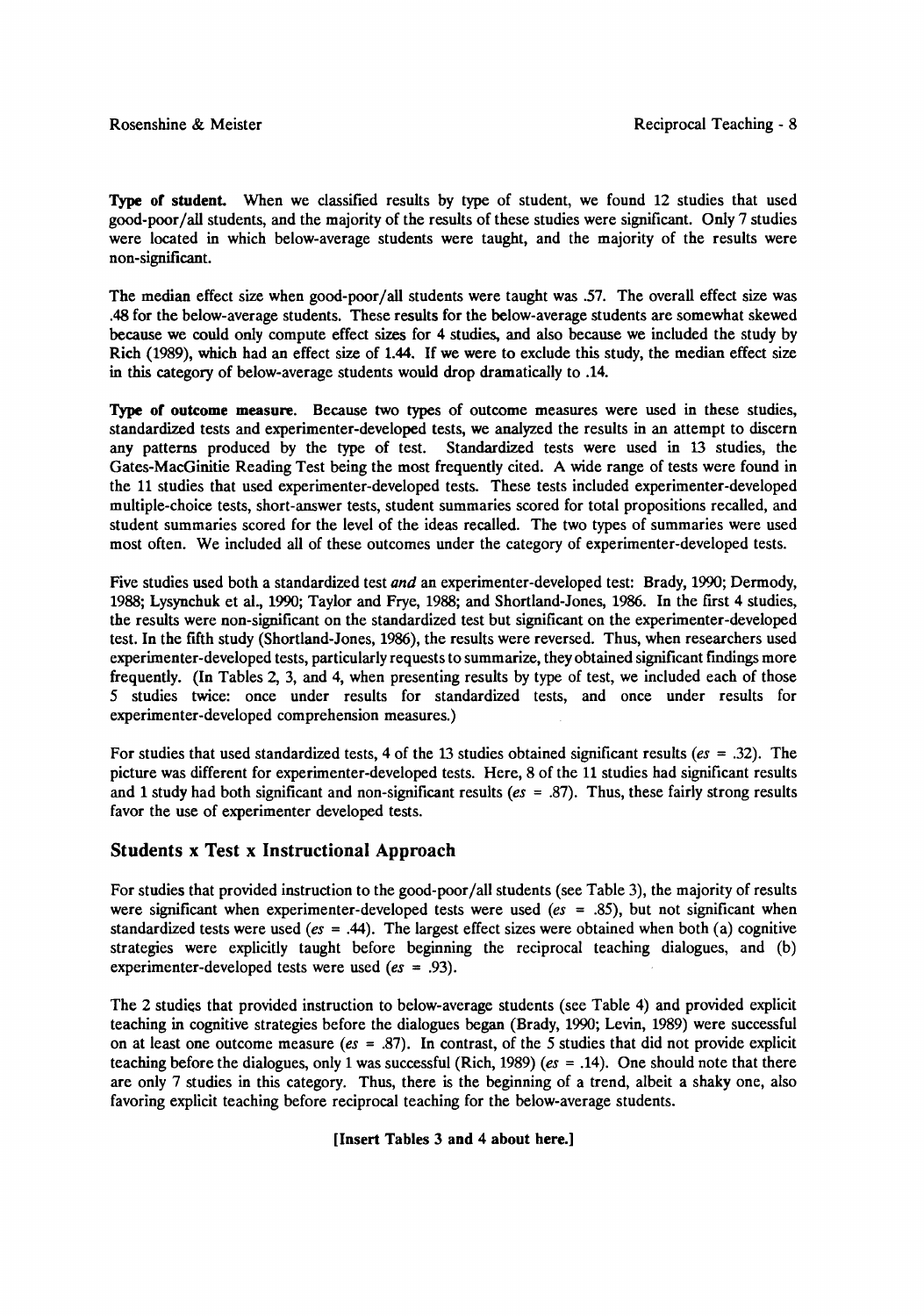**Type of student.** When we classified results by type of student, we found 12 studies that used good-poor/all students, and the majority of the results of these studies were significant. Only 7 studies were located in which below-average students were taught, and the majority of the results were non-significant.

The median effect size when good-poor/all students were taught was .57. The overall effect size was .48 for the below-average students. These results for the below-average students are somewhat skewed because we could only compute effect sizes for 4 studies, and also because we included the study by Rich (1989), which had an effect size of 1.44. If we were to exclude this study, the median effect size in this category of below-average students would drop dramatically to .14.

**Type of outcome measure.** Because two types of outcome measures were used in these studies, standardized tests and experimenter-developed tests, we analyzed the results in an attempt to discern any patterns produced by the type of test. Standardized tests were used in 13 studies, the Gates-MacGinitie Reading Test being the most frequently cited. A wide range of tests were found in the 11 studies that used experimenter-developed tests. These tests included experimenter-developed multiple-choice tests, short-answer tests, student summaries scored for total propositions recalled, and student summaries scored for the level of the ideas recalled. The two types of summaries were used most often. We included all of these outcomes under the category of experimenter-developed tests.

Five studies used both a standardized test *and* an experimenter-developed test: Brady, 1990; Dermody, 1988; Lysynchuk et al., 1990; Taylor and Frye, 1988; and Shortland-Jones, 1986. In the first 4 studies, the results were non-significant on the standardized test but significant on the experimenter-developed test. In the fifth study (Shortland-Jones, 1986), the results were reversed. Thus, when researchers used experimenter-developed tests, particularly requests to summarize, they obtained significant findings more frequently. (In Tables 2, 3, and 4, when presenting results by type of test, we included each of those 5 studies twice: once under results for standardized tests, and once under results for experimenter-developed comprehension measures.)

For studies that used standardized tests, 4 of the 13 studies obtained significant results (*es* = .32). The picture was different for experimenter-developed tests. Here, 8 of the 11 studies had significant results and 1 study had both significant and non-significant results (*es* = .87). Thus, these fairly strong results favor the use of experimenter developed tests.

## Students x Test x Instructional Approach

For studies that provided instruction to the good-poor/all students (see Table 3), the majority of results were significant when experimenter-developed tests were used (*es* = .85), but not significant when standardized tests were used (*es* = .44). The largest effect sizes were obtained when both (a) cognitive strategies were explicitly taught before beginning the reciprocal teaching dialogues, and (b) experimenter-developed tests were used (*es* = .93).

The 2 studies that provided instruction to below-average students (see Table 4) and provided explicit teaching in cognitive strategies before the dialogues began (Brady, 1990; Levin, 1989) were successful on at least one outcome measure (*es* = .87). In contrast, of the 5 studies that did not provide explicit teaching before the dialogues, only 1 was successful (Rich, 1989) (*es* = .14). One should note that there are only 7 studies in this category. Thus, there is the beginning of a trend, albeit a shaky one, also favoring explicit teaching before reciprocal teaching for the below-average students.

**[Insert Tables 3 and 4 about here.]**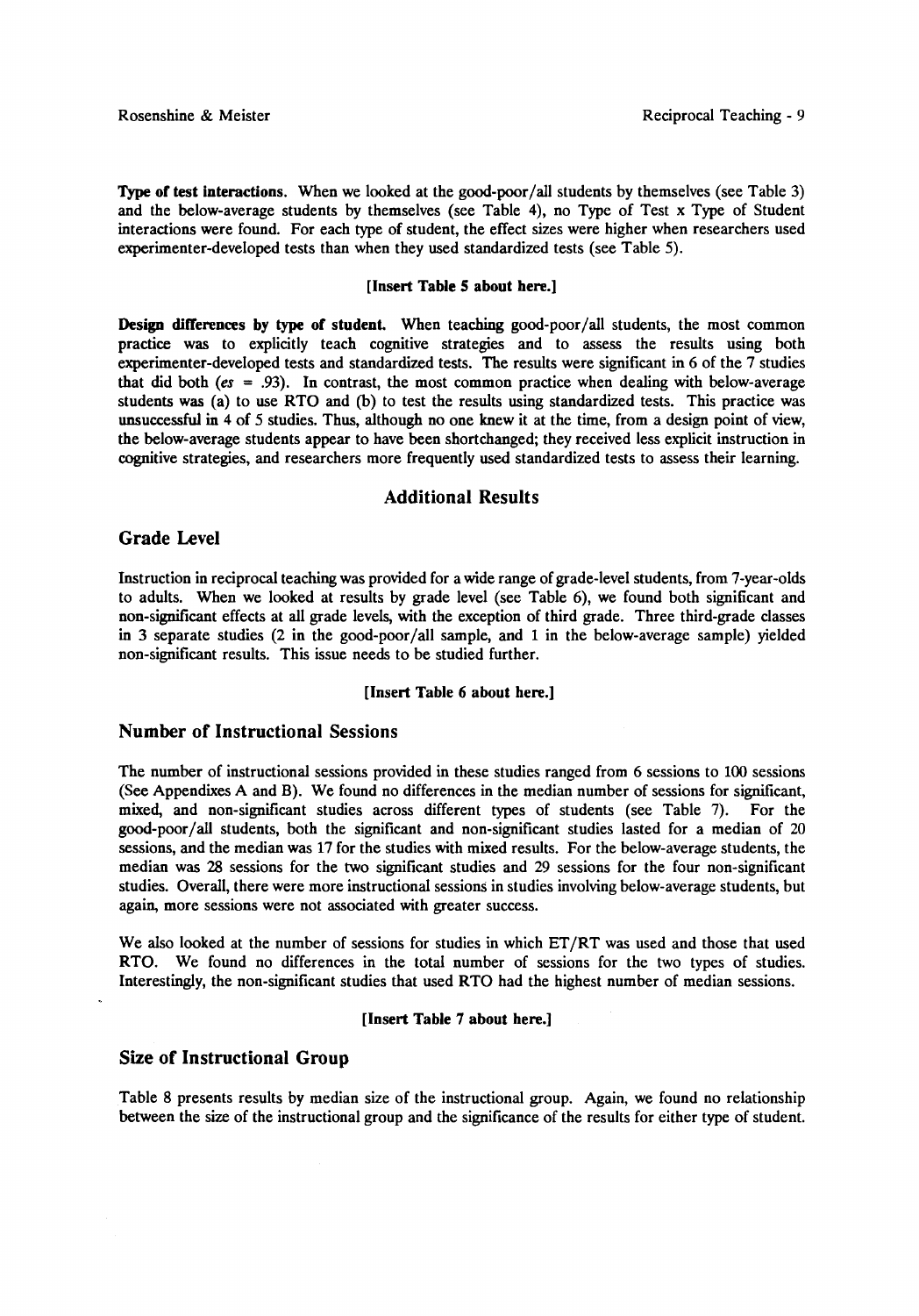**Type of test interactions.** When we looked at the good-poor/all students by themselves (see Table 3) and the below-average students by themselves (see Table 4), no Type of Test x Type of Student interactions were found. For each type of student, the effect sizes were higher when researchers used experimenter-developed tests than when they used standardized tests (see Table 5).

**[Insert Table 5 about here.]**

**Design differences by type of student.** When teaching good-poor/all students, the most common practice was to explicitly teach cognitive strategies and to assess the results using both experimenter-developed tests and standardized tests. The results were significant in 6 of the 7 studies that did both (*es* = .93). In contrast, the most common practice when dealing with below-average students was (a) to use RTO and (b) to test the results using standardized tests. This practice was unsuccessful in 4 of 5 studies. Thus, although no one knew it at the time, from a design point of view, the below-average students appear to have been shortchanged; they received less explicit instruction in cognitive strategies, and researchers more frequently used standardized tests to assess their learning.

## Additional Results

### Grade Level

Instruction in reciprocal teaching was provided for a wide range of grade-level students, from 7-year-olds to adults. When we looked at results by grade level (see Table 6), we found both significant and non-significant effects at all grade levels, with the exception of third grade. Three third-grade classes in 3 separate studies (2 in the good-poor/all sample, and 1 in the below-average sample) yielded non-significant results. This issue needs to be studied further.

**[Insert Table 6 about here.]**

### Number of Instructional Sessions

The number of instructional sessions provided in these studies ranged from 6 sessions to 100 sessions (See Appendixes A and B). We found no differences in the median number of sessions for significant, mixed, and non-significant studies across different types of students (see Table 7). For the good-poor/all students, both the significant and non-significant studies lasted for a median of 20 sessions, and the median was 17 for the studies with mixed results. For the below-average students, the median was 28 sessions for the two significant studies and 29 sessions for the four non-significant studies. Overall, there were more instructional sessions in studies involving below-average students, but again, more sessions were not associated with greater success.

We also looked at the number of sessions for studies in which ET/RT was used and those that used RTO. We found no differences in the total number of sessions for the two types of studies. Interestingly, the non-significant studies that used RTO had the highest number of median sessions.

**[Insert Table 7 about here.]**

### Size of Instructional Group

Table 8 presents results by median size of the instructional group. Again, we found no relationship between the size of the instructional group and the significance of the results for either type of student.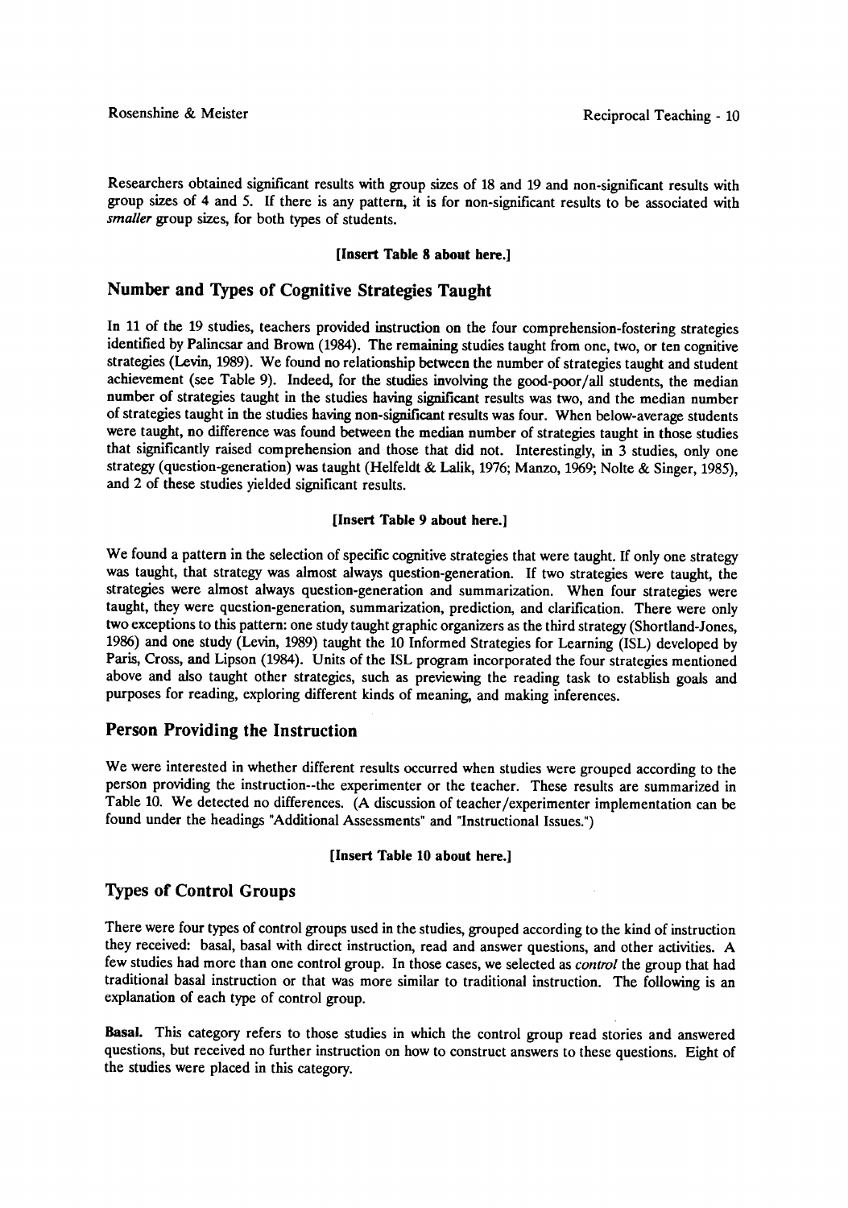Researchers obtained significant results with group sizes of 18 and 19 and non-significant results with group sizes of 4 and 5. If there is any pattern, it is for non-significant results to be associated with *smaller* group sizes, for both types of students.

**[Insert Table 8 about here.]**

## Number and Types of Cognitive Strategies Taught

In 11 of the 19 studies, teachers provided instruction on the four comprehension-fostering strategies identified by Palincsar and Brown (1984). The remaining studies taught from one, two, or ten cognitive strategies (Levin, 1989). We found no relationship between the number of strategies taught and student achievement (see Table 9). Indeed, for the studies involving the good-poor/all students, the median number of strategies taught in the studies having significant results was two, and the median number of strategies taught in the studies having non-significant results was four. When below-average students were taught, no difference was found between the median number of strategies taught in those studies that significantly raised comprehension and those that did not. Interestingly, in 3 studies, only one strategy (question-generation) was taught (Helfeldt & Lalik, 1976; Manzo, 1969; Nolte & Singer, 1985), and 2 of these studies yielded significant results.

**[Insert Table 9 about here.]**

We found a pattern in the selection of specific cognitive strategies that were taught. If only one strategy was taught, that strategy was almost always question-generation. If two strategies were taught, the strategies were almost always question-generation and summarization. When four strategies were taught, they were question-generation, summarization, prediction, and clarification. There were only two exceptions to this pattern: one study taught graphic organizers as the third strategy (Shortland-Jones, 1986) and one study (Levin, 1989) taught the 10 Informed Strategies for Learning (ISL) developed by Paris, Cross, and Lipson (1984). Units of the ISL program incorporated the four strategies mentioned above and also taught other strategies, such as previewing the reading task to establish goals and purposes for reading, exploring different kinds of meaning, and making inferences.

## Person Providing the Instruction

We were interested in whether different results occurred when studies were grouped according to the person providing the instruction--the experimenter or the teacher. These results are summarized in Table 10. We detected no differences. (A discussion of teacher/experimenter implementation can be found under the headings "Additional Assessments" and "Instructional Issues.")

**[Insert Table 10 about here.]**

## Types of Control Groups

There were four types of control groups used in the studies, grouped according to the kind of instruction they received: basal, basal with direct instruction, read and answer questions, and other activities. A few studies had more than one control group. In those cases, we selected as *control* the group that had traditional basal instruction or that was more similar to traditional instruction. The following is an explanation of each type of control group.

**Basal.** This category refers to those studies in which the control group read stories and answered questions, but received no further instruction on how to construct answers to these questions. Eight of the studies were placed in this category.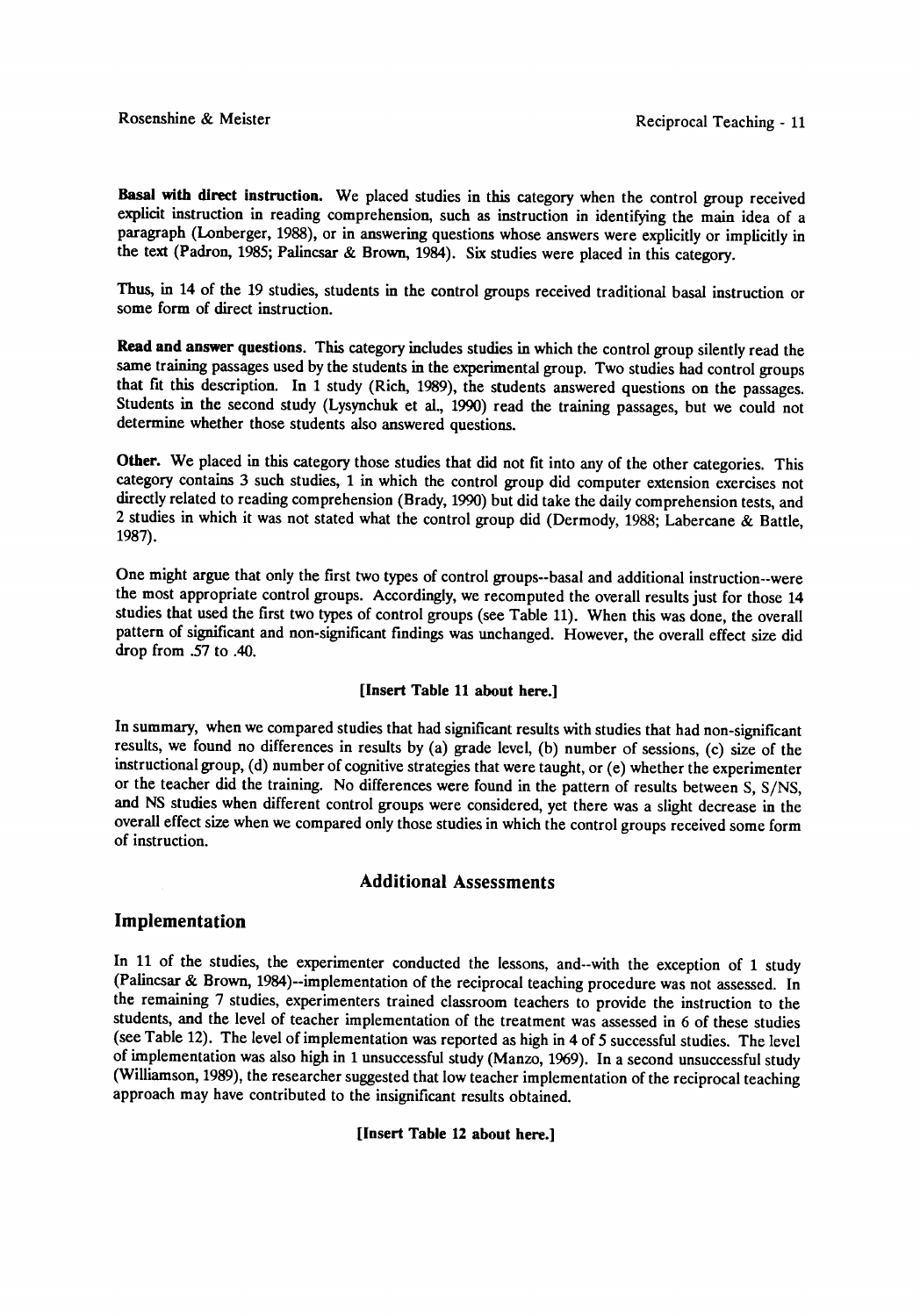**Basal with direct instruction.** We placed studies in this category when the control group received explicit instruction in reading comprehension, such as instruction in identifying the main idea of a paragraph (Lonberger, 1988), or in answering questions whose answers were explicitly or implicitly in the text (Padron, 1985; Palincsar & Brown, 1984). Six studies were placed in this category.

Thus, in 14 of the 19 studies, students in the control groups received traditional basal instruction or some form of direct instruction.

**Read and answer questions.** This category includes studies in which the control group silently read the same training passages used by the students in the experimental group. Two studies had control groups that fit this description. In 1 study (Rich, 1989), the students answered questions on the passages. Students in the second study (Lysynchuk et al., 1990) read the training passages, but we could not determine whether those students also answered questions.

**Other.** We placed in this category those studies that did not fit into any of the other categories. This category contains 3 such studies, 1 in which the control group did computer extension exercises not directly related to reading comprehension (Brady, 1990) but did take the daily comprehension tests, and 2 studies in which it was not stated what the control group did (Dermody, 1988; Labercane & Battle, 1987).

One might argue that only the first two types of control groups--basal and additional instruction--were the most appropriate control groups. Accordingly, we recomputed the overall results just for those 14 studies that used the first two types of control groups (see Table 11). When this was done, the overall pattern of significant and non-significant findings was unchanged. However, the overall effect size did drop from .57 to .40.

**[Insert Table 11 about here.]**

In summary, when we compared studies that had significant results with studies that had non-significant results, we found no differences in results by (a) grade level, (b) number of sessions, (c) size of the instructional group, (d) number of cognitive strategies that were taught, or (e) whether the experimenter or the teacher did the training. No differences were found in the pattern of results between S, S/NS, and NS studies when different control groups were considered, yet there was a slight decrease in the overall effect size when we compared only those studies in which the control groups received some form of instruction.

## Additional Assessments

### Implementation

In 11 of the studies, the experimenter conducted the lessons, and--with the exception of 1 study (Palincsar & Brown, 1984)--implementation of the reciprocal teaching procedure was not assessed. In the remaining 7 studies, experimenters trained classroom teachers to provide the instruction to the students, and the level of teacher implementation of the treatment was assessed in 6 of these studies (see Table 12). The level of implementation was reported as high in 4 of 5 successful studies. The level of implementation was also high in 1 unsuccessful study (Manzo, 1969). In a second unsuccessful study (Williamson, 1989), the researcher suggested that low teacher implementation of the reciprocal teaching approach may have contributed to the insignificant results obtained.

**[Insert Table 12 about here.]**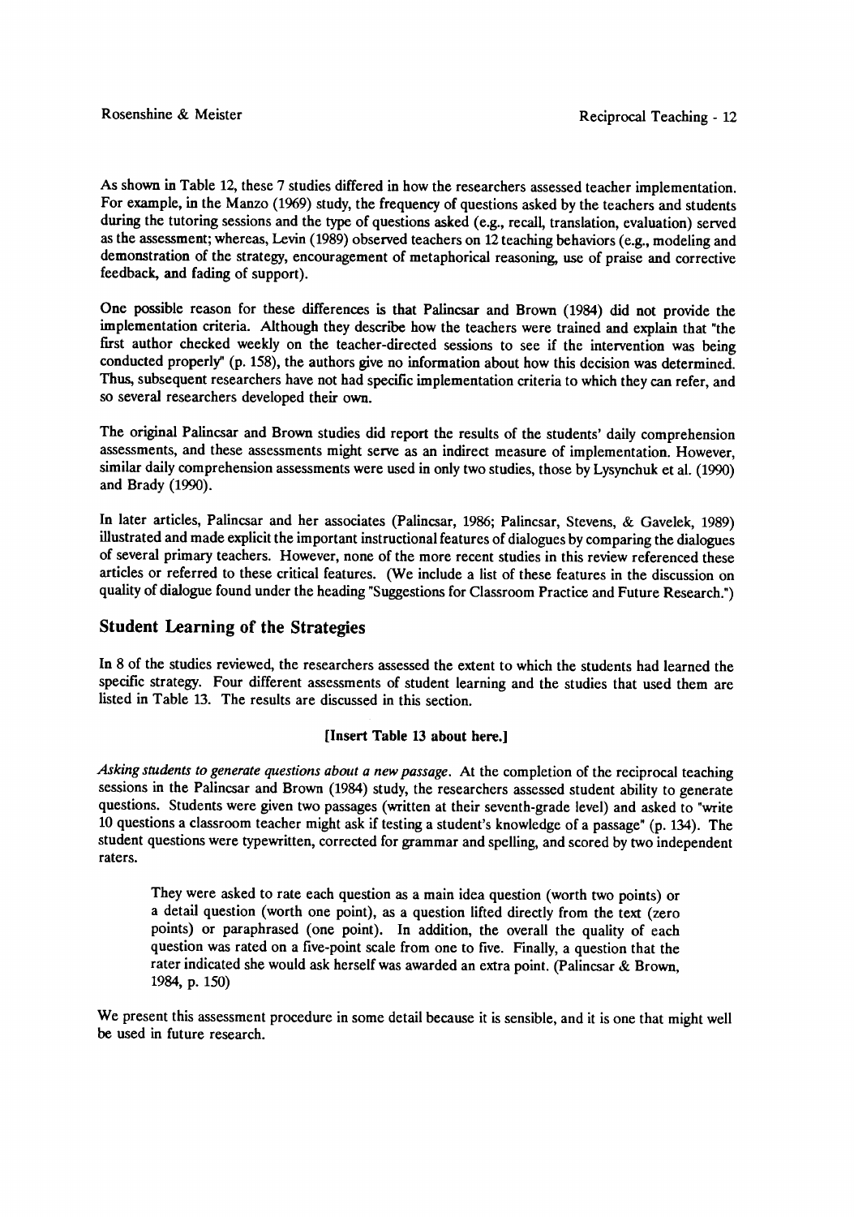As shown in Table 12, these 7 studies differed in how the researchers assessed teacher implementation. For example, in the Manzo (1969) study, the frequency of questions asked by the teachers and students during the tutoring sessions and the type of questions asked (e.g., recall, translation, evaluation) served as the assessment; whereas, Levin (1989) observed teachers on 12 teaching behaviors (e.g., modeling and demonstration of the strategy, encouragement of metaphorical reasoning, use of praise and corrective feedback, and fading of support).

One possible reason for these differences is that Palincsar and Brown (1984) did not provide the implementation criteria. Although they describe how the teachers were trained and explain that "the first author checked weekly on the teacher-directed sessions to see if the intervention was being conducted properly" (p. 158), the authors give no information about how this decision was determined. Thus, subsequent researchers have not had specific implementation criteria to which they can refer, and so several researchers developed their own.

The original Palincsar and Brown studies did report the results of the students' daily comprehension assessments, and these assessments might serve as an indirect measure of implementation. However, similar daily comprehension assessments were used in only two studies, those by Lysynchuk et al. (1990) and Brady (1990).

In later articles, Palincsar and her associates (Palincsar, 1986; Palincsar, Stevens, & Gavelek, 1989) illustrated and made explicit the important instructional features of dialogues by comparing the dialogues of several primary teachers. However, none of the more recent studies in this review referenced these articles or referred to these critical features. (We include a list of these features in the discussion on quality of dialogue found under the heading "Suggestions for Classroom Practice and Future Research.")

## Student Learning of the Strategies

In 8 of the studies reviewed, the researchers assessed the extent to which the students had learned the specific strategy. Four different assessments of student learning and the studies that used them are listed in Table 13. The results are discussed in this section.

**[Insert Table 13 about here.]**

*Asking students to generate questions about a new passage*. At the completion of the reciprocal teaching sessions in the Palincsar and Brown (1984) study, the researchers assessed student ability to generate questions. Students were given two passages (written at their seventh-grade level) and asked to "write 10 questions a classroom teacher might ask if testing a student's knowledge of a passage" (p. 134). The student questions were typewritten, corrected for grammar and spelling, and scored by two independent raters.

> They were asked to rate each question as a main idea question (worth two points) or a detail question (worth one point), as a question lifted directly from the text (zero points) or paraphrased (one point). In addition, the overall the quality of each question was rated on a five-point scale from one to five. Finally, a question that the rater indicated she would ask herself was awarded an extra point. (Palincsar & Brown, 1984, p. 150)

We present this assessment procedure in some detail because it is sensible, and it is one that might well be used in future research.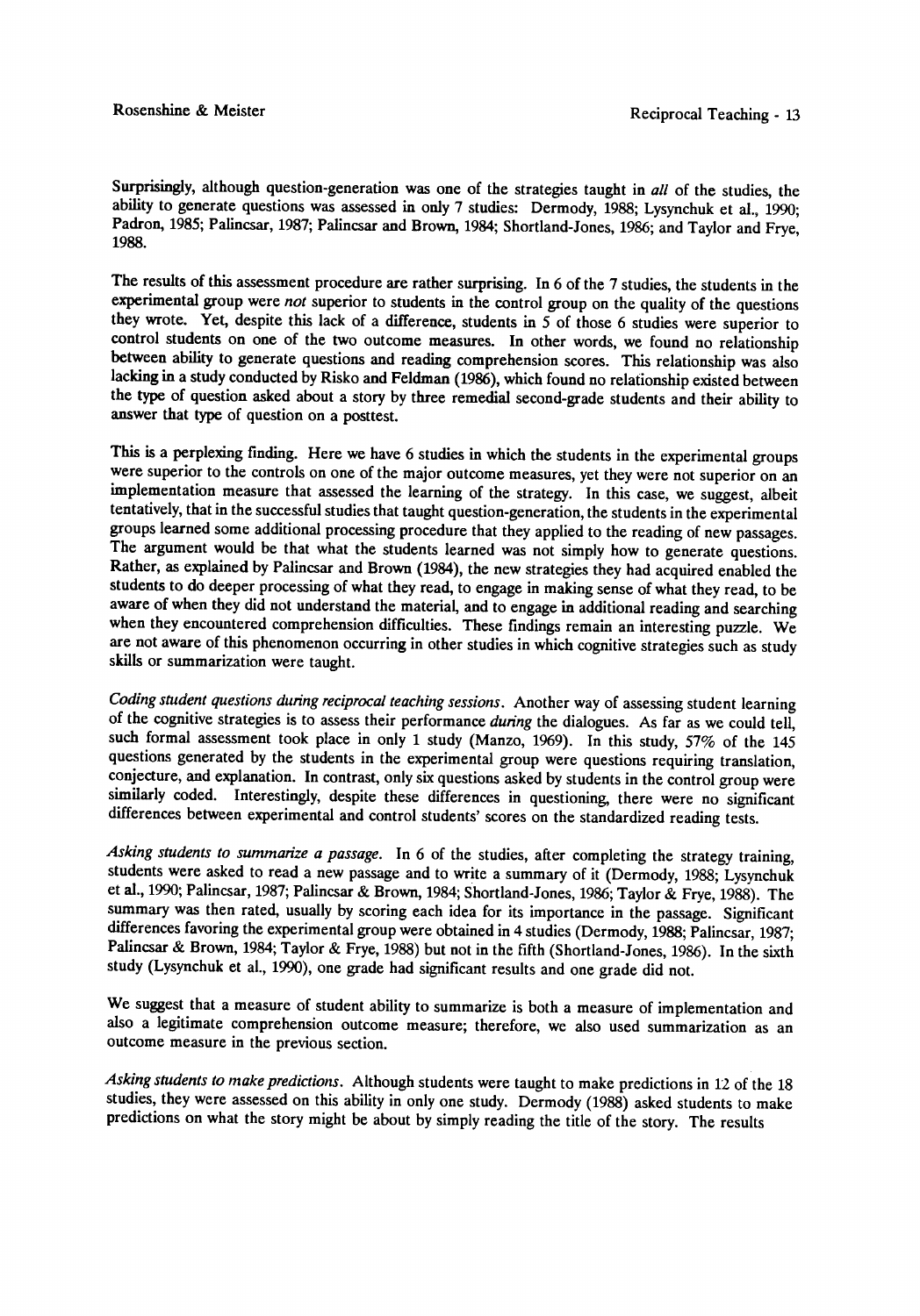Surprisingly, although question-generation was one of the strategies taught in *all* of the studies, the ability to generate questions was assessed in only 7 studies: Dermody, 1988; Lysynchuk et al., 1990; Padron, 1985; Palincsar, 1987; Palincsar and Brown, 1984; Shortland-Jones, 1986; and Taylor and Frye, 1988.

The results of this assessment procedure are rather surprising. In 6 of the 7 studies, the students in the experimental group were *not* superior to students in the control group on the quality of the questions they wrote. Yet, despite this lack of a difference, students in 5 of those 6 studies were superior to control students on one of the two outcome measures. In other words, we found no relationship between ability to generate questions and reading comprehension scores. This relationship was also lacking in a study conducted by Risko and Feldman (1986), which found no relationship existed between the type of question asked about a story by three remedial second-grade students and their ability to answer that type of question on a posttest.

This is a perplexing finding. Here we have 6 studies in which the students in the experimental groups were superior to the controls on one of the major outcome measures, yet they were not superior on an implementation measure that assessed the learning of the strategy. In this case, we suggest, albeit tentatively, that in the successful studies that taught question-generation, the students in the experimental groups learned some additional processing procedure that they applied to the reading of new passages. The argument would be that what the students learned was not simply how to generate questions. Rather, as explained by Palincsar and Brown (1984), the new strategies they had acquired enabled the students to do deeper processing of what they read, to engage in making sense of what they read, to be aware of when they did not understand the material, and to engage in additional reading and searching when they encountered comprehension difficulties. These findings remain an interesting puzzle. We are not aware of this phenomenon occurring in other studies in which cognitive strategies such as study skills or summarization were taught.

*Coding student questions during reciprocal teaching sessions*. Another way of assessing student learning of the cognitive strategies is to assess their performance *during* the dialogues. As far as we could tell, such formal assessment took place in only 1 study (Manzo, 1969). In this study, 57% of the 145 questions generated by the students in the experimental group were questions requiring translation, conjecture, and explanation. In contrast, only six questions asked by students in the control group were similarly coded. Interestingly, despite these differences in questioning, there were no significant differences between experimental and control students' scores on the standardized reading tests.

*Asking students to summarize a passage*. In 6 of the studies, after completing the strategy training, students were asked to read a new passage and to write a summary of it (Dermody, 1988; Lysynchuk et al., 1990; Palincsar, 1987; Palincsar & Brown, 1984; Shortland-Jones, 1986; Taylor & Frye, 1988). The summary was then rated, usually by scoring each idea for its importance in the passage. Significant differences favoring the experimental group were obtained in 4 studies (Dermody, 1988; Palincsar, 1987; Palincsar & Brown, 1984; Taylor & Frye, 1988) but not in the fifth (Shortland-Jones, 1986). In the sixth study (Lysynchuk et al., 1990), one grade had significant results and one grade did not.

We suggest that a measure of student ability to summarize is both a measure of implementation and also a legitimate comprehension outcome measure; therefore, we also used summarization as an outcome measure in the previous section.

*Asking students to make predictions*. Although students were taught to make predictions in 12 of the 18 studies, they were assessed on this ability in only one study. Dermody (1988) asked students to make predictions on what the story might be about by simply reading the title of the story. The results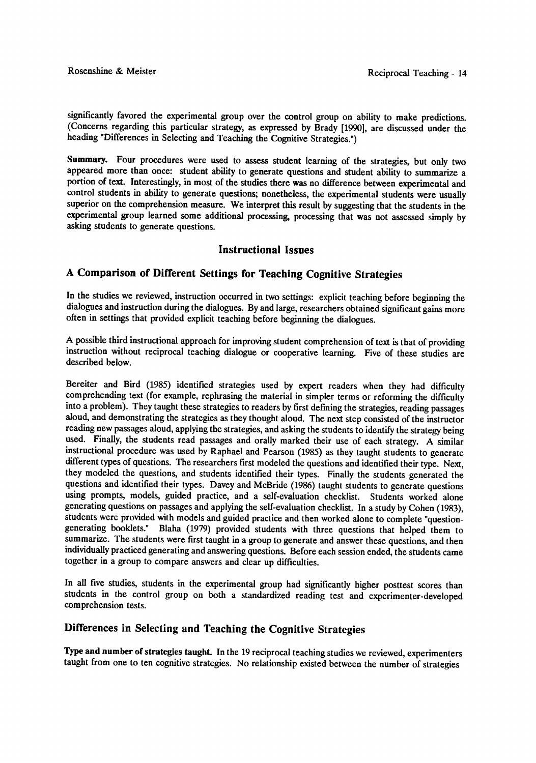significantly favored the experimental group over the control group on ability to make predictions. (Concerns regarding this particular strategy, as expressed by Brady [1990], are discussed under the heading "Differences in Selecting and Teaching the Cognitive Strategies.")

**Summary.** Four procedures were used to assess student learning of the strategies, but only two appeared more than once: student ability to generate questions and student ability to summarize a portion of text. Interestingly, in most of the studies there was no difference between experimental and control students in ability to generate questions; nonetheless, the experimental students were usually superior on the comprehension measure. We interpret this result by suggesting that the students in the experimental group learned some additional processing, processing that was not assessed simply by asking students to generate questions.

# Instructional Issues

## A Comparison of Different Settings for Teaching Cognitive Strategies

In the studies we reviewed, instruction occurred in two settings: explicit teaching before beginning the dialogues and instruction during the dialogues. By and large, researchers obtained significant gains more often in settings that provided explicit teaching before beginning the dialogues.

A possible third instructional approach for improving student comprehension of text is that of providing instruction without reciprocal teaching dialogue or cooperative learning. Five of these studies are described below.

Bereiter and Bird (1985) identified strategies used by expert readers when they had difficulty comprehending text (for example, rephrasing the material in simpler terms or reforming the difficulty into a problem). They taught these strategies to readers by first defining the strategies, reading passages aloud, and demonstrating the strategies as they thought aloud. The next step consisted of the instructor reading new passages aloud, applying the strategies, and asking the students to identify the strategy being used. Finally, the students read passages and orally marked their use of each strategy. A similar instructional procedure was used by Raphael and Pearson (1985) as they taught students to generate different types of questions. The researchers first modeled the questions and identified their type. Next, they modeled the questions, and students identified their types. Finally the students generated the questions and identified their types. Davey and McBride (1986) taught students to generate questions using prompts, models, guided practice, and a self-evaluation checklist. Students worked alone generating questions on passages and applying the self-evaluation checklist. In a study by Cohen (1983), students were provided with models and guided practice and then worked alone to complete "question-generating booklets." Blaha (1979) provided students with three questions that helped them to summarize. The students were first taught in a group to generate and answer these questions, and then individually practiced generating and answering questions. Before each session ended, the students came together in a group to compare answers and clear up difficulties.

In all five studies, students in the experimental group had significantly higher posttest scores than students in the control group on both a standardized reading test and experimenter-developed comprehension tests.

## Differences in Selecting and Teaching the Cognitive Strategies

**Type and number of strategies taught.** In the 19 reciprocal teaching studies we reviewed, experimenters taught from one to ten cognitive strategies. No relationship existed between the number of strategies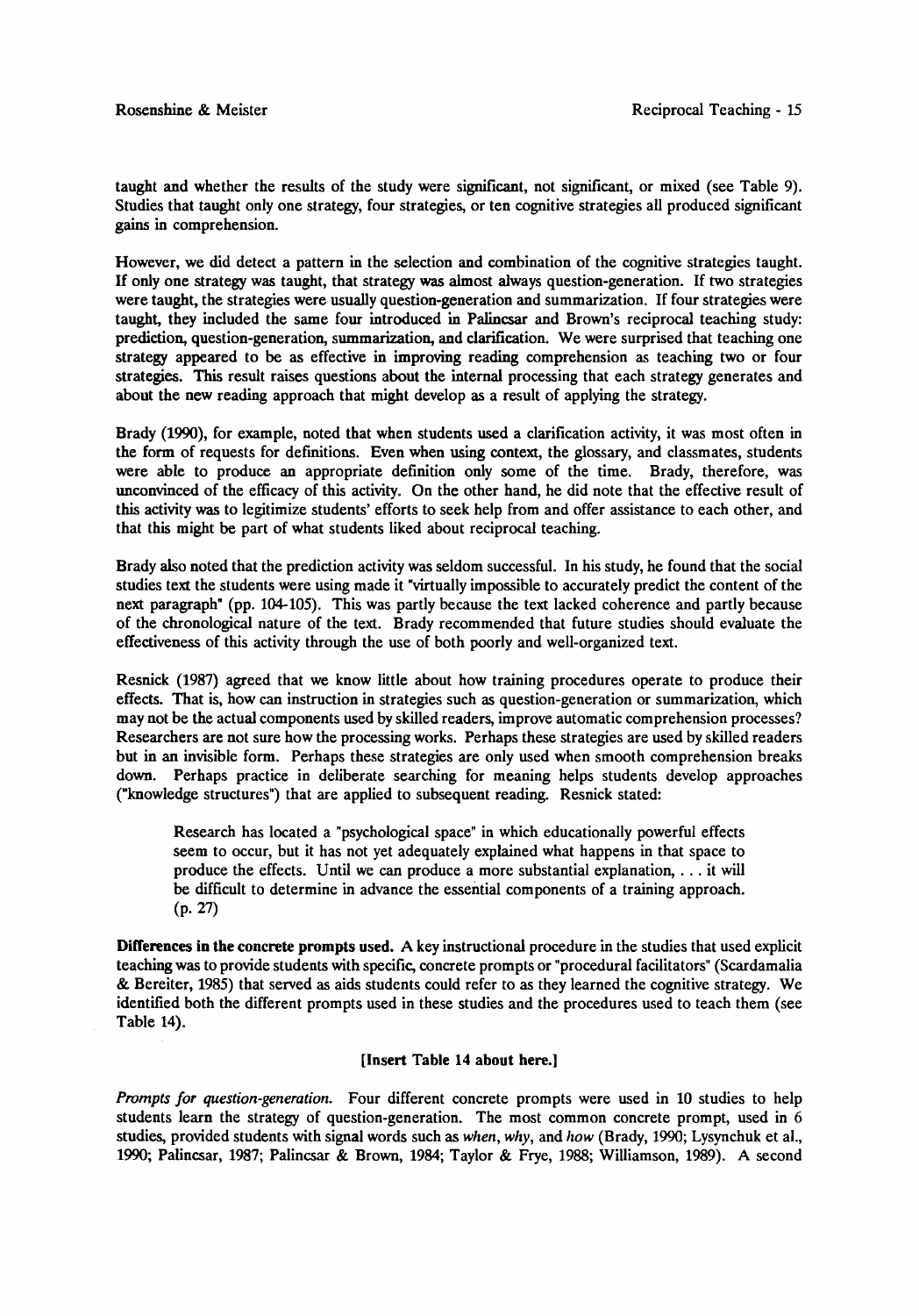taught and whether the results of the study were significant, not significant, or mixed (see Table 9). Studies that taught only one strategy, four strategies, or ten cognitive strategies all produced significant gains in comprehension.

However, we did detect a pattern in the selection and combination of the cognitive strategies taught. If only one strategy was taught, that strategy was almost always question-generation. If two strategies were taught, the strategies were usually question-generation and summarization. If four strategies were taught, they included the same four introduced in Palincsar and Brown's reciprocal teaching study: prediction, question-generation, summarization, and clarification. We were surprised that teaching one strategy appeared to be as effective in improving reading comprehension as teaching two or four strategies. This result raises questions about the internal processing that each strategy generates and about the new reading approach that might develop as a result of applying the strategy.

Brady (1990), for example, noted that when students used a clarification activity, it was most often in the form of requests for definitions. Even when using context, the glossary, and classmates, students were able to produce an appropriate definition only some of the time. Brady, therefore, was unconvinced of the efficacy of this activity. On the other hand, he did note that the effective result of this activity was to legitimize students' efforts to seek help from and offer assistance to each other, and that this might be part of what students liked about reciprocal teaching.

Brady also noted that the prediction activity was seldom successful. In his study, he found that the social studies text the students were using made it "virtually impossible to accurately predict the content of the next paragraph" (pp. 104-105). This was partly because the text lacked coherence and partly because of the chronological nature of the text. Brady recommended that future studies should evaluate the effectiveness of this activity through the use of both poorly and well-organized text.

Resnick (1987) agreed that we know little about how training procedures operate to produce their effects. That is, how can instruction in strategies such as question-generation or summarization, which may not be the actual components used by skilled readers, improve automatic comprehension processes? Researchers are not sure how the processing works. Perhaps these strategies are used by skilled readers but in an invisible form. Perhaps these strategies are only used when smooth comprehension breaks down. Perhaps practice in deliberate searching for meaning helps students develop approaches ("knowledge structures") that are applied to subsequent reading. Resnick stated:

> Research has located a "psychological space" in which educationally powerful effects seem to occur, but it has not yet adequately explained what happens in that space to produce the effects. Until we can produce a more substantial explanation, . . . it will be difficult to determine in advance the essential components of a training approach. (p. 27)

**Differences in the concrete prompts used.** A key instructional procedure in the studies that used explicit teaching was to provide students with specific, concrete prompts or "procedural facilitators" (Scardamalia & Bereiter, 1985) that served as aids students could refer to as they learned the cognitive strategy. We identified both the different prompts used in these studies and the procedures used to teach them (see Table 14).

**[Insert Table 14 about here.]**

*Prompts for question-generation.* Four different concrete prompts were used in 10 studies to help students learn the strategy of question-generation. The most common concrete prompt, used in 6 studies, provided students with signal words such as *when*, *why*, and *how* (Brady, 1990; Lysynchuk et al., 1990; Palincsar, 1987; Palincsar & Brown, 1984; Taylor & Frye, 1988; Williamson, 1989). A second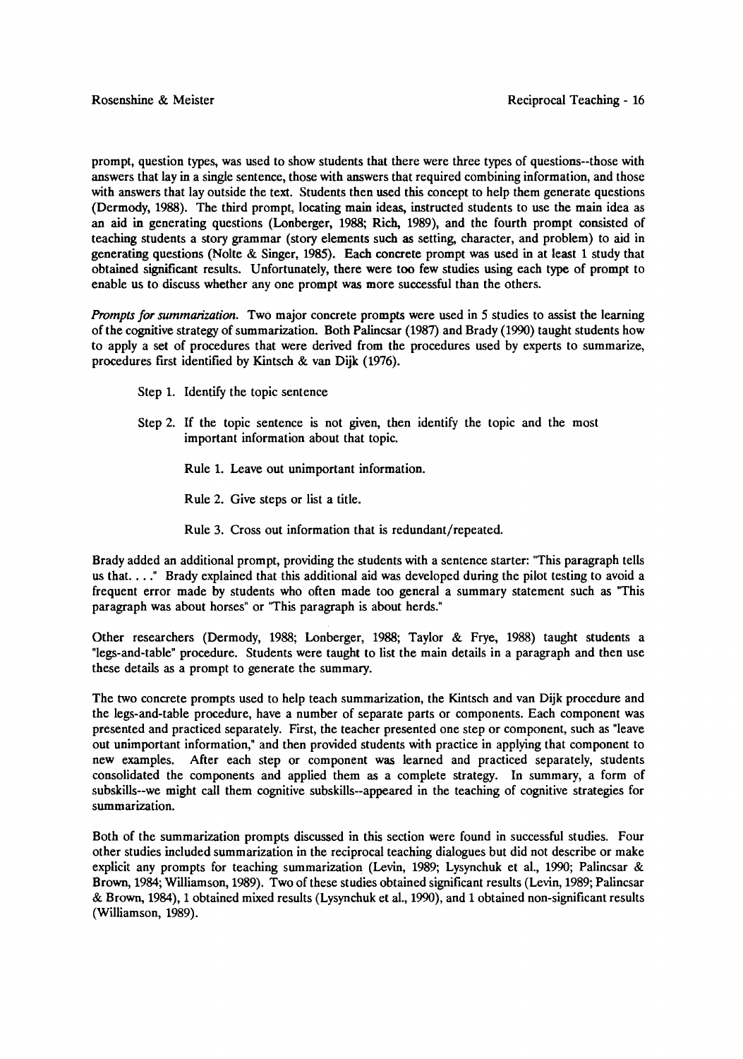prompt, question types, was used to show students that there were three types of questions--those with answers that lay in a single sentence, those with answers that required combining information, and those with answers that lay outside the text. Students then used this concept to help them generate questions (Dermody, 1988). The third prompt, locating main ideas, instructed students to use the main idea as an aid in generating questions (Lonberger, 1988; Rich, 1989), and the fourth prompt consisted of teaching students a story grammar (story elements such as setting, character, and problem) to aid in generating questions (Nolte & Singer, 1985). Each concrete prompt was used in at least 1 study that obtained significant results. Unfortunately, there were too few studies using each type of prompt to enable us to discuss whether any one prompt was more successful than the others.

*Prompts for summarization.* Two major concrete prompts were used in 5 studies to assist the learning of the cognitive strategy of summarization. Both Palincsar (1987) and Brady (1990) taught students how to apply a set of procedures that were derived from the procedures used by experts to summarize, procedures first identified by Kintsch & van Dijk (1976).

> Step 1. Identify the topic sentence
>
> Step 2. If the topic sentence is not given, then identify the topic and the most important information about that topic.
>
> > Rule 1. Leave out unimportant information.
> >
> > Rule 2. Give steps or list a title.
> >
> > Rule 3. Cross out information that is redundant/repeated.

Brady added an additional prompt, providing the students with a sentence starter: "This paragraph tells us that. . . ." Brady explained that this additional aid was developed during the pilot testing to avoid a frequent error made by students who often made too general a summary statement such as "This paragraph was about horses" or "This paragraph is about herds."

Other researchers (Dermody, 1988; Lonberger, 1988; Taylor & Frye, 1988) taught students a "legs-and-table" procedure. Students were taught to list the main details in a paragraph and then use these details as a prompt to generate the summary.

The two concrete prompts used to help teach summarization, the Kintsch and van Dijk procedure and the legs-and-table procedure, have a number of separate parts or components. Each component was presented and practiced separately. First, the teacher presented one step or component, such as "leave out unimportant information," and then provided students with practice in applying that component to new examples. After each step or component was learned and practiced separately, students consolidated the components and applied them as a complete strategy. In summary, a form of subskills--we might call them cognitive subskills--appeared in the teaching of cognitive strategies for summarization.

Both of the summarization prompts discussed in this section were found in successful studies. Four other studies included summarization in the reciprocal teaching dialogues but did not describe or make explicit any prompts for teaching summarization (Levin, 1989; Lysynchuk et al., 1990; Palincsar & Brown, 1984; Williamson, 1989). Two of these studies obtained significant results (Levin, 1989; Palincsar & Brown, 1984), 1 obtained mixed results (Lysynchuk et al., 1990), and 1 obtained non-significant results (Williamson, 1989).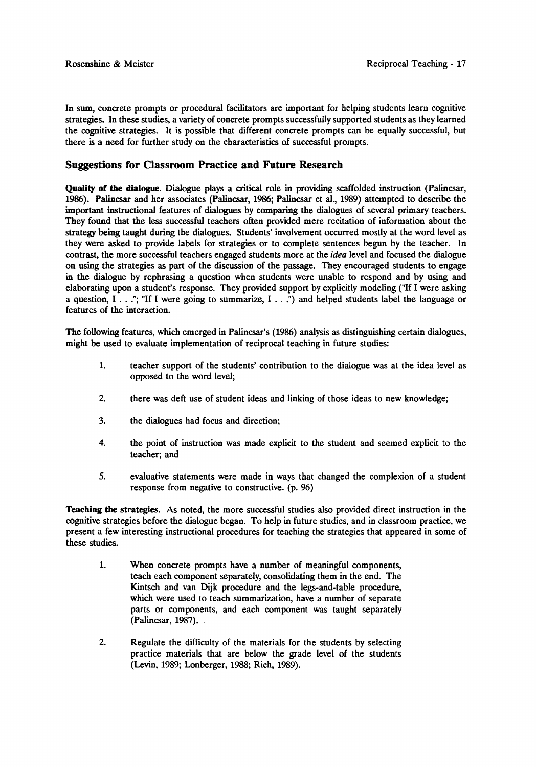In sum, concrete prompts or procedural facilitators are important for helping students learn cognitive strategies. In these studies, a variety of concrete prompts successfully supported students as they learned the cognitive strategies. It is possible that different concrete prompts can be equally successful, but there is a need for further study on the characteristics of successful prompts.

## Suggestions for Classroom Practice and Future Research

**Quality of the dialogue.** Dialogue plays a critical role in providing scaffolded instruction (Palincsar, 1986). Palincsar and her associates (Palincsar, 1986; Palincsar et al., 1989) attempted to describe the important instructional features of dialogues by comparing the dialogues of several primary teachers. They found that the less successful teachers often provided mere recitation of information about the strategy being taught during the dialogues. Students' involvement occurred mostly at the word level as they were asked to provide labels for strategies or to complete sentences begun by the teacher. In contrast, the more successful teachers engaged students more at the *idea* level and focused the dialogue on using the strategies as part of the discussion of the passage. They encouraged students to engage in the dialogue by rephrasing a question when students were unable to respond and by using and elaborating upon a student's response. They provided support by explicitly modeling ("If I were asking a question, I . . ."; "If I were going to summarize, I . . .") and helped students label the language or features of the interaction.

The following features, which emerged in Palincsar's (1986) analysis as distinguishing certain dialogues, might be used to evaluate implementation of reciprocal teaching in future studies:

1. teacher support of the students' contribution to the dialogue was at the idea level as opposed to the word level;

2. there was deft use of student ideas and linking of those ideas to new knowledge;

3. the dialogues had focus and direction;

4. the point of instruction was made explicit to the student and seemed explicit to the teacher; and

5. evaluative statements were made in ways that changed the complexion of a student response from negative to constructive. (p. 96)

**Teaching the strategies.** As noted, the more successful studies also provided direct instruction in the cognitive strategies before the dialogue began. To help in future studies, and in classroom practice, we present a few interesting instructional procedures for teaching the strategies that appeared in some of these studies.

1. When concrete prompts have a number of meaningful components, teach each component separately, consolidating them in the end. The Kintsch and van Dijk procedure and the legs-and-table procedure, which were used to teach summarization, have a number of separate parts or components, and each component was taught separately (Palincsar, 1987).

2. Regulate the difficulty of the materials for the students by selecting practice materials that are below the grade level of the students (Levin, 1989; Lonberger, 1988; Rich, 1989).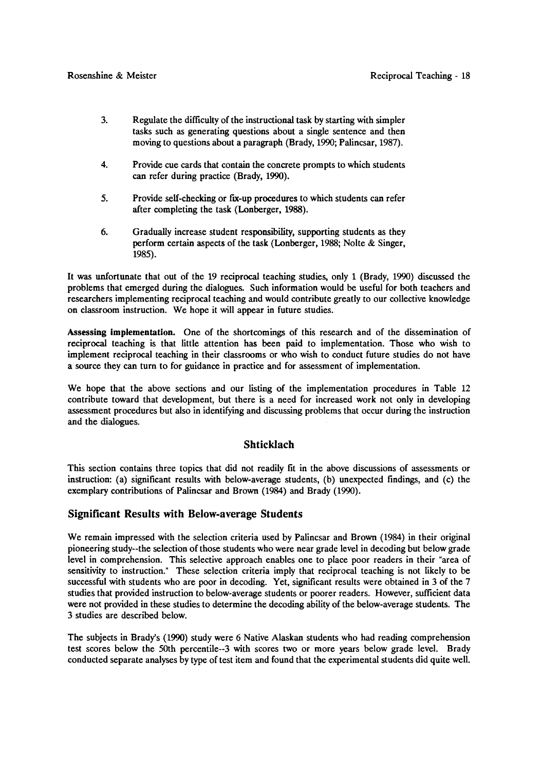3. Regulate the difficulty of the instructional task by starting with simpler tasks such as generating questions about a single sentence and then moving to questions about a paragraph (Brady, 1990; Palincsar, 1987).

4. Provide cue cards that contain the concrete prompts to which students can refer during practice (Brady, 1990).

5. Provide self-checking or fix-up procedures to which students can refer after completing the task (Lonberger, 1988).

6. Gradually increase student responsibility, supporting students as they perform certain aspects of the task (Lonberger, 1988; Nolte & Singer, 1985).

It was unfortunate that out of the 19 reciprocal teaching studies, only 1 (Brady, 1990) discussed the problems that emerged during the dialogues. Such information would be useful for both teachers and researchers implementing reciprocal teaching and would contribute greatly to our collective knowledge on classroom instruction. We hope it will appear in future studies.

**Assessing implementation.** One of the shortcomings of this research and of the dissemination of reciprocal teaching is that little attention has been paid to implementation. Those who wish to implement reciprocal teaching in their classrooms or who wish to conduct future studies do not have a source they can turn to for guidance in practice and for assessment of implementation.

We hope that the above sections and our listing of the implementation procedures in Table 12 contribute toward that development, but there is a need for increased work not only in developing assessment procedures but also in identifying and discussing problems that occur during the instruction and the dialogues.

## Shticklach

This section contains three topics that did not readily fit in the above discussions of assessments or instruction: (a) significant results with below-average students, (b) unexpected findings, and (c) the exemplary contributions of Palincsar and Brown (1984) and Brady (1990).

### Significant Results with Below-average Students

We remain impressed with the selection criteria used by Palincsar and Brown (1984) in their original pioneering study--the selection of those students who were near grade level in decoding but below grade level in comprehension. This selective approach enables one to place poor readers in their "area of sensitivity to instruction." These selection criteria imply that reciprocal teaching is not likely to be successful with students who are poor in decoding. Yet, significant results were obtained in 3 of the 7 studies that provided instruction to below-average students or poorer readers. However, sufficient data were not provided in these studies to determine the decoding ability of the below-average students. The 3 studies are described below.

The subjects in Brady's (1990) study were 6 Native Alaskan students who had reading comprehension test scores below the 50th percentile--3 with scores two or more years below grade level. Brady conducted separate analyses by type of test item and found that the experimental students did quite well.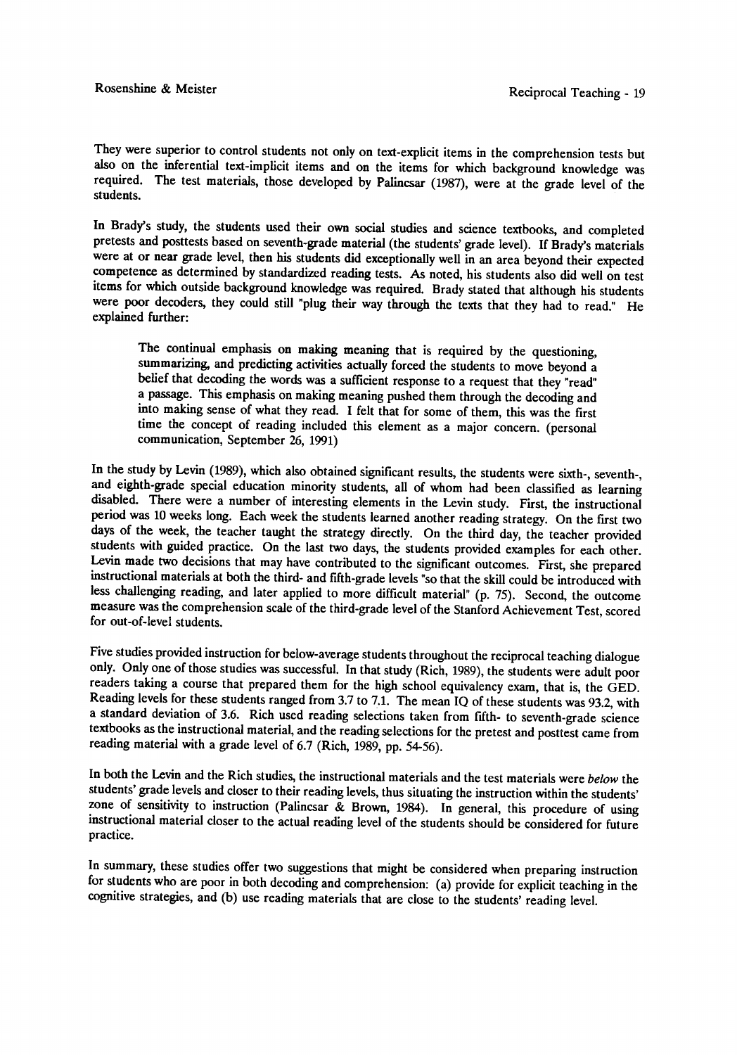They were superior to control students not only on text-explicit items in the comprehension tests but also on the inferential text-implicit items and on the items for which background knowledge was required. The test materials, those developed by Palincsar (1987), were at the grade level of the students.

In Brady's study, the students used their own social studies and science textbooks, and completed pretests and posttests based on seventh-grade material (the students' grade level). If Brady's materials were at or near grade level, then his students did exceptionally well in an area beyond their expected competence as determined by standardized reading tests. As noted, his students also did well on test items for which outside background knowledge was required. Brady stated that although his students were poor decoders, they could still "plug their way through the texts that they had to read." He explained further:

> The continual emphasis on making meaning that is required by the questioning, summarizing, and predicting activities actually forced the students to move beyond a belief that decoding the words was a sufficient response to a request that they "read" a passage. This emphasis on making meaning pushed them through the decoding and into making sense of what they read. I felt that for some of them, this was the first time the concept of reading included this element as a major concern. (personal communication, September 26, 1991)

In the study by Levin (1989), which also obtained significant results, the students were sixth-, seventh-, and eighth-grade special education minority students, all of whom had been classified as learning disabled. There were a number of interesting elements in the Levin study. First, the instructional period was 10 weeks long. Each week the students learned another reading strategy. On the first two days of the week, the teacher taught the strategy directly. On the third day, the teacher provided students with guided practice. On the last two days, the students provided examples for each other. Levin made two decisions that may have contributed to the significant outcomes. First, she prepared instructional materials at both the third- and fifth-grade levels "so that the skill could be introduced with less challenging reading, and later applied to more difficult material" (p. 75). Second, the outcome measure was the comprehension scale of the third-grade level of the Stanford Achievement Test, scored for out-of-level students.

Five studies provided instruction for below-average students throughout the reciprocal teaching dialogue only. Only one of those studies was successful. In that study (Rich, 1989), the students were adult poor readers taking a course that prepared them for the high school equivalency exam, that is, the GED. Reading levels for these students ranged from 3.7 to 7.1. The mean IQ of these students was 93.2, with a standard deviation of 3.6. Rich used reading selections taken from fifth- to seventh-grade science textbooks as the instructional material, and the reading selections for the pretest and posttest came from reading material with a grade level of 6.7 (Rich, 1989, pp. 54-56).

In both the Levin and the Rich studies, the instructional materials and the test materials were *below* the students' grade levels and closer to their reading levels, thus situating the instruction within the students' zone of sensitivity to instruction (Palincsar & Brown, 1984). In general, this procedure of using instructional material closer to the actual reading level of the students should be considered for future practice.

In summary, these studies offer two suggestions that might be considered when preparing instruction for students who are poor in both decoding and comprehension: (a) provide for explicit teaching in the cognitive strategies, and (b) use reading materials that are close to the students' reading level.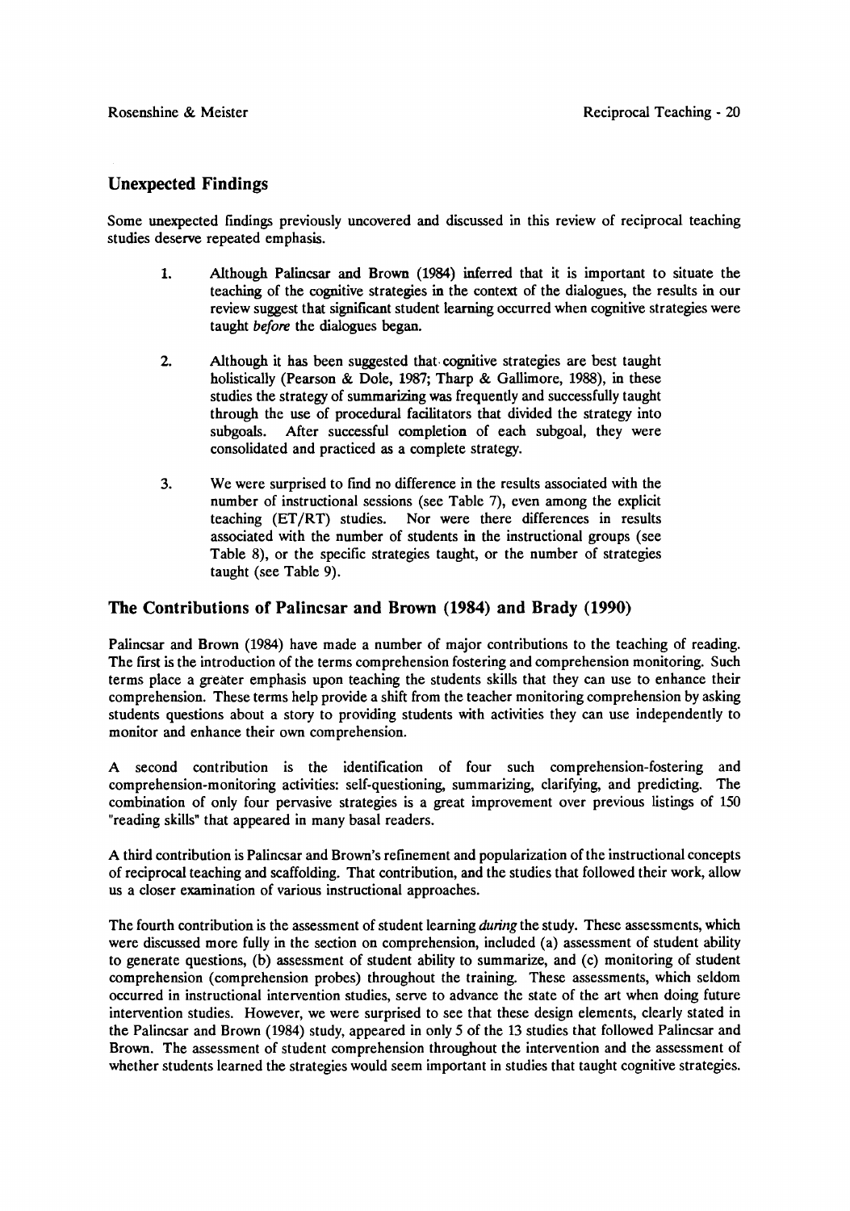## Unexpected Findings

Some unexpected findings previously uncovered and discussed in this review of reciprocal teaching studies deserve repeated emphasis.

1. Although Palincsar and Brown (1984) inferred that it is important to situate the teaching of the cognitive strategies in the context of the dialogues, the results in our review suggest that significant student learning occurred when cognitive strategies were taught *before* the dialogues began.

2. Although it has been suggested that cognitive strategies are best taught holistically (Pearson & Dole, 1987; Tharp & Gallimore, 1988), in these studies the strategy of summarizing was frequently and successfully taught through the use of procedural facilitators that divided the strategy into subgoals. After successful completion of each subgoal, they were consolidated and practiced as a complete strategy.

3. We were surprised to find no difference in the results associated with the number of instructional sessions (see Table 7), even among the explicit teaching (ET/RT) studies. Nor were there differences in results associated with the number of students in the instructional groups (see Table 8), or the specific strategies taught, or the number of strategies taught (see Table 9).

## The Contributions of Palincsar and Brown (1984) and Brady (1990)

Palincsar and Brown (1984) have made a number of major contributions to the teaching of reading. The first is the introduction of the terms comprehension fostering and comprehension monitoring. Such terms place a greater emphasis upon teaching the students skills that they can use to enhance their comprehension. These terms help provide a shift from the teacher monitoring comprehension by asking students questions about a story to providing students with activities they can use independently to monitor and enhance their own comprehension.

A second contribution is the identification of four such comprehension-fostering and comprehension-monitoring activities: self-questioning, summarizing, clarifying, and predicting. The combination of only four pervasive strategies is a great improvement over previous listings of 150 "reading skills" that appeared in many basal readers.

A third contribution is Palincsar and Brown's refinement and popularization of the instructional concepts of reciprocal teaching and scaffolding. That contribution, and the studies that followed their work, allow us a closer examination of various instructional approaches.

The fourth contribution is the assessment of student learning *during* the study. These assessments, which were discussed more fully in the section on comprehension, included (a) assessment of student ability to generate questions, (b) assessment of student ability to summarize, and (c) monitoring of student comprehension (comprehension probes) throughout the training. These assessments, which seldom occurred in instructional intervention studies, serve to advance the state of the art when doing future intervention studies. However, we were surprised to see that these design elements, clearly stated in the Palincsar and Brown (1984) study, appeared in only 5 of the 13 studies that followed Palincsar and Brown. The assessment of student comprehension throughout the intervention and the assessment of whether students learned the strategies would seem important in studies that taught cognitive strategies.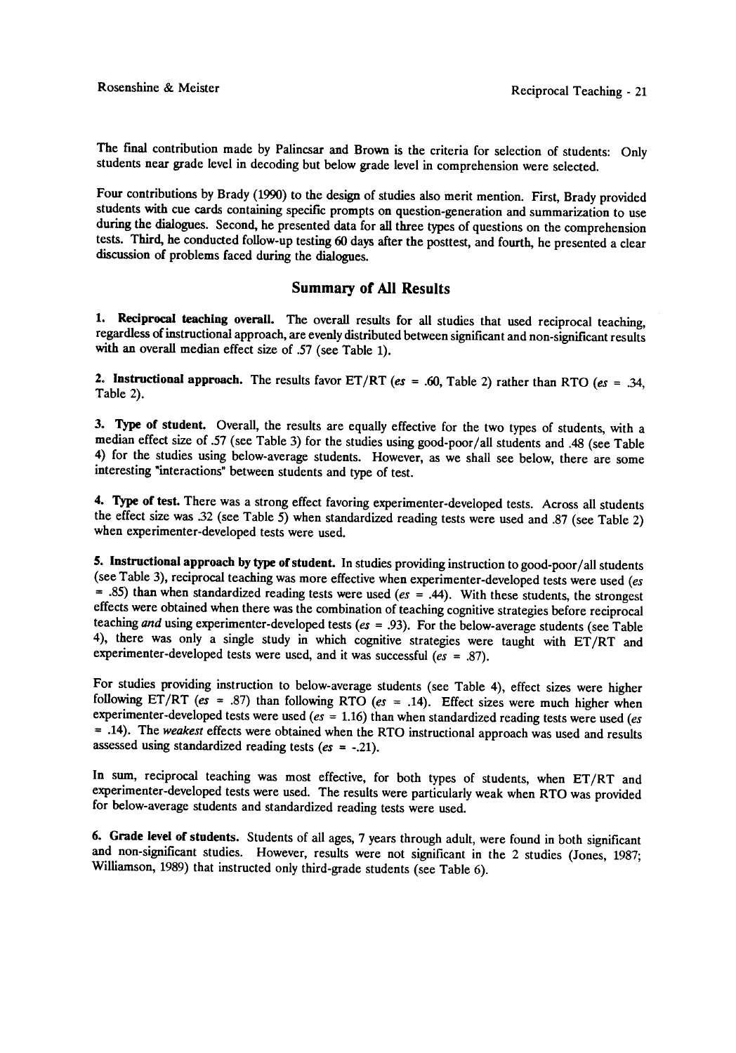The final contribution made by Palincsar and Brown is the criteria for selection of students: Only students near grade level in decoding but below grade level in comprehension were selected.

Four contributions by Brady (1990) to the design of studies also merit mention. First, Brady provided students with cue cards containing specific prompts on question-generation and summarization to use during the dialogues. Second, he presented data for all three types of questions on the comprehension tests. Third, he conducted follow-up testing 60 days after the posttest, and fourth, he presented a clear discussion of problems faced during the dialogues.

## Summary of All Results

1. **Reciprocal teaching overall.** The overall results for all studies that used reciprocal teaching, regardless of instructional approach, are evenly distributed between significant and non-significant results with an overall median effect size of .57 (see Table 1).

2. **Instructional approach.** The results favor ET/RT (*es* = .60, Table 2) rather than RTO (*es* = .34, Table 2).

3. **Type of student.** Overall, the results are equally effective for the two types of students, with a median effect size of .57 (see Table 3) for the studies using good-poor/all students and .48 (see Table 4) for the studies using below-average students. However, as we shall see below, there are some interesting "interactions" between students and type of test.

4. **Type of test.** There was a strong effect favoring experimenter-developed tests. Across all students the effect size was .32 (see Table 5) when standardized reading tests were used and .87 (see Table 2) when experimenter-developed tests were used.

5. **Instructional approach by type of student.** In studies providing instruction to good-poor/all students (see Table 3), reciprocal teaching was more effective when experimenter-developed tests were used (*es* = .85) than when standardized reading tests were used (*es* = .44). With these students, the strongest effects were obtained when there was the combination of teaching cognitive strategies before reciprocal teaching *and* using experimenter-developed tests (*es* = .93). For the below-average students (see Table 4), there was only a single study in which cognitive strategies were taught with ET/RT and experimenter-developed tests were used, and it was successful (*es* = .87).

For studies providing instruction to below-average students (see Table 4), effect sizes were higher following ET/RT (*es* = .87) than following RTO (*es* = .14). Effect sizes were much higher when experimenter-developed tests were used (*es* = 1.16) than when standardized reading tests were used (*es* = .14). The *weakest* effects were obtained when the RTO instructional approach was used and results assessed using standardized reading tests (*es* = -.21).

In sum, reciprocal teaching was most effective, for both types of students, when ET/RT and experimenter-developed tests were used. The results were particularly weak when RTO was provided for below-average students and standardized reading tests were used.

6. **Grade level of students.** Students of all ages, 7 years through adult, were found in both significant and non-significant studies. However, results were not significant in the 2 studies (Jones, 1987; Williamson, 1989) that instructed only third-grade students (see Table 6).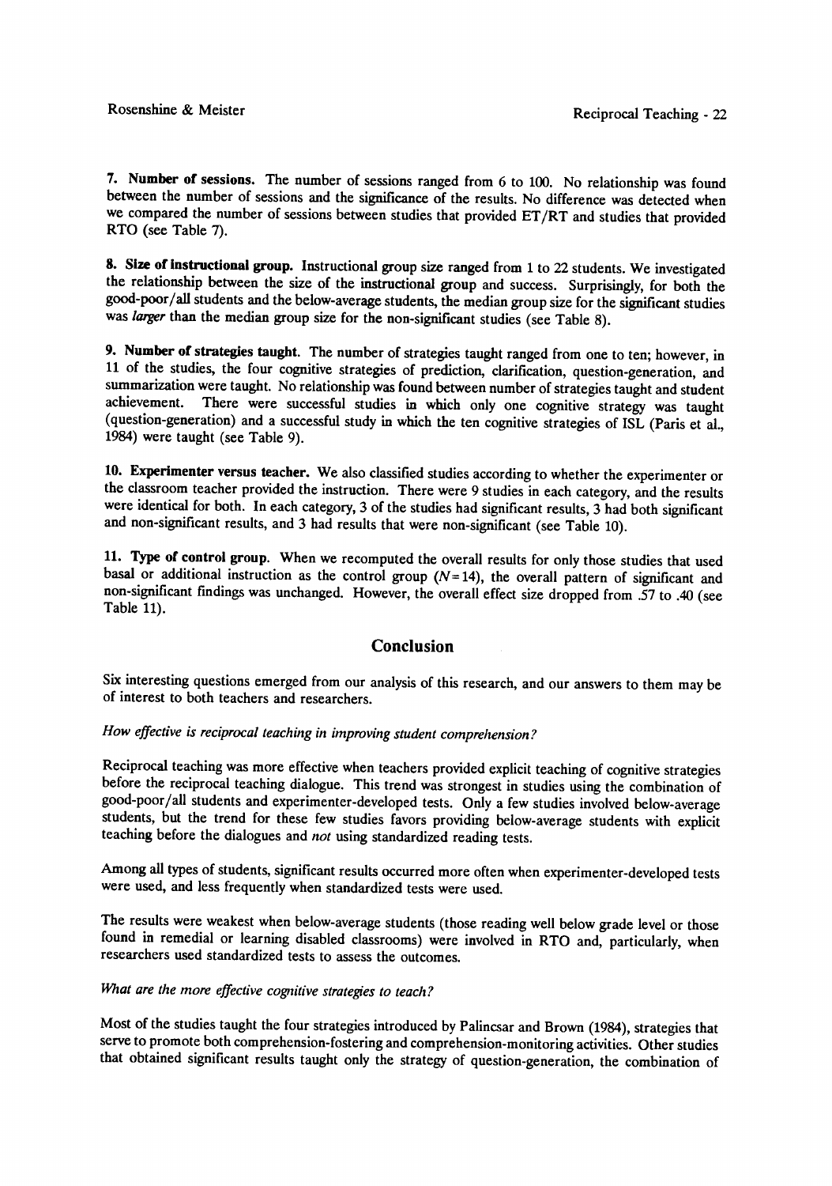**7. Number of sessions.** The number of sessions ranged from 6 to 100. No relationship was found between the number of sessions and the significance of the results. No difference was detected when we compared the number of sessions between studies that provided ET/RT and studies that provided RTO (see Table 7).

**8. Size of instructional group.** Instructional group size ranged from 1 to 22 students. We investigated the relationship between the size of the instructional group and success. Surprisingly, for both the good-poor/all students and the below-average students, the median group size for the significant studies was *larger* than the median group size for the non-significant studies (see Table 8).

**9. Number of strategies taught.** The number of strategies taught ranged from one to ten; however, in 11 of the studies, the four cognitive strategies of prediction, clarification, question-generation, and summarization were taught. No relationship was found between number of strategies taught and student achievement. There were successful studies in which only one cognitive strategy was taught (question-generation) and a successful study in which the ten cognitive strategies of ISL (Paris et al., 1984) were taught (see Table 9).

**10. Experimenter versus teacher.** We also classified studies according to whether the experimenter or the classroom teacher provided the instruction. There were 9 studies in each category, and the results were identical for both. In each category, 3 of the studies had significant results, 3 had both significant and non-significant results, and 3 had results that were non-significant (see Table 10).

**11. Type of control group.** When we recomputed the overall results for only those studies that used basal or additional instruction as the control group ($N = 14$), the overall pattern of significant and non-significant findings was unchanged. However, the overall effect size dropped from .57 to .40 (see Table 11).

## Conclusion

Six interesting questions emerged from our analysis of this research, and our answers to them may be of interest to both teachers and researchers.

*How effective is reciprocal teaching in improving student comprehension?*

Reciprocal teaching was more effective when teachers provided explicit teaching of cognitive strategies before the reciprocal teaching dialogue. This trend was strongest in studies using the combination of good-poor/all students and experimenter-developed tests. Only a few studies involved below-average students, but the trend for these few studies favors providing below-average students with explicit teaching before the dialogues and *not* using standardized reading tests.

Among all types of students, significant results occurred more often when experimenter-developed tests were used, and less frequently when standardized tests were used.

The results were weakest when below-average students (those reading well below grade level or those found in remedial or learning disabled classrooms) were involved in RTO and, particularly, when researchers used standardized tests to assess the outcomes.

*What are the more effective cognitive strategies to teach?*

Most of the studies taught the four strategies introduced by Palincsar and Brown (1984), strategies that serve to promote both comprehension-fostering and comprehension-monitoring activities. Other studies that obtained significant results taught only the strategy of question-generation, the combination of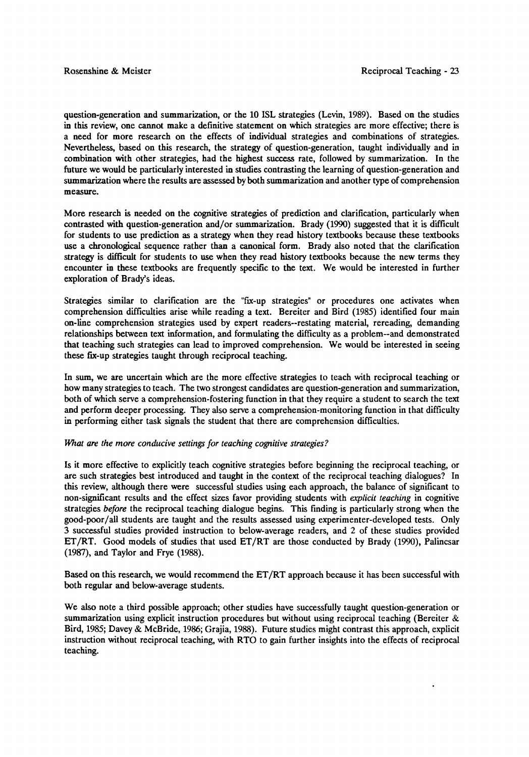question-generation and summarization, or the 10 ISL strategies (Levin, 1989). Based on the studies in this review, one cannot make a definitive statement on which strategies are more effective; there is a need for more research on the effects of individual strategies and combinations of strategies. Nevertheless, based on this research, the strategy of question-generation, taught individually and in combination with other strategies, had the highest success rate, followed by summarization. In the future we would be particularly interested in studies contrasting the learning of question-generation and summarization where the results are assessed by both summarization and another type of comprehension measure.

More research is needed on the cognitive strategies of prediction and clarification, particularly when contrasted with question-generation and/or summarization. Brady (1990) suggested that it is difficult for students to use prediction as a strategy when they read history textbooks because these textbooks use a chronological sequence rather than a canonical form. Brady also noted that the clarification strategy is difficult for students to use when they read history textbooks because the new terms they encounter in these textbooks are frequently specific to the text. We would be interested in further exploration of Brady's ideas.

Strategies similar to clarification are the "fix-up strategies" or procedures one activates when comprehension difficulties arise while reading a text. Bereiter and Bird (1985) identified four main on-line comprehension strategies used by expert readers--restating material, rereading, demanding relationships between text information, and formulating the difficulty as a problem--and demonstrated that teaching such strategies can lead to improved comprehension. We would be interested in seeing these fix-up strategies taught through reciprocal teaching.

In sum, we are uncertain which are the more effective strategies to teach with reciprocal teaching or how many strategies to teach. The two strongest candidates are question-generation and summarization, both of which serve a comprehension-fostering function in that they require a student to search the text and perform deeper processing. They also serve a comprehension-monitoring function in that difficulty in performing either task signals the student that there are comprehension difficulties.

*What are the more conducive settings for teaching cognitive strategies?*

Is it more effective to explicitly teach cognitive strategies before beginning the reciprocal teaching, or are such strategies best introduced and taught in the context of the reciprocal teaching dialogues? In this review, although there were successful studies using each approach, the balance of significant to non-significant results and the effect sizes favor providing students with *explicit teaching* in cognitive strategies *before* the reciprocal teaching dialogue begins. This finding is particularly strong when the good-poor/all students are taught and the results assessed using experimenter-developed tests. Only 3 successful studies provided instruction to below-average readers, and 2 of these studies provided ET/RT. Good models of studies that used ET/RT are those conducted by Brady (1990), Palincsar (1987), and Taylor and Frye (1988).

Based on this research, we would recommend the ET/RT approach because it has been successful with both regular and below-average students.

We also note a third possible approach; other studies have successfully taught question-generation or summarization using explicit instruction procedures but without using reciprocal teaching (Bereiter & Bird, 1985; Davey & McBride, 1986; Grajia, 1988). Future studies might contrast this approach, explicit instruction without reciprocal teaching, with RTO to gain further insights into the effects of reciprocal teaching.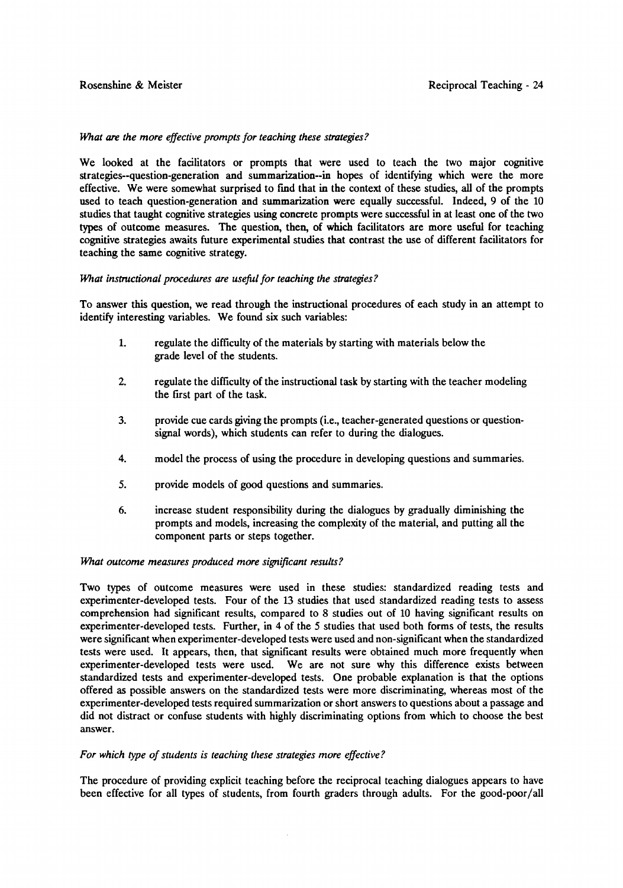*What are the more effective prompts for teaching these strategies?*

We looked at the facilitators or prompts that were used to teach the two major cognitive strategies--question-generation and summarization--in hopes of identifying which were the more effective. We were somewhat surprised to find that in the context of these studies, all of the prompts used to teach question-generation and summarization were equally successful. Indeed, 9 of the 10 studies that taught cognitive strategies using concrete prompts were successful in at least one of the two types of outcome measures. The question, then, of which facilitators are more useful for teaching cognitive strategies awaits future experimental studies that contrast the use of different facilitators for teaching the same cognitive strategy.

*What instructional procedures are useful for teaching the strategies?*

To answer this question, we read through the instructional procedures of each study in an attempt to identify interesting variables. We found six such variables:

1. regulate the difficulty of the materials by starting with materials below the grade level of the students.

2. regulate the difficulty of the instructional task by starting with the teacher modeling the first part of the task.

3. provide cue cards giving the prompts (i.e., teacher-generated questions or question-signal words), which students can refer to during the dialogues.

4. model the process of using the procedure in developing questions and summaries.

5. provide models of good questions and summaries.

6. increase student responsibility during the dialogues by gradually diminishing the prompts and models, increasing the complexity of the material, and putting all the component parts or steps together.

*What outcome measures produced more significant results?*

Two types of outcome measures were used in these studies: standardized reading tests and experimenter-developed tests. Four of the 13 studies that used standardized reading tests to assess comprehension had significant results, compared to 8 studies out of 10 having significant results on experimenter-developed tests. Further, in 4 of the 5 studies that used both forms of tests, the results were significant when experimenter-developed tests were used and non-significant when the standardized tests were used. It appears, then, that significant results were obtained much more frequently when experimenter-developed tests were used. We are not sure why this difference exists between standardized tests and experimenter-developed tests. One probable explanation is that the options offered as possible answers on the standardized tests were more discriminating, whereas most of the experimenter-developed tests required summarization or short answers to questions about a passage and did not distract or confuse students with highly discriminating options from which to choose the best answer.

*For which type of students is teaching these strategies more effective?*

The procedure of providing explicit teaching before the reciprocal teaching dialogues appears to have been effective for all types of students, from fourth graders through adults. For the good-poor/all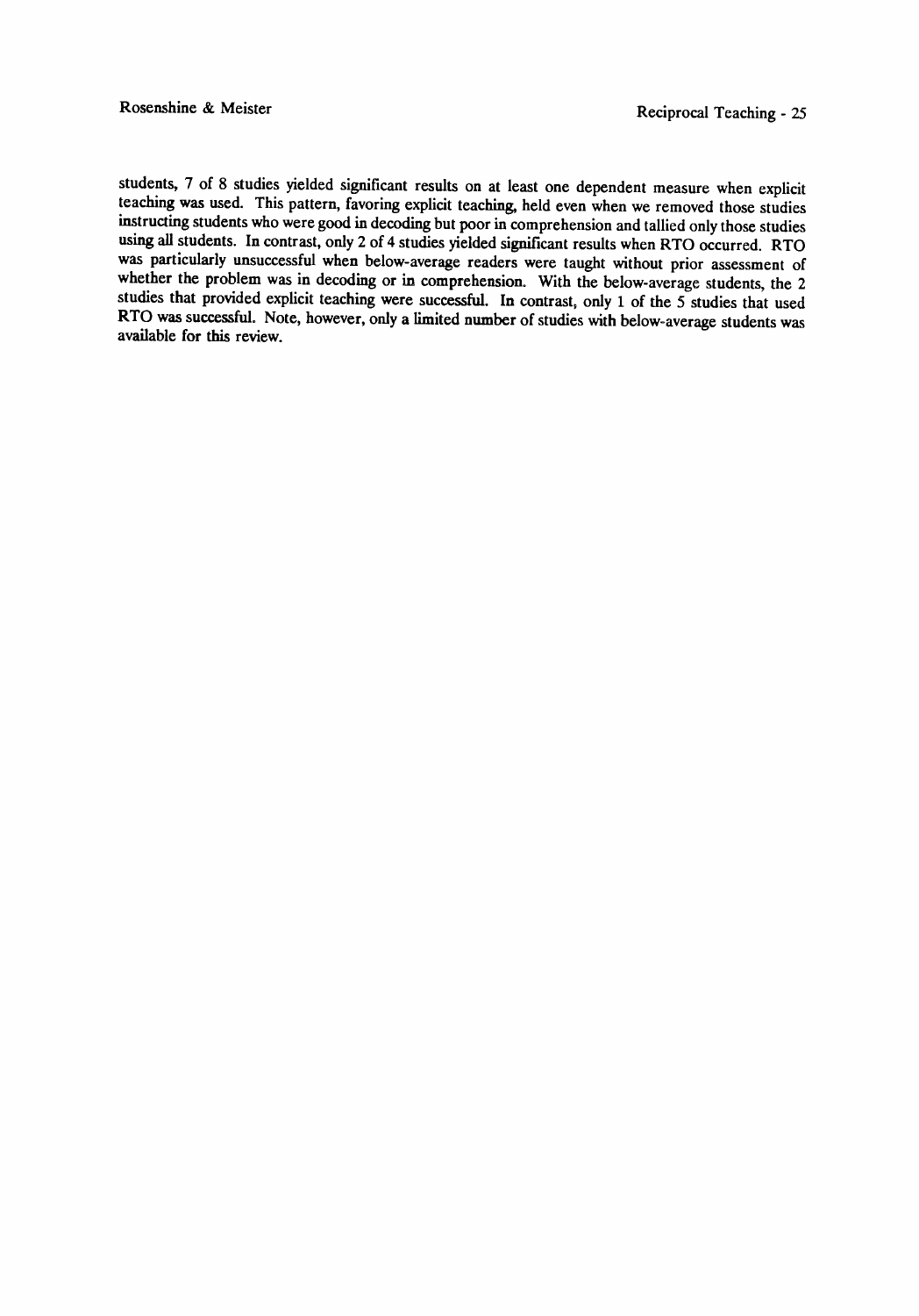students, 7 of 8 studies yielded significant results on at least one dependent measure when explicit teaching was used. This pattern, favoring explicit teaching, held even when we removed those studies instructing students who were good in decoding but poor in comprehension and tallied only those studies using all students. In contrast, only 2 of 4 studies yielded significant results when RTO occurred. RTO was particularly unsuccessful when below-average readers were taught without prior assessment of whether the problem was in decoding or in comprehension. With the below-average students, the 2 studies that provided explicit teaching were successful. In contrast, only 1 of the 5 studies that used RTO was successful. Note, however, only a limited number of studies with below-average students was available for this review.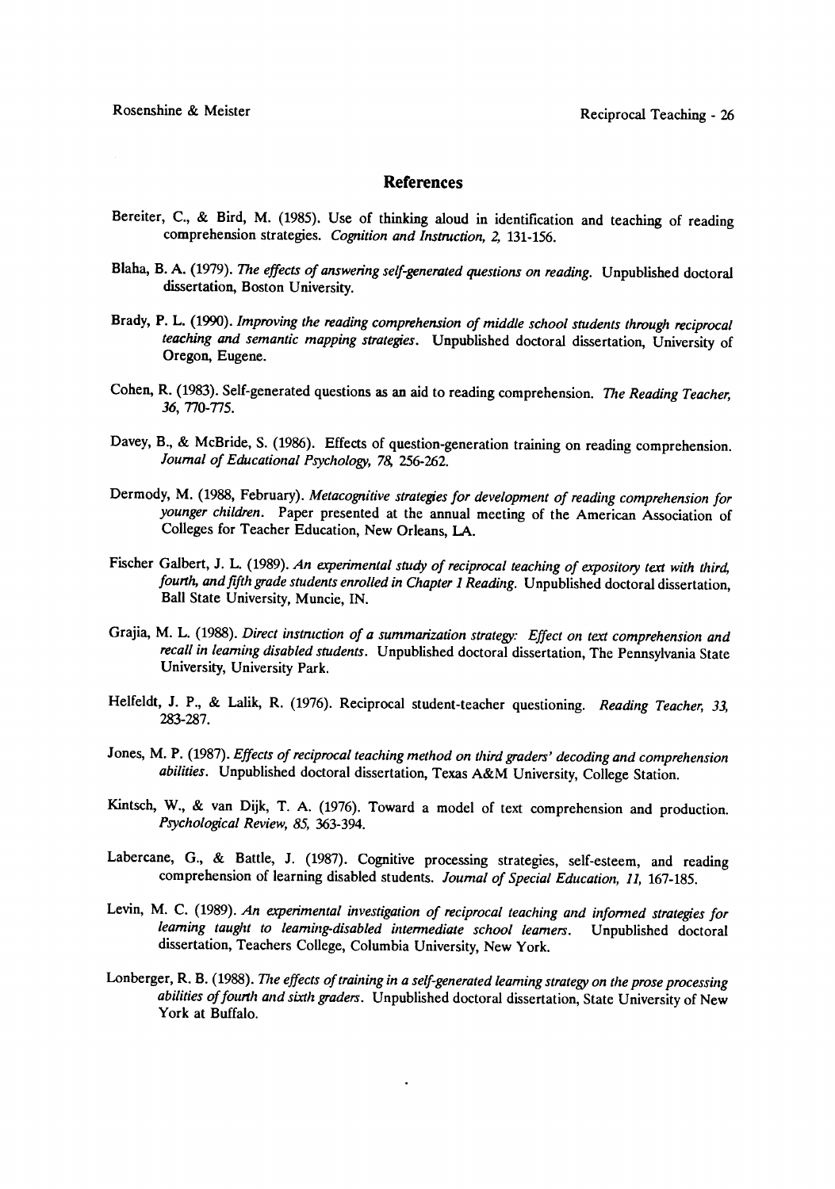## References

Bereiter, C., & Bird, M. (1985). Use of thinking aloud in identification and teaching of reading comprehension strategies. *Cognition and Instruction, 2,* 131-156.

Blaha, B. A. (1979). *The effects of answering self-generated questions on reading.* Unpublished doctoral dissertation, Boston University.

Brady, P. L. (1990). *Improving the reading comprehension of middle school students through reciprocal teaching and semantic mapping strategies.* Unpublished doctoral dissertation, University of Oregon, Eugene.

Cohen, R. (1983). Self-generated questions as an aid to reading comprehension. *The Reading Teacher, 36,* 770-775.

Davey, B., & McBride, S. (1986). Effects of question-generation training on reading comprehension. *Journal of Educational Psychology, 78,* 256-262.

Dermody, M. (1988, February). *Metacognitive strategies for development of reading comprehension for younger children.* Paper presented at the annual meeting of the American Association of Colleges for Teacher Education, New Orleans, LA.

Fischer Galbert, J. L. (1989). *An experimental study of reciprocal teaching of expository text with third, fourth, and fifth grade students enrolled in Chapter 1 Reading.* Unpublished doctoral dissertation, Ball State University, Muncie, IN.

Grajia, M. L. (1988). *Direct instruction of a summarization strategy: Effect on text comprehension and recall in learning disabled students.* Unpublished doctoral dissertation, The Pennsylvania State University, University Park.

Helfeldt, J. P., & Lalik, R. (1976). Reciprocal student-teacher questioning. *Reading Teacher, 33,* 283-287.

Jones, M. P. (1987). *Effects of reciprocal teaching method on third graders' decoding and comprehension abilities.* Unpublished doctoral dissertation, Texas A&M University, College Station.

Kintsch, W., & van Dijk, T. A. (1976). Toward a model of text comprehension and production. *Psychological Review, 85,* 363-394.

Labercane, G., & Battle, J. (1987). Cognitive processing strategies, self-esteem, and reading comprehension of learning disabled students. *Journal of Special Education, 11,* 167-185.

Levin, M. C. (1989). *An experimental investigation of reciprocal teaching and informed strategies for learning taught to learning-disabled intermediate school learners.* Unpublished doctoral dissertation, Teachers College, Columbia University, New York.

Lonberger, R. B. (1988). *The effects of training in a self-generated learning strategy on the prose processing abilities of fourth and sixth graders.* Unpublished doctoral dissertation, State University of New York at Buffalo.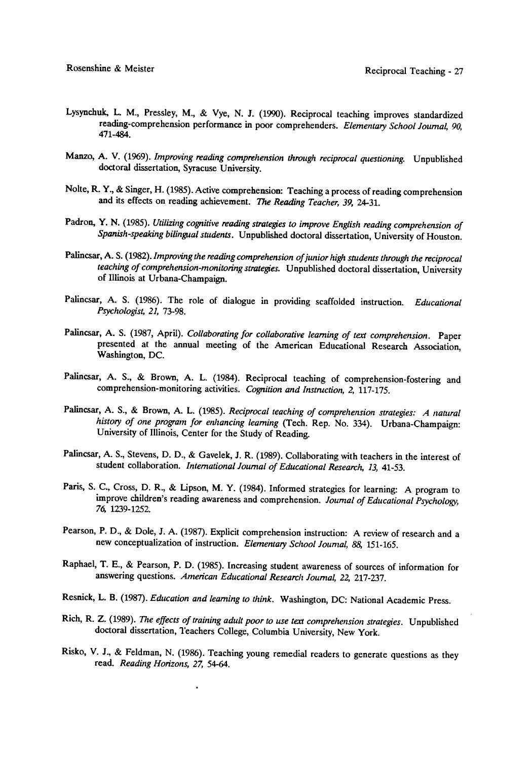Lysynchuk, L. M., Pressley, M., & Vye, N. J. (1990). Reciprocal teaching improves standardized reading-comprehension performance in poor comprehenders. *Elementary School Journal, 90,* 471-484.

Manzo, A. V. (1969). *Improving reading comprehension through reciprocal questioning.* Unpublished doctoral dissertation, Syracuse University.

Nolte, R. Y., & Singer, H. (1985). Active comprehension: Teaching a process of reading comprehension and its effects on reading achievement. *The Reading Teacher, 39,* 24-31.

Padron, Y. N. (1985). *Utilizing cognitive reading strategies to improve English reading comprehension of Spanish-speaking bilingual students.* Unpublished doctoral dissertation, University of Houston.

Palincsar, A. S. (1982). *Improving the reading comprehension of junior high students through the reciprocal teaching of comprehension-monitoring strategies.* Unpublished doctoral dissertation, University of Illinois at Urbana-Champaign.

Palincsar, A. S. (1986). The role of dialogue in providing scaffolded instruction. *Educational Psychologist, 21,* 73-98.

Palincsar, A. S. (1987, April). *Collaborating for collaborative learning of text comprehension.* Paper presented at the annual meeting of the American Educational Research Association, Washington, DC.

Palincsar, A. S., & Brown, A. L. (1984). Reciprocal teaching of comprehension-fostering and comprehension-monitoring activities. *Cognition and Instruction, 2,* 117-175.

Palincsar, A. S., & Brown, A. L. (1985). *Reciprocal teaching of comprehension strategies: A natural history of one program for enhancing learning* (Tech. Rep. No. 334). Urbana-Champaign: University of Illinois, Center for the Study of Reading.

Palincsar, A. S., Stevens, D. D., & Gavelek, J. R. (1989). Collaborating with teachers in the interest of student collaboration. *International Journal of Educational Research, 13,* 41-53.

Paris, S. C., Cross, D. R., & Lipson, M. Y. (1984). Informed strategies for learning: A program to improve children's reading awareness and comprehension. *Journal of Educational Psychology, 76,* 1239-1252.

Pearson, P. D., & Dole, J. A. (1987). Explicit comprehension instruction: A review of research and a new conceptualization of instruction. *Elementary School Journal, 88,* 151-165.

Raphael, T. E., & Pearson, P. D. (1985). Increasing student awareness of sources of information for answering questions. *American Educational Research Journal, 22,* 217-237.

Resnick, L. B. (1987). *Education and learning to think.* Washington, DC: National Academic Press.

Rich, R. Z. (1989). *The effects of training adult poor to use text comprehension strategies.* Unpublished doctoral dissertation, Teachers College, Columbia University, New York.

Risko, V. J., & Feldman, N. (1986). Teaching young remedial readers to generate questions as they read. *Reading Horizons, 27,* 54-64.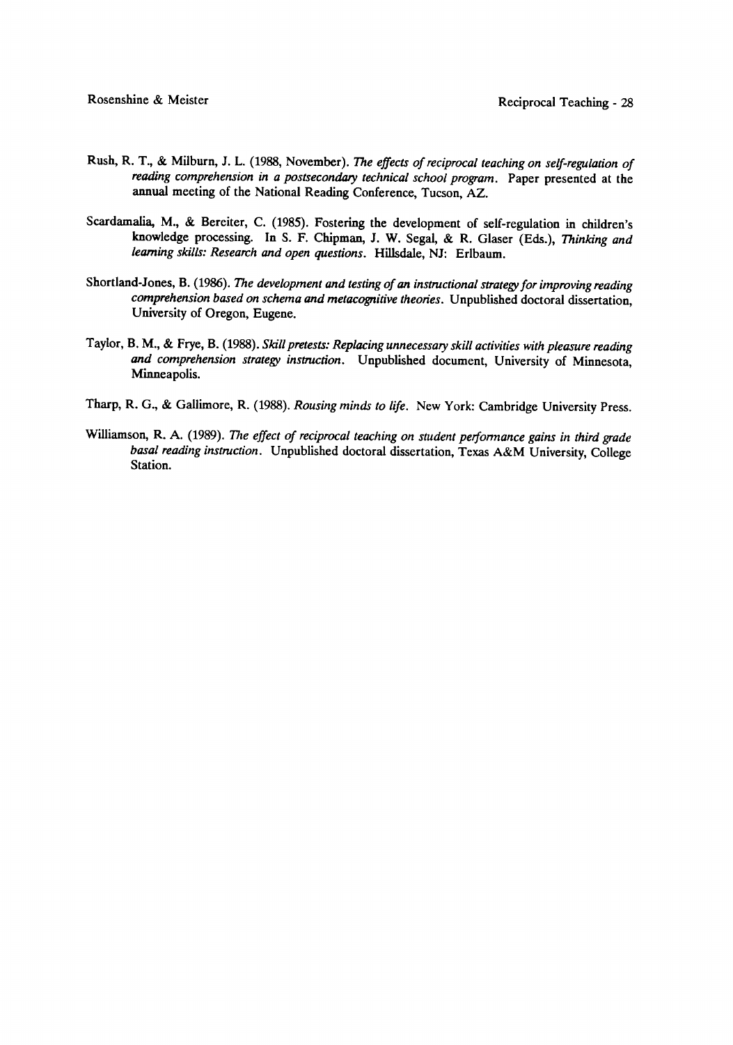Rush, R. T., & Milburn, J. L. (1988, November). *The effects of reciprocal teaching on self-regulation of reading comprehension in a postsecondary technical school program*. Paper presented at the annual meeting of the National Reading Conference, Tucson, AZ.

Scardamalia, M., & Bereiter, C. (1985). Fostering the development of self-regulation in children's knowledge processing. In S. F. Chipman, J. W. Segal, & R. Glaser (Eds.), *Thinking and learning skills: Research and open questions*. Hillsdale, NJ: Erlbaum.

Shortland-Jones, B. (1986). *The development and testing of an instructional strategy for improving reading comprehension based on schema and metacognitive theories*. Unpublished doctoral dissertation, University of Oregon, Eugene.

Taylor, B. M., & Frye, B. (1988). *Skill pretests: Replacing unnecessary skill activities with pleasure reading and comprehension strategy instruction*. Unpublished document, University of Minnesota, Minneapolis.

Tharp, R. G., & Gallimore, R. (1988). *Rousing minds to life*. New York: Cambridge University Press.

Williamson, R. A. (1989). *The effect of reciprocal teaching on student performance gains in third grade basal reading instruction*. Unpublished doctoral dissertation, Texas A&M University, College Station.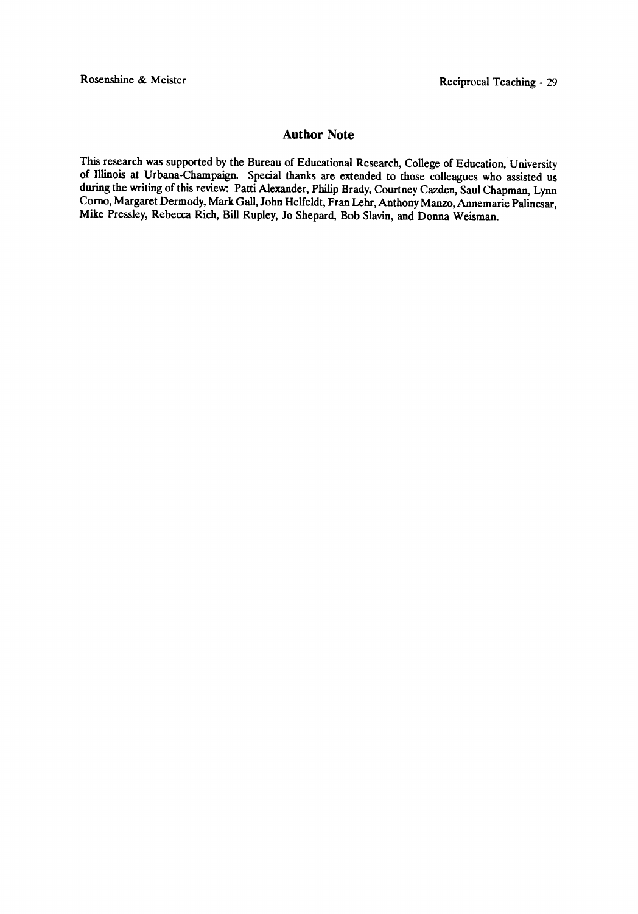## Author Note

This research was supported by the Bureau of Educational Research, College of Education, University of Illinois at Urbana-Champaign. Special thanks are extended to those colleagues who assisted us during the writing of this review: Patti Alexander, Philip Brady, Courtney Cazden, Saul Chapman, Lynn Corno, Margaret Dermody, Mark Gall, John Helfeldt, Fran Lehr, Anthony Manzo, Annemarie Palincsar, Mike Pressley, Rebecca Rich, Bill Rupley, Jo Shepard, Bob Slavin, and Donna Weisman.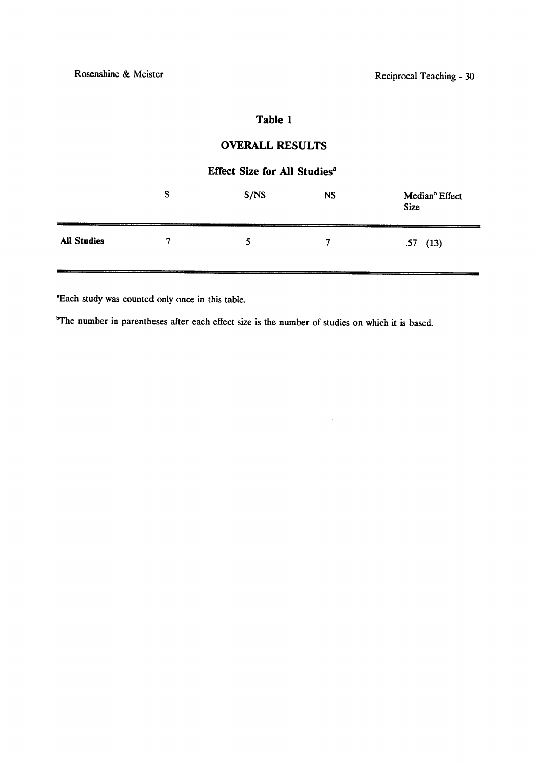## Table 1

### OVERALL RESULTS

#### Effect Size for All Studies[a]

| | S | S/NS | NS | Median[b] Effect Size |
|---|---|---|---|---|
| **All Studies** | 7 | 5 | 7 | .57 (13) |

[a]Each study was counted only once in this table.

[b]The number in parentheses after each effect size is the number of studies on which it is based.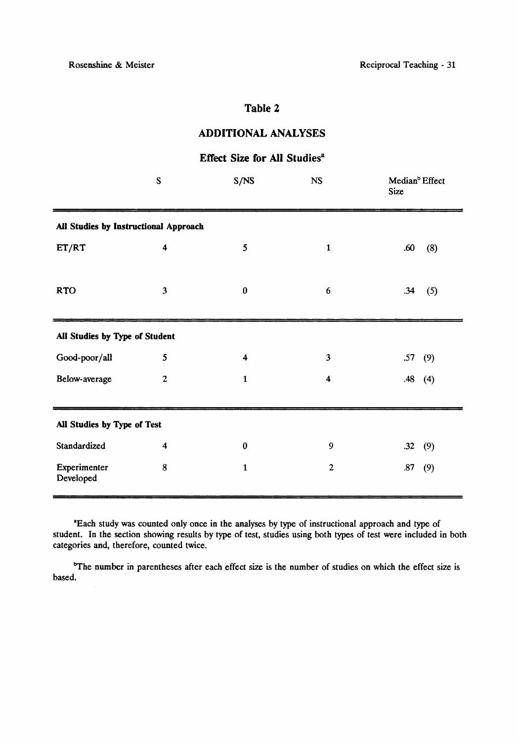## Table 2

### ADDITIONAL ANALYSES

### Effect Size for All Studies[a]

| | S | S/NS | NS | Median[b] Effect Size |
|---|---|---|---|---|
| **All Studies by Instructional Approach** | | | | |
| ET/RT | 4 | 5 | 1 | .60 (8) |
| RTO | 3 | 0 | 6 | .34 (5) |
| **All Studies by Type of Student** | | | | |
| Good-poor/all | 5 | 4 | 3 | .57 (9) |
| Below-average | 2 | 1 | 4 | .48 (4) |
| **All Studies by Type of Test** | | | | |
| Standardized | 4 | 0 | 9 | .32 (9) |
| Experimenter Developed | 8 | 1 | 2 | .87 (9) |

[a]Each study was counted only once in the analyses by type of instructional approach and type of student. In the section showing results by type of test, studies using both types of test were included in both categories and, therefore, counted twice.

[b]The number in parentheses after each effect size is the number of studies on which the effect size is based.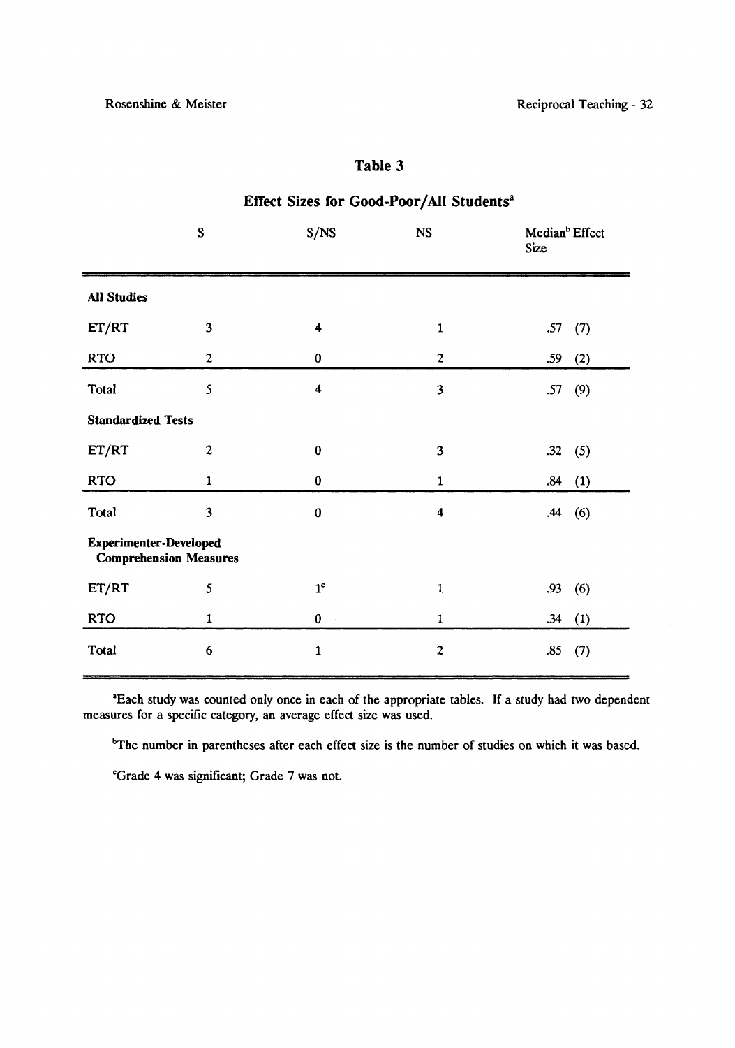## Table 3

### Effect Sizes for Good-Poor/All Students[a]

| | S | S/NS | NS | Median[b] Effect Size |
|---|---|---|---|---|
| **All Studies** | | | | |
| ET/RT | 3 | 4 | 1 | .57 (7) |
| RTO | 2 | 0 | 2 | .59 (2) |
| Total | 5 | 4 | 3 | .57 (9) |
| **Standardized Tests** | | | | |
| ET/RT | 2 | 0 | 3 | .32 (5) |
| RTO | 1 | 0 | 1 | .84 (1) |
| Total | 3 | 0 | 4 | .44 (6) |
| **Experimenter-Developed Comprehension Measures** | | | | |
| ET/RT | 5 | 1[c] | 1 | .93 (6) |
| RTO | 1 | 0 | 1 | .34 (1) |
| Total | 6 | 1 | 2 | .85 (7) |

[a]Each study was counted only once in each of the appropriate tables. If a study had two dependent measures for a specific category, an average effect size was used.

[b]The number in parentheses after each effect size is the number of studies on which it was based.

[c]Grade 4 was significant; Grade 7 was not.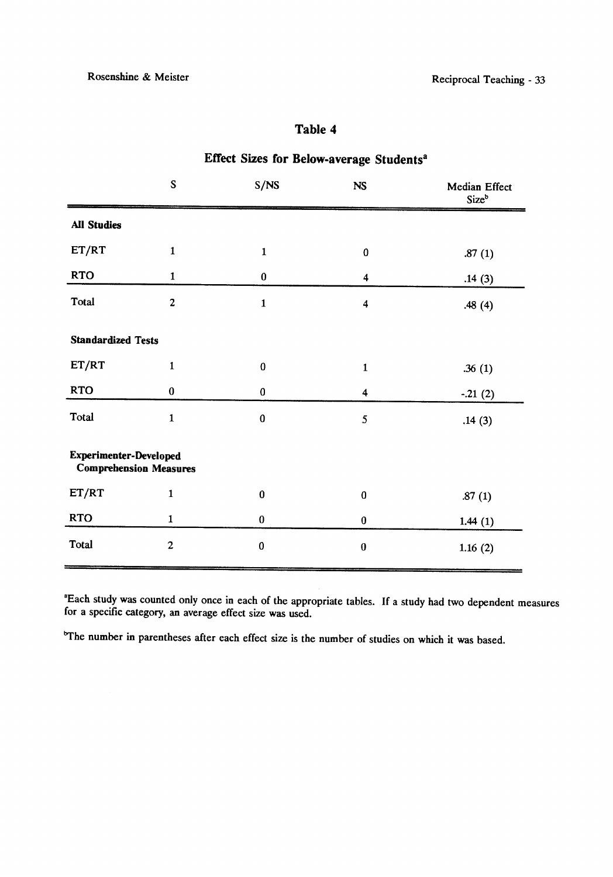## Table 4

### Effect Sizes for Below-average Students[a]

| | S | S/NS | NS | Median Effect Size[b] |
|---|---|---|---|---|
| **All Studies** | | | | |
| ET/RT | 1 | 1 | 0 | .87 (1) |
| RTO | 1 | 0 | 4 | .14 (3) |
| Total | 2 | 1 | 4 | .48 (4) |
| **Standardized Tests** | | | | |
| ET/RT | 1 | 0 | 1 | .36 (1) |
| RTO | 0 | 0 | 4 | -.21 (2) |
| Total | 1 | 0 | 5 | .14 (3) |
| **Experimenter-Developed Comprehension Measures** | | | | |
| ET/RT | 1 | 0 | 0 | .87 (1) |
| RTO | 1 | 0 | 0 | 1.44 (1) |
| Total | 2 | 0 | 0 | 1.16 (2) |

[a]Each study was counted only once in each of the appropriate tables. If a study had two dependent measures for a specific category, an average effect size was used.

[b]The number in parentheses after each effect size is the number of studies on which it was based.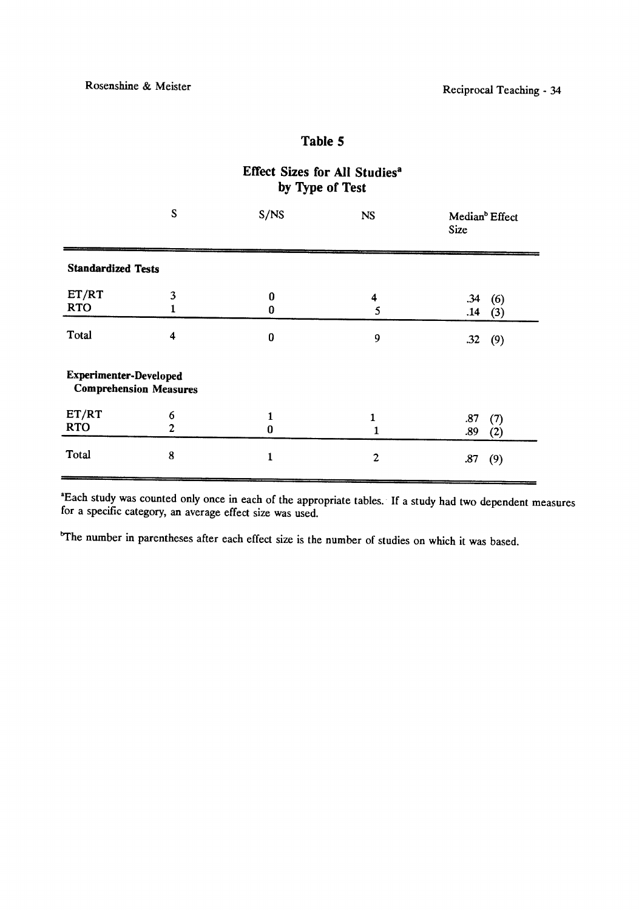## Table 5

### Effect Sizes for All Studies[a] by Type of Test

| | S | S/NS | NS | Median[b] Effect Size |
|---|---|---|---|---|
| **Standardized Tests** | | | | |
| ET/RT | 3 | 0 | 4 | .34 (6) |
| RTO | 1 | 0 | 5 | .14 (3) |
| Total | 4 | 0 | 9 | .32 (9) |
| **Experimenter-Developed Comprehension Measures** | | | | |
| ET/RT | 6 | 1 | 1 | .87 (7) |
| RTO | 2 | 0 | 1 | .89 (2) |
| Total | 8 | 1 | 2 | .87 (9) |

[a]Each study was counted only once in each of the appropriate tables. If a study had two dependent measures for a specific category, an average effect size was used.

[b]The number in parentheses after each effect size is the number of studies on which it was based.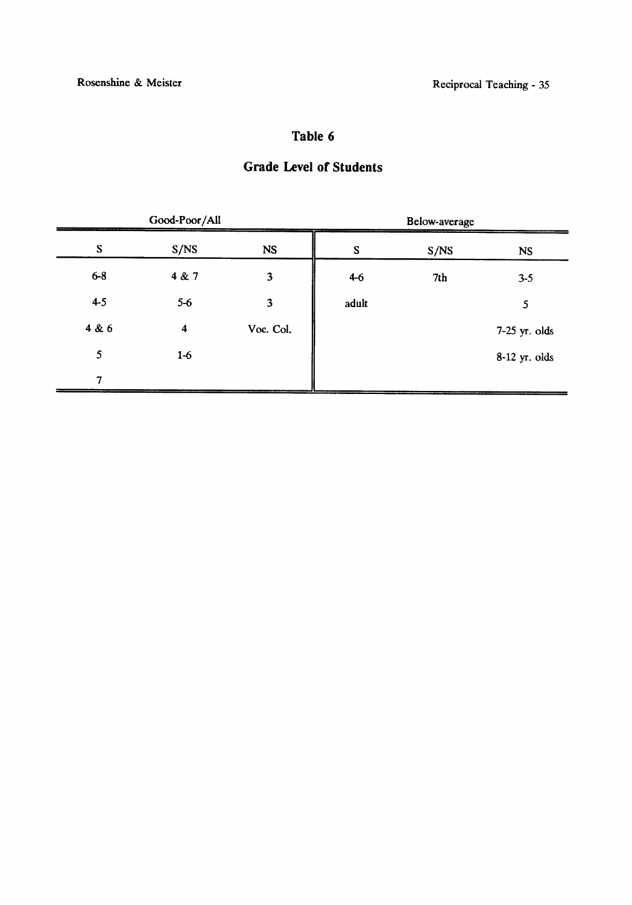## Table 6

## Grade Level of Students

| Good-Poor/All | | | Below-average | | |
|---|---|---|---|---|---|
| S | S/NS | NS | S | S/NS | NS |
| 6-8 | 4 & 7 | 3 | 4-6 | 7th | 3-5 |
| 4-5 | 5-6 | 3 | adult | | 5 |
| 4 & 6 | 4 | Voc. Col. | | | 7-25 yr. olds |
| 5 | 1-6 | | | | 8-12 yr. olds |
| 7 | | | | | |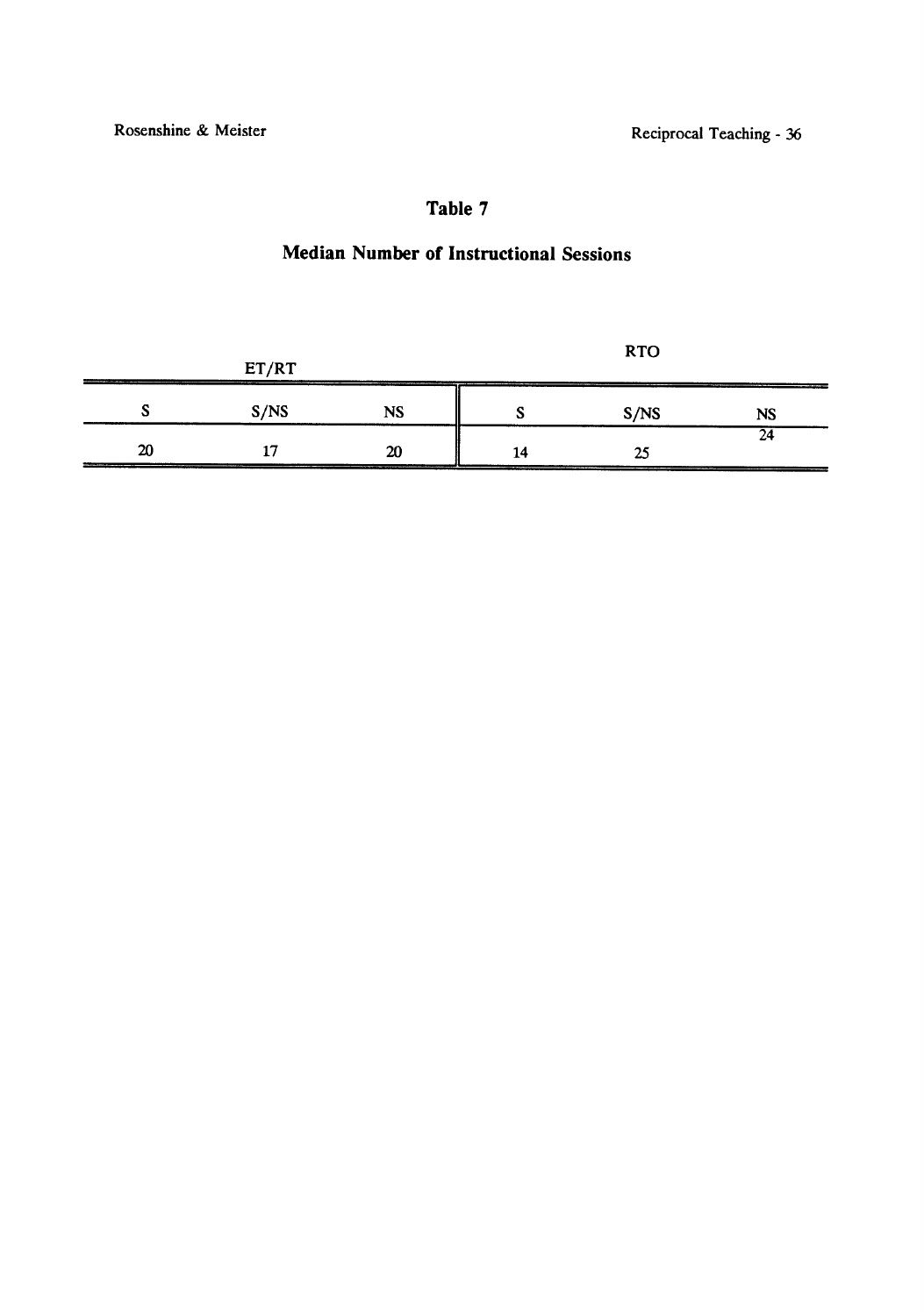## Table 7

### Median Number of Instructional Sessions

| ET/RT | | | RTO | | |
|---|---|---|---|---|---|
| S | S/NS | NS | S | S/NS | NS |
| 20 | 17 | 20 | 14 | 25 | 24 |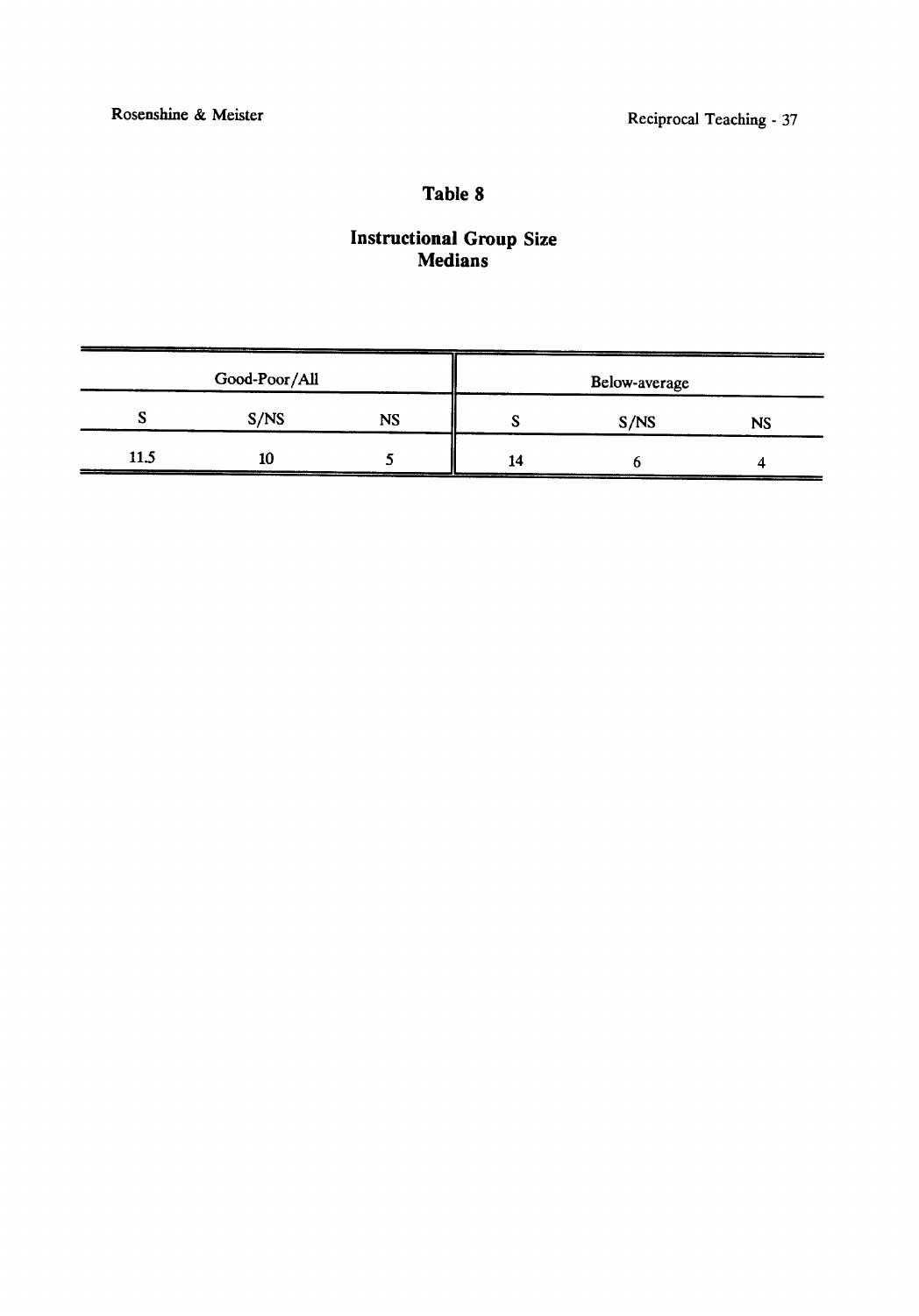## Table 8

### Instructional Group Size
### Medians

| Good-Poor/All | | | Below-average | | |
|---|---|---|---|---|---|
| S | S/NS | NS | S | S/NS | NS |
| 11.5 | 10 | 5 | 14 | 6 | 4 |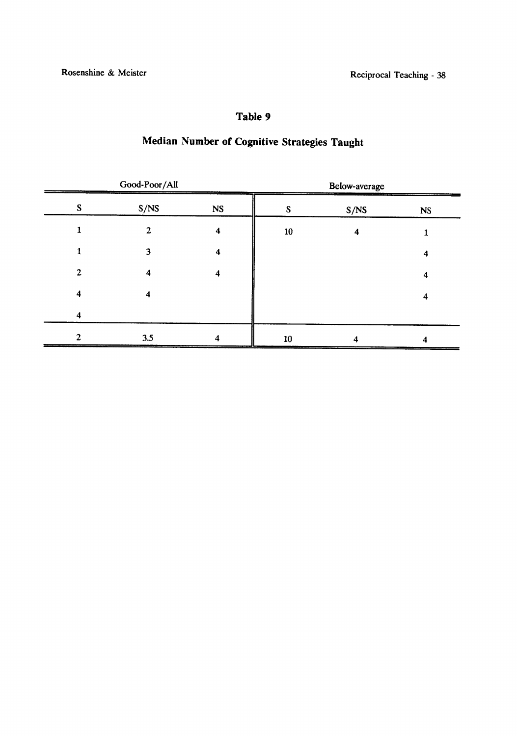# Table 9

## Median Number of Cognitive Strategies Taught

| Good-Poor/All | | | Below-average | | |
|---|---|---|---|---|---|
| S | S/NS | NS | S | S/NS | NS |
| 1 | 2 | 4 | 10 | 4 | 1 |
| 1 | 3 | 4 | | | 4 |
| 2 | 4 | 4 | | | 4 |
| 4 | 4 | | | | 4 |
| 4 | | | | | |
| 2 | 3.5 | 4 | 10 | 4 | 4 |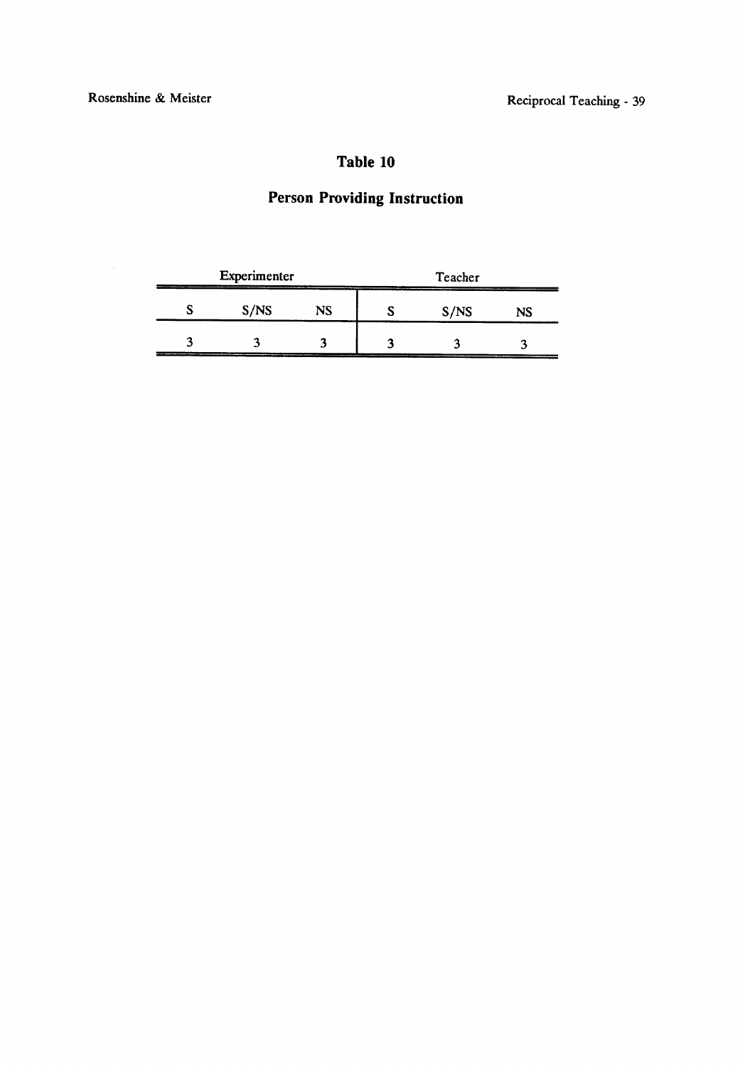## Table 10

## Person Providing Instruction

| Experimenter | | | Teacher | | |
|---|---|---|---|---|---|
| S | S/NS | NS | S | S/NS | NS |
| 3 | 3 | 3 | 3 | 3 | 3 |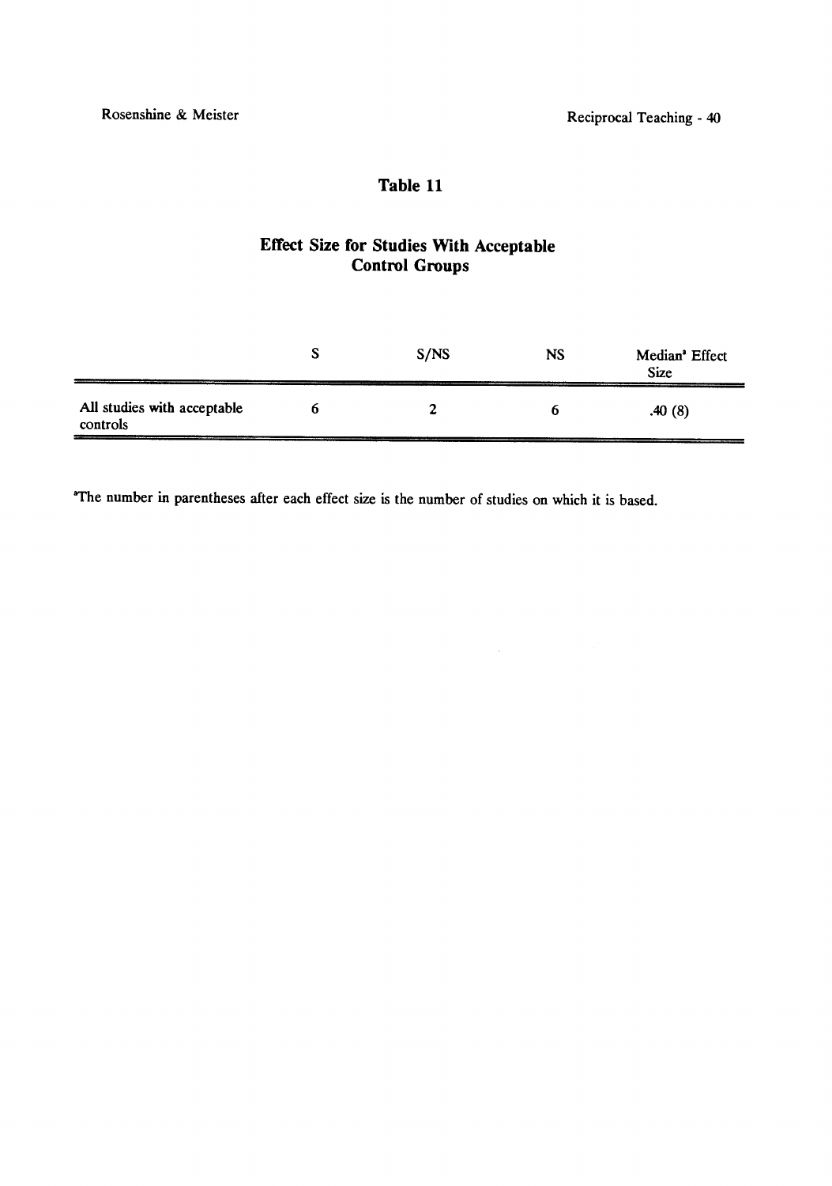## Table 11

### Effect Size for Studies With Acceptable Control Groups

| | S | S/NS | NS | Median[a] Effect Size |
|---|---|---|---|---|
| All studies with acceptable controls | 6 | 2 | 6 | .40 (8) |

[a]The number in parentheses after each effect size is the number of studies on which it is based.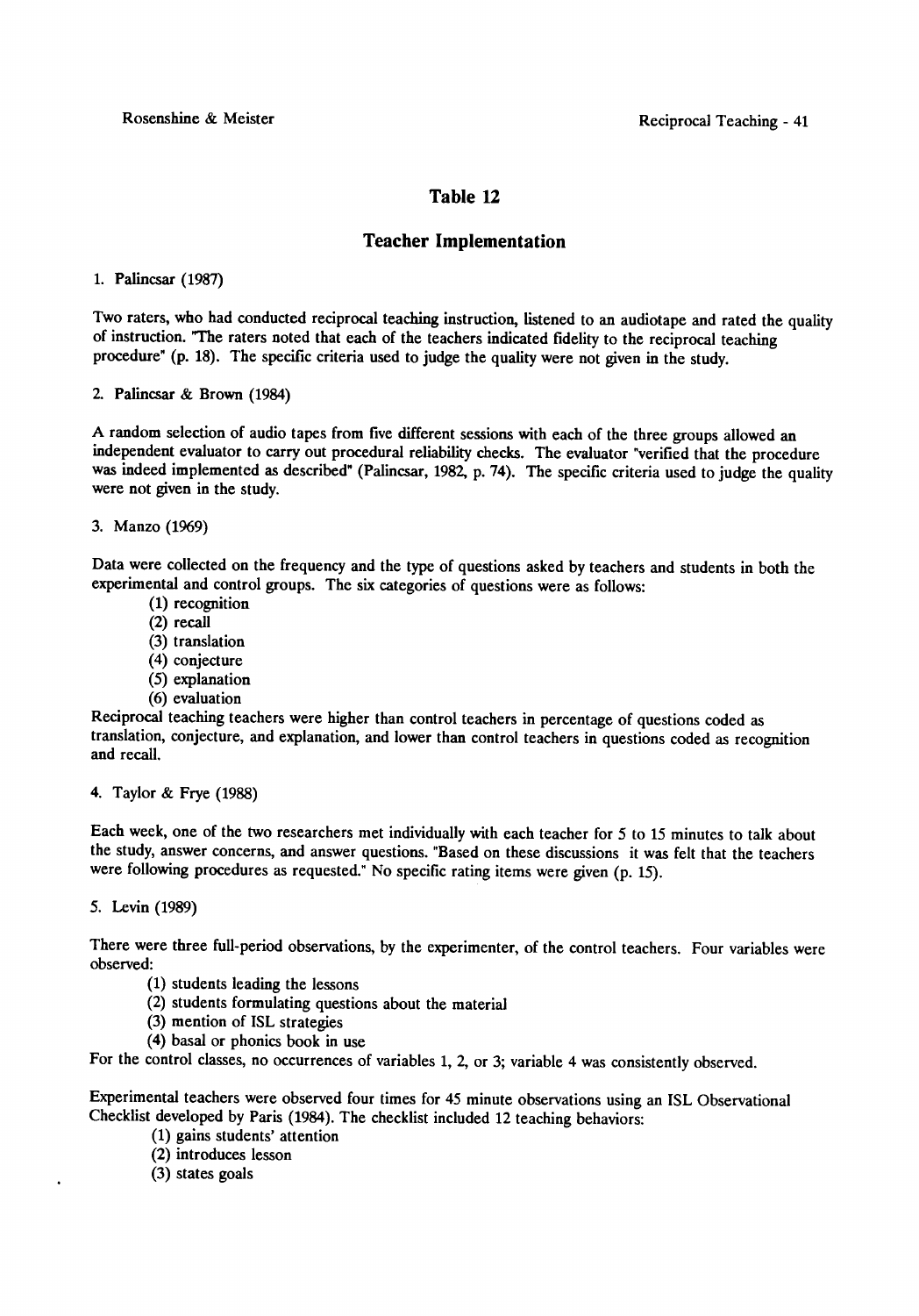## Table 12

## Teacher Implementation

1. Palincsar (1987)

Two raters, who had conducted reciprocal teaching instruction, listened to an audiotape and rated the quality of instruction. "The raters noted that each of the teachers indicated fidelity to the reciprocal teaching procedure" (p. 18). The specific criteria used to judge the quality were not given in the study.

2. Palincsar & Brown (1984)

A random selection of audio tapes from five different sessions with each of the three groups allowed an independent evaluator to carry out procedural reliability checks. The evaluator "verified that the procedure was indeed implemented as described" (Palincsar, 1982, p. 74). The specific criteria used to judge the quality were not given in the study.

3. Manzo (1969)

Data were collected on the frequency and the type of questions asked by teachers and students in both the experimental and control groups. The six categories of questions were as follows:

(1) recognition
(2) recall
(3) translation
(4) conjecture
(5) explanation
(6) evaluation

Reciprocal teaching teachers were higher than control teachers in percentage of questions coded as translation, conjecture, and explanation, and lower than control teachers in questions coded as recognition and recall.

4. Taylor & Frye (1988)

Each week, one of the two researchers met individually with each teacher for 5 to 15 minutes to talk about the study, answer concerns, and answer questions. "Based on these discussions it was felt that the teachers were following procedures as requested." No specific rating items were given (p. 15).

5. Levin (1989)

There were three full-period observations, by the experimenter, of the control teachers. Four variables were observed:

(1) students leading the lessons
(2) students formulating questions about the material
(3) mention of ISL strategies
(4) basal or phonics book in use

For the control classes, no occurrences of variables 1, 2, or 3; variable 4 was consistently observed.

Experimental teachers were observed four times for 45 minute observations using an ISL Observational Checklist developed by Paris (1984). The checklist included 12 teaching behaviors:

(1) gains students' attention
(2) introduces lesson
(3) states goals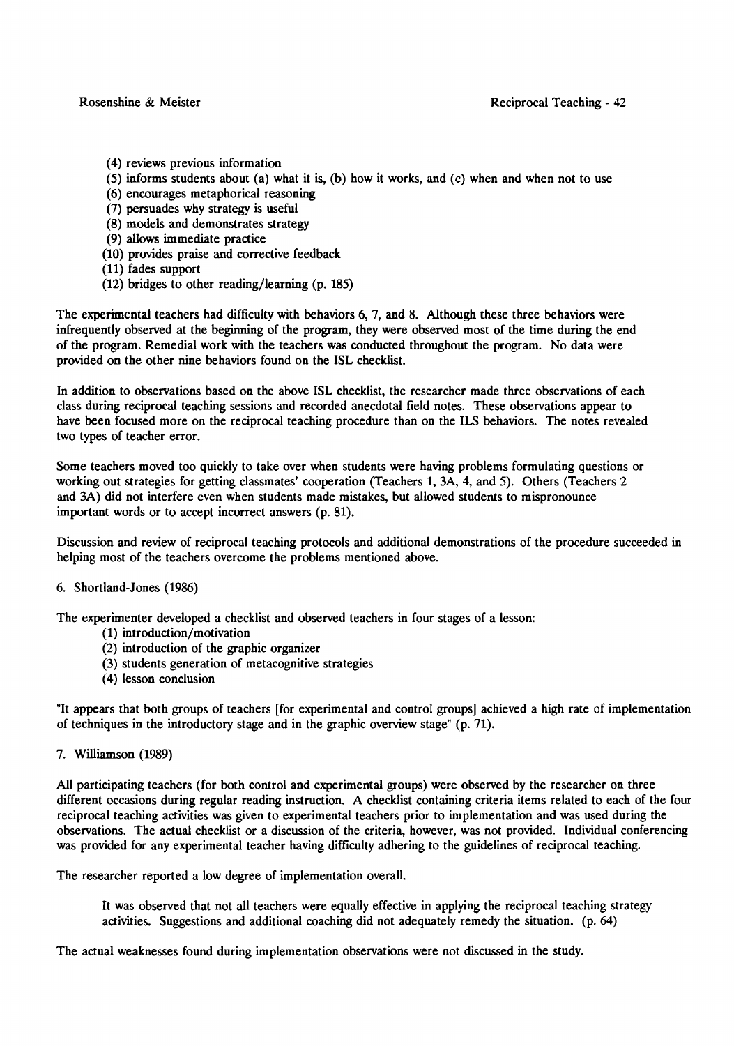(4) reviews previous information
(5) informs students about (a) what it is, (b) how it works, and (c) when and when not to use
(6) encourages metaphorical reasoning
(7) persuades why strategy is useful
(8) models and demonstrates strategy
(9) allows immediate practice
(10) provides praise and corrective feedback
(11) fades support
(12) bridges to other reading/learning (p. 185)

The experimental teachers had difficulty with behaviors 6, 7, and 8. Although these three behaviors were infrequently observed at the beginning of the program, they were observed most of the time during the end of the program. Remedial work with the teachers was conducted throughout the program. No data were provided on the other nine behaviors found on the ISL checklist.

In addition to observations based on the above ISL checklist, the researcher made three observations of each class during reciprocal teaching sessions and recorded anecdotal field notes. These observations appear to have been focused more on the reciprocal teaching procedure than on the ILS behaviors. The notes revealed two types of teacher error.

Some teachers moved too quickly to take over when students were having problems formulating questions or working out strategies for getting classmates' cooperation (Teachers 1, 3A, 4, and 5). Others (Teachers 2 and 3A) did not interfere even when students made mistakes, but allowed students to mispronounce important words or to accept incorrect answers (p. 81).

Discussion and review of reciprocal teaching protocols and additional demonstrations of the procedure succeeded in helping most of the teachers overcome the problems mentioned above.

6. Shortland-Jones (1986)

The experimenter developed a checklist and observed teachers in four stages of a lesson:

(1) introduction/motivation
(2) introduction of the graphic organizer
(3) students generation of metacognitive strategies
(4) lesson conclusion

"It appears that both groups of teachers [for experimental and control groups] achieved a high rate of implementation of techniques in the introductory stage and in the graphic overview stage" (p. 71).

7. Williamson (1989)

All participating teachers (for both control and experimental groups) were observed by the researcher on three different occasions during regular reading instruction. A checklist containing criteria items related to each of the four reciprocal teaching activities was given to experimental teachers prior to implementation and was used during the observations. The actual checklist or a discussion of the criteria, however, was not provided. Individual conferencing was provided for any experimental teacher having difficulty adhering to the guidelines of reciprocal teaching.

The researcher reported a low degree of implementation overall.

> It was observed that not all teachers were equally effective in applying the reciprocal teaching strategy activities. Suggestions and additional coaching did not adequately remedy the situation. (p. 64)

The actual weaknesses found during implementation observations were not discussed in the study.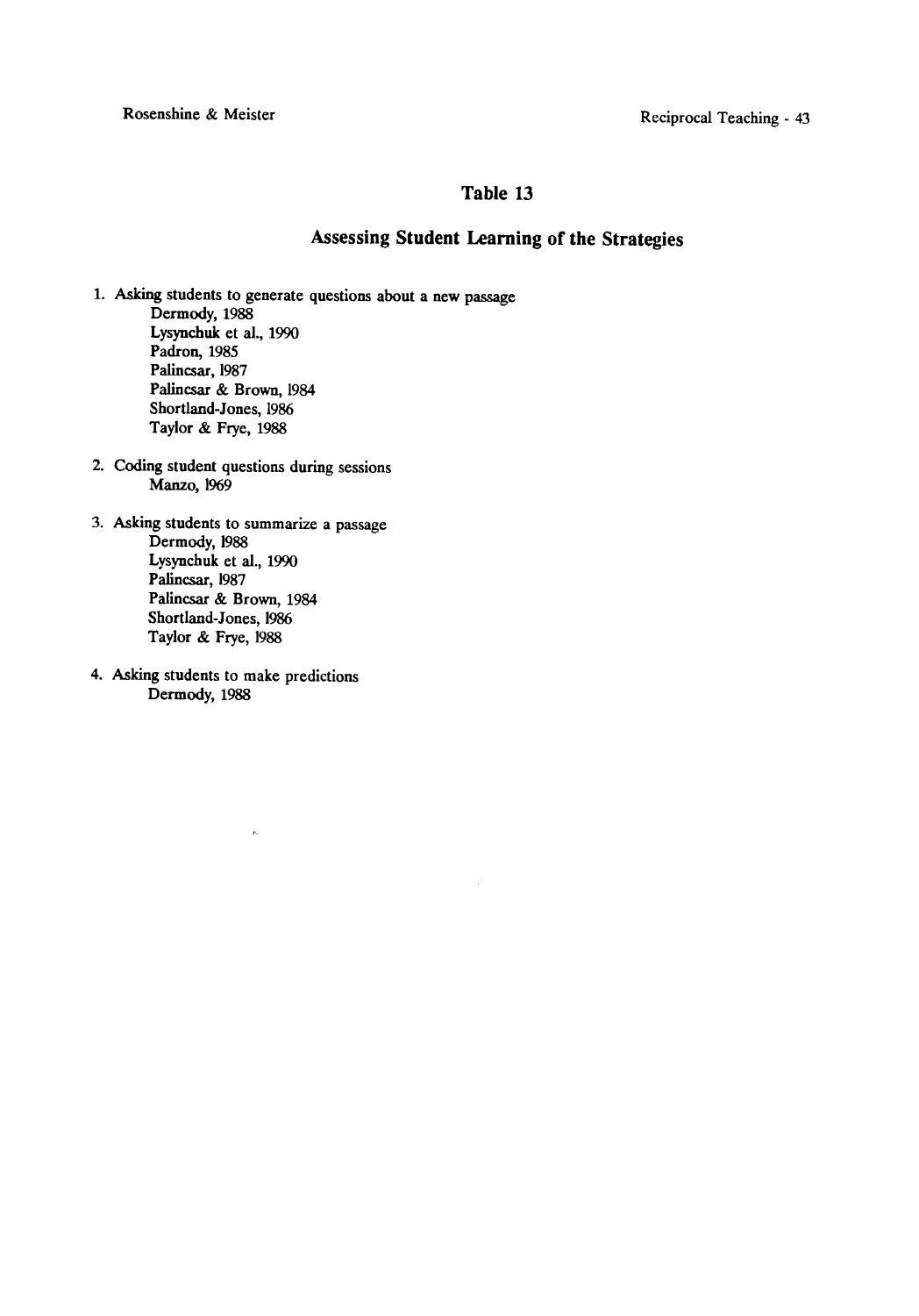## Table 13

## Assessing Student Learning of the Strategies

1. Asking students to generate questions about a new passage
   - Dermody, 1988
   - Lysynchuk et al., 1990
   - Padron, 1985
   - Palincsar, 1987
   - Palincsar & Brown, 1984
   - Shortland-Jones, 1986
   - Taylor & Frye, 1988

2. Coding student questions during sessions
   - Manzo, 1969

3. Asking students to summarize a passage
   - Dermody, 1988
   - Lysynchuk et al., 1990
   - Palincsar, 1987
   - Palincsar & Brown, 1984
   - Shortland-Jones, 1986
   - Taylor & Frye, 1988

4. Asking students to make predictions
   - Dermody, 1988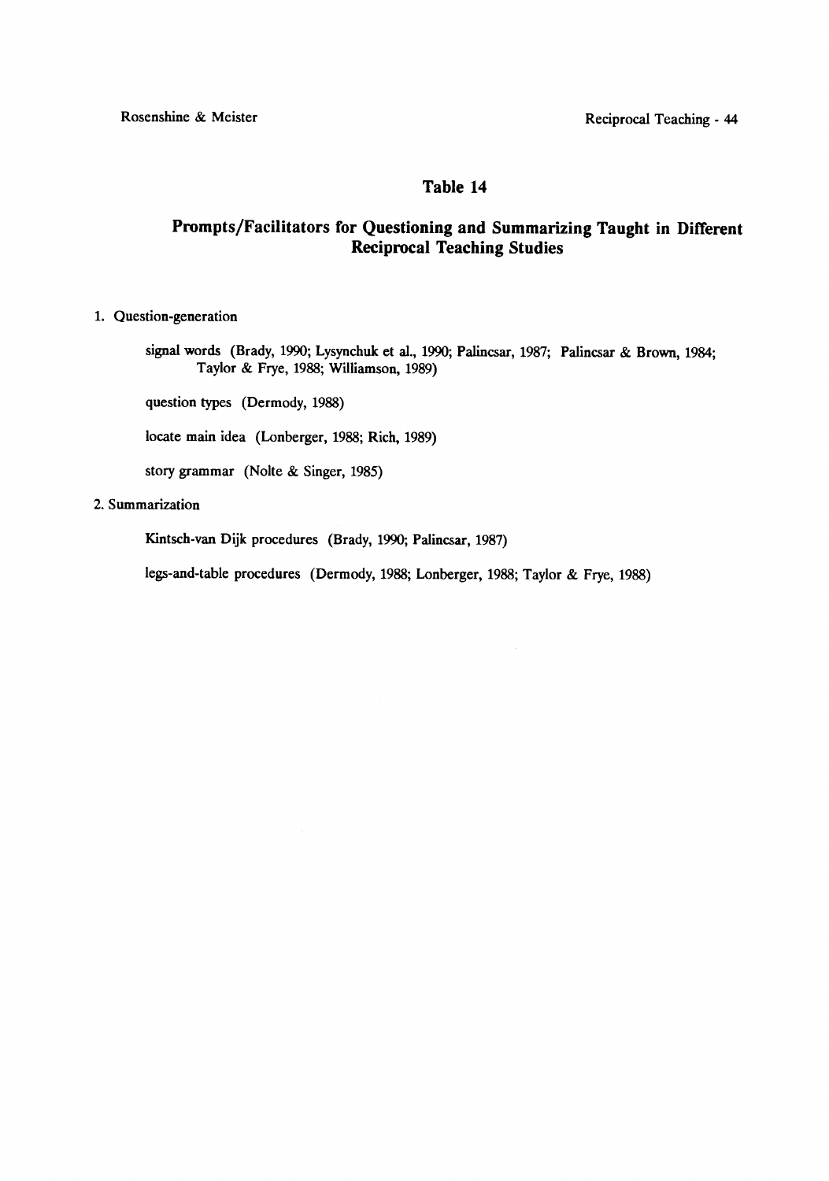## Table 14

## Prompts/Facilitators for Questioning and Summarizing Taught in Different Reciprocal Teaching Studies

1. Question-generation

   signal words (Brady, 1990; Lysynchuk et al., 1990; Palincsar, 1987; Palincsar & Brown, 1984; Taylor & Frye, 1988; Williamson, 1989)

   question types (Dermody, 1988)

   locate main idea (Lonberger, 1988; Rich, 1989)

   story grammar (Nolte & Singer, 1985)

2. Summarization

   Kintsch-van Dijk procedures (Brady, 1990; Palincsar, 1987)

   legs-and-table procedures (Dermody, 1988; Lonberger, 1988; Taylor & Frye, 1988)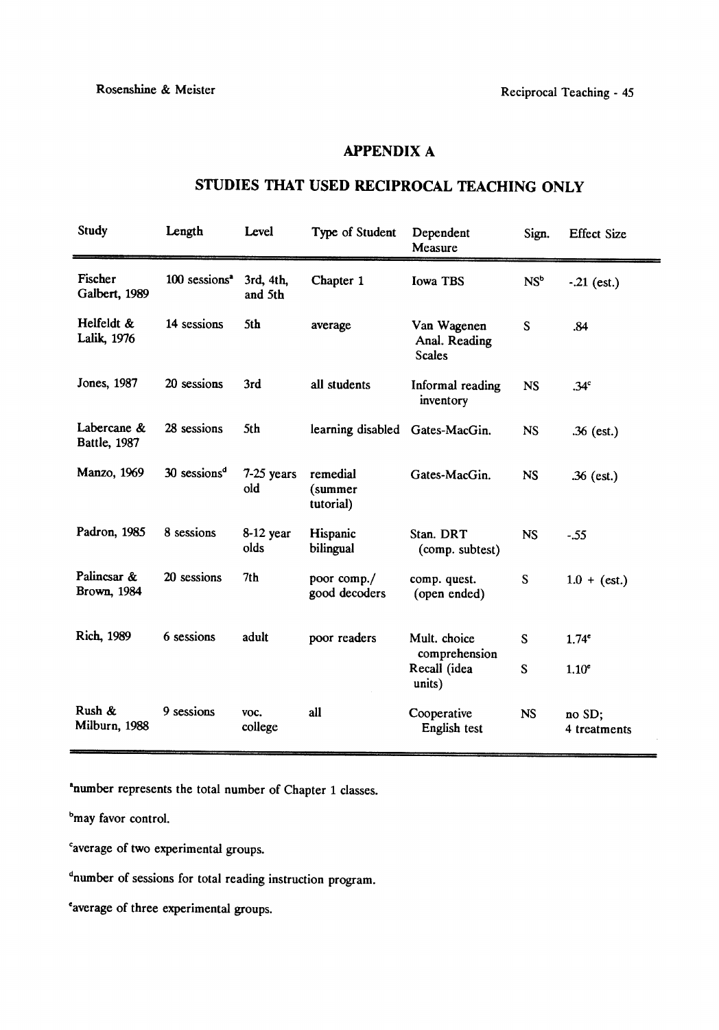## APPENDIX A

## STUDIES THAT USED RECIPROCAL TEACHING ONLY

| Study | Length | Level | Type of Student | Dependent Measure | Sign. | Effect Size |
|---|---|---|---|---|---|---|
| Fischer Galbert, 1989 | 100 sessions[a] | 3rd, 4th, and 5th | Chapter 1 | Iowa TBS | NS[b] | -.21 (est.) |
| Helfeldt & Lalik, 1976 | 14 sessions | 5th | average | Van Wagenen Anal. Reading Scales | S | .84 |
| Jones, 1987 | 20 sessions | 3rd | all students | Informal reading inventory | NS | .34[c] |
| Labercane & Battle, 1987 | 28 sessions | 5th | learning disabled | Gates-MacGin. | NS | .36 (est.) |
| Manzo, 1969 | 30 sessions[d] | 7-25 years old | remedial (summer tutorial) | Gates-MacGin. | NS | .36 (est.) |
| Padron, 1985 | 8 sessions | 8-12 year olds | Hispanic bilingual | Stan. DRT (comp. subtest) | NS | -.55 |
| Palincsar & Brown, 1984 | 20 sessions | 7th | poor comp./ good decoders | comp. quest. (open ended) | S | 1.0 + (est.) |
| Rich, 1989 | 6 sessions | adult | poor readers | Mult. choice comprehension | S | 1.74[e] |
| | | | | Recall (idea units) | S | 1.10[e] |
| Rush & Milburn, 1988 | 9 sessions | voc. college | all | Cooperative English test | NS | no SD; 4 treatments |

[a]number represents the total number of Chapter 1 classes.

[b]may favor control.

[c]average of two experimental groups.

[d]number of sessions for total reading instruction program.

[e]average of three experimental groups.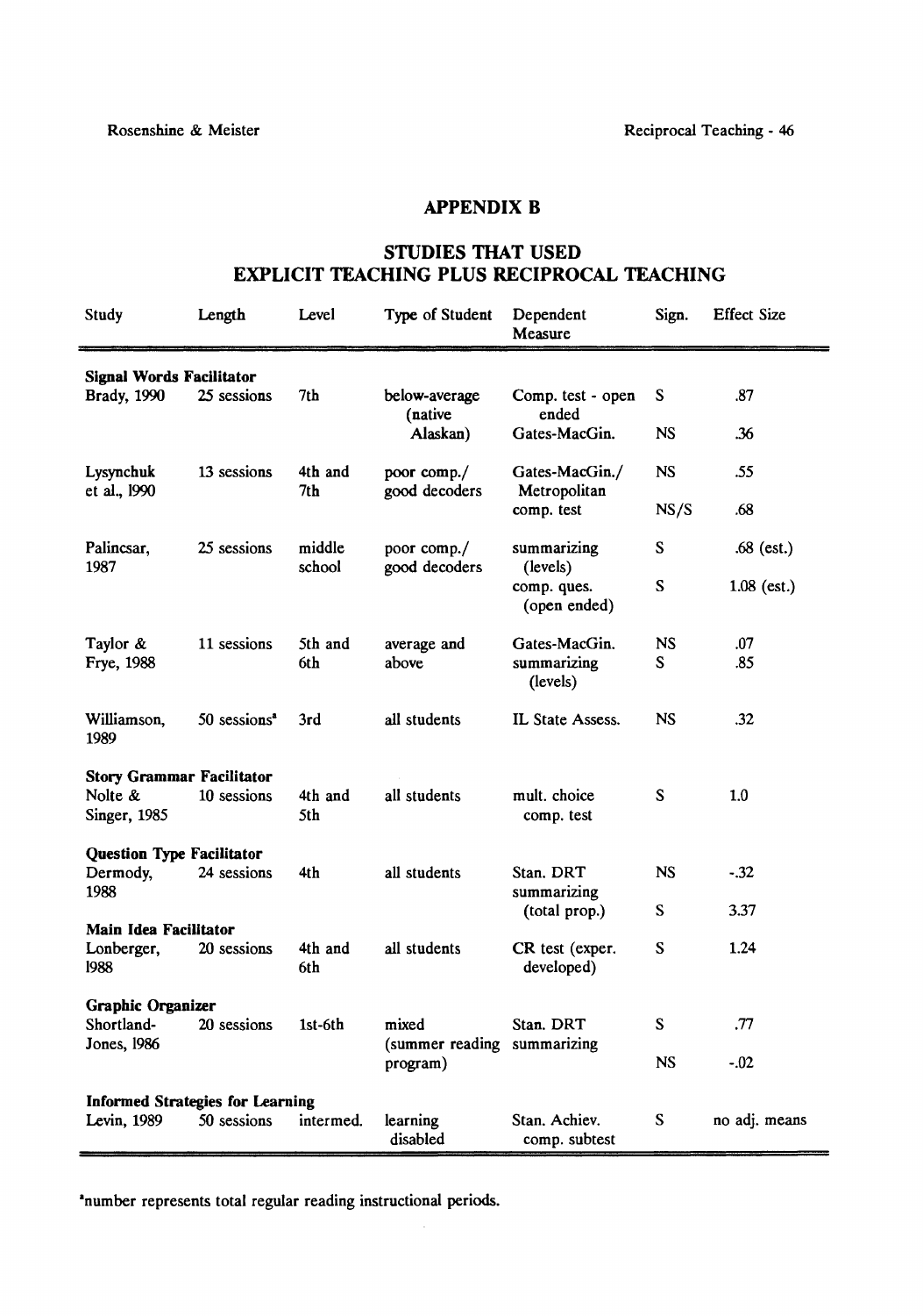## APPENDIX B

## STUDIES THAT USED EXPLICIT TEACHING PLUS RECIPROCAL TEACHING

| Study | Length | Level | Type of Student | Dependent Measure | Sign. | Effect Size |
|---|---|---|---|---|---|---|
| **Signal Words Facilitator** | | | | | | |
| Brady, 1990 | 25 sessions | 7th | below-average (native Alaskan) | Comp. test - open ended | S | .87 |
| | | | | Gates-MacGin. | NS | .36 |
| Lysynchuk et al., 1990 | 13 sessions | 4th and 7th | poor comp./ good decoders | Gates-MacGin./ Metropolitan | NS | .55 |
| | | | | comp. test | NS/S | .68 |
| Palincsar, 1987 | 25 sessions | middle school | poor comp./ good decoders | summarizing (levels) | S | .68 (est.) |
| | | | | comp. ques. (open ended) | S | 1.08 (est.) |
| Taylor & Frye, 1988 | 11 sessions | 5th and 6th | average and above | Gates-MacGin. | NS | .07 |
| | | | | summarizing (levels) | S | .85 |
| Williamson, 1989 | 50 sessions[a] | 3rd | all students | IL State Assess. | NS | .32 |
| **Story Grammar Facilitator** | | | | | | |
| Nolte & Singer, 1985 | 10 sessions | 4th and 5th | all students | mult. choice comp. test | S | 1.0 |
| **Question Type Facilitator** | | | | | | |
| Dermody, 1988 | 24 sessions | 4th | all students | Stan. DRT | NS | -.32 |
| | | | | summarizing (total prop.) | S | 3.37 |
| **Main Idea Facilitator** | | | | | | |
| Lonberger, 1988 | 20 sessions | 4th and 6th | all students | CR test (exper. developed) | S | 1.24 |
| **Graphic Organizer** | | | | | | |
| Shortland-Jones, 1986 | 20 sessions | 1st-6th | mixed (summer reading program) | Stan. DRT | S | .77 |
| | | | | summarizing | NS | -.02 |
| **Informed Strategies for Learning** | | | | | | |
| Levin, 1989 | 50 sessions | intermed. | learning disabled | Stan. Achiev. comp. subtest | S | no adj. means |

[a]number represents total regular reading instructional periods.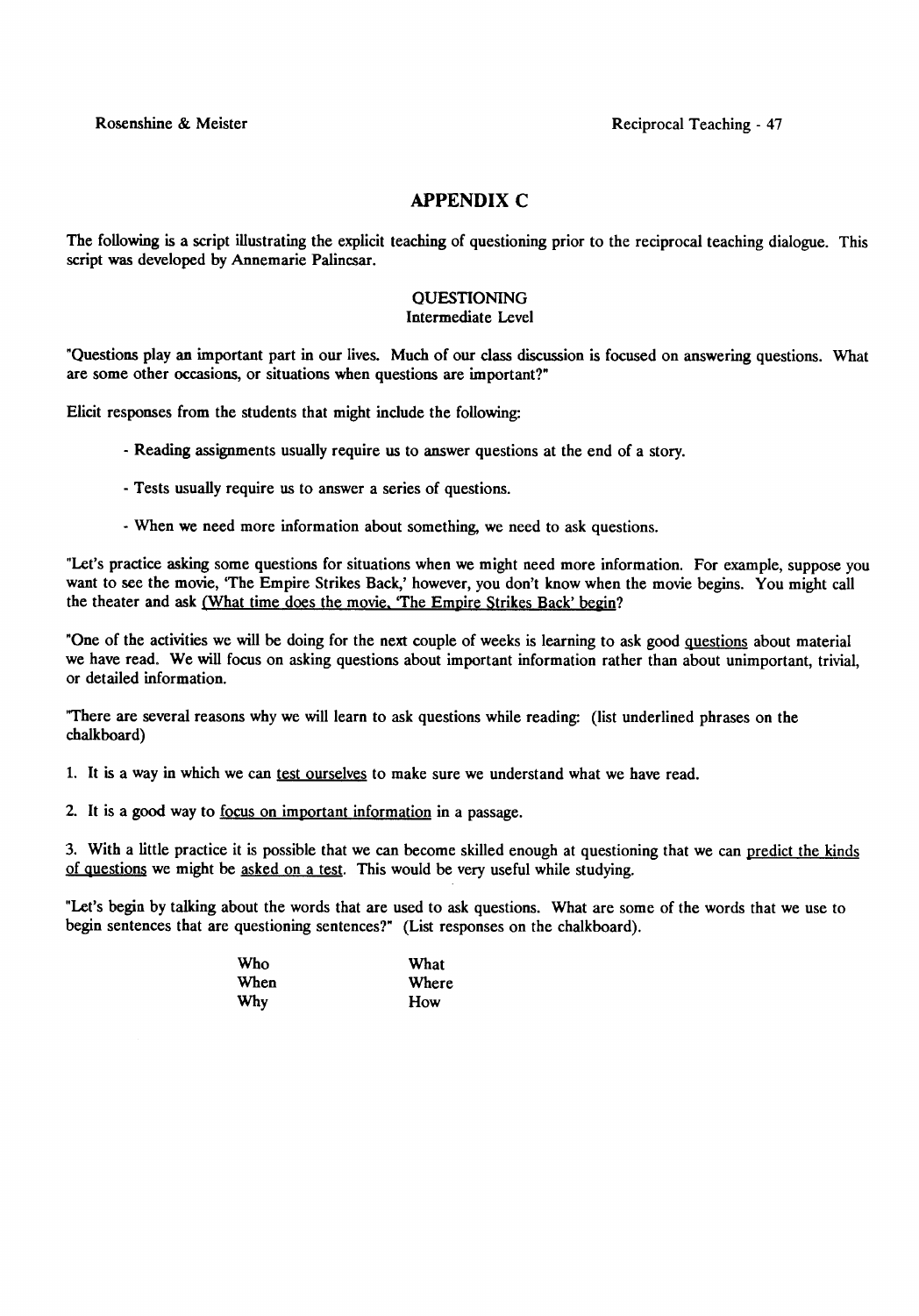## APPENDIX C

The following is a script illustrating the explicit teaching of questioning prior to the reciprocal teaching dialogue. This script was developed by Annemarie Palincsar.

### QUESTIONING
Intermediate Level

"Questions play an important part in our lives. Much of our class discussion is focused on answering questions. What are some other occasions, or situations when questions are important?"

Elicit responses from the students that might include the following:

- Reading assignments usually require us to answer questions at the end of a story.

- Tests usually require us to answer a series of questions.

- When we need more information about something, we need to ask questions.

"Let's practice asking some questions for situations when we might need more information. For example, suppose you want to see the movie, 'The Empire Strikes Back,' however, you don't know when the movie begins. You might call the theater and ask (What time does the movie, 'The Empire Strikes Back' begin?

"One of the activities we will be doing for the next couple of weeks is learning to ask good questions about material we have read. We will focus on asking questions about important information rather than about unimportant, trivial, or detailed information.

"There are several reasons why we will learn to ask questions while reading: (list underlined phrases on the chalkboard)

1. It is a way in which we can test ourselves to make sure we understand what we have read.

2. It is a good way to focus on important information in a passage.

3. With a little practice it is possible that we can become skilled enough at questioning that we can predict the kinds of questions we might be asked on a test. This would be very useful while studying.

"Let's begin by talking about the words that are used to ask questions. What are some of the words that we use to begin sentences that are questioning sentences?" (List responses on the chalkboard).

| | |
|---|---|
| Who | What |
| When | Where |
| Why | How |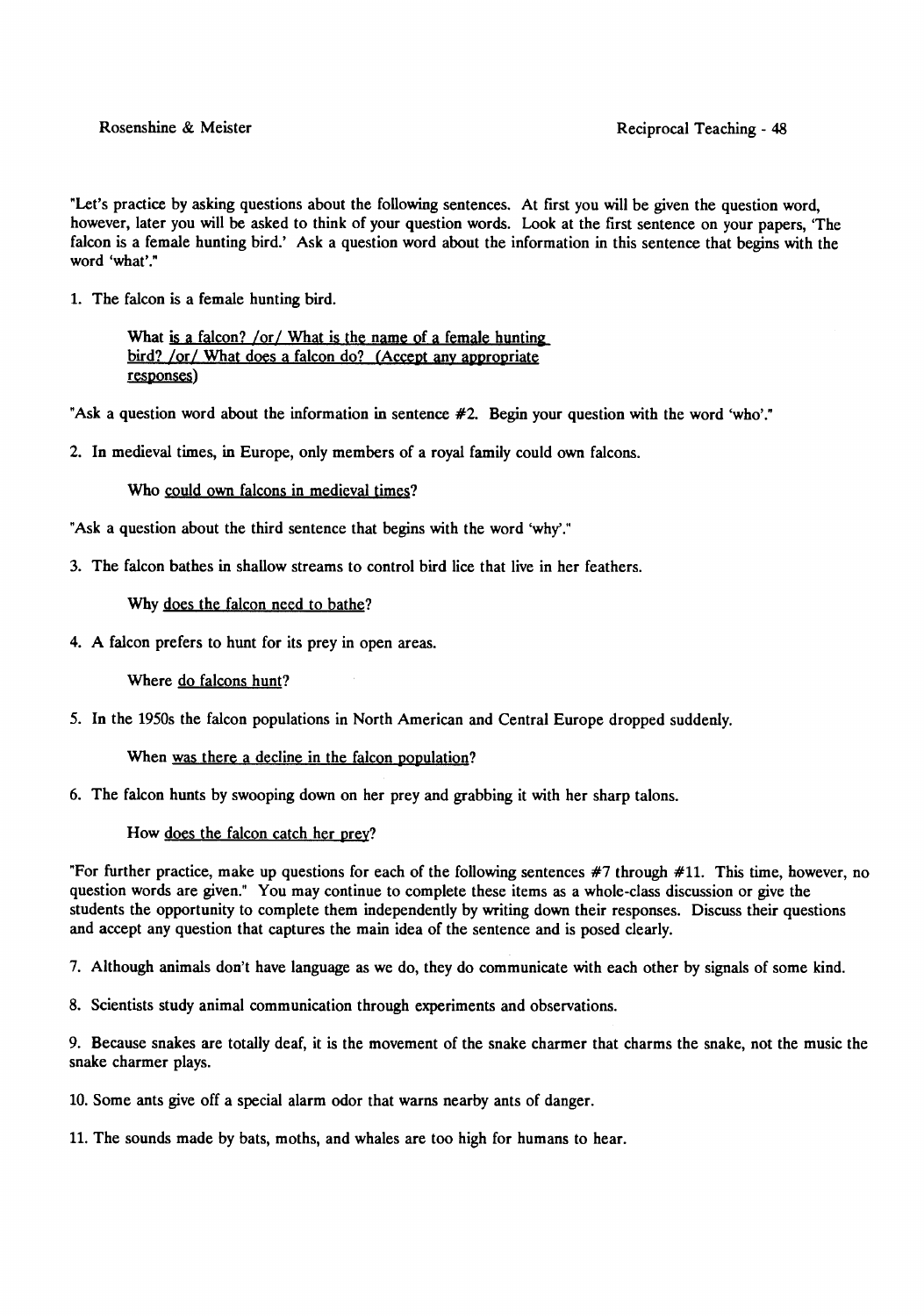"Let's practice by asking questions about the following sentences. At first you will be given the question word, however, later you will be asked to think of your question words. Look at the first sentence on your papers, 'The falcon is a female hunting bird.' Ask a question word about the information in this sentence that begins with the word 'what'."

1. The falcon is a female hunting bird.

   What is a falcon? /or/ What is the name of a female hunting bird? /or/ What does a falcon do? (Accept any appropriate responses)

"Ask a question word about the information in sentence #2. Begin your question with the word 'who'."

2. In medieval times, in Europe, only members of a royal family could own falcons.

   Who could own falcons in medieval times?

"Ask a question about the third sentence that begins with the word 'why'."

3. The falcon bathes in shallow streams to control bird lice that live in her feathers.

   Why does the falcon need to bathe?

4. A falcon prefers to hunt for its prey in open areas.

   Where do falcons hunt?

5. In the 1950s the falcon populations in North American and Central Europe dropped suddenly.

   When was there a decline in the falcon population?

6. The falcon hunts by swooping down on her prey and grabbing it with her sharp talons.

   How does the falcon catch her prey?

"For further practice, make up questions for each of the following sentences #7 through #11. This time, however, no question words are given." You may continue to complete these items as a whole-class discussion or give the students the opportunity to complete them independently by writing down their responses. Discuss their questions and accept any question that captures the main idea of the sentence and is posed clearly.

7. Although animals don't have language as we do, they do communicate with each other by signals of some kind.

8. Scientists study animal communication through experiments and observations.

9. Because snakes are totally deaf, it is the movement of the snake charmer that charms the snake, not the music the snake charmer plays.

10. Some ants give off a special alarm odor that warns nearby ants of danger.

11. The sounds made by bats, moths, and whales are too high for humans to hear.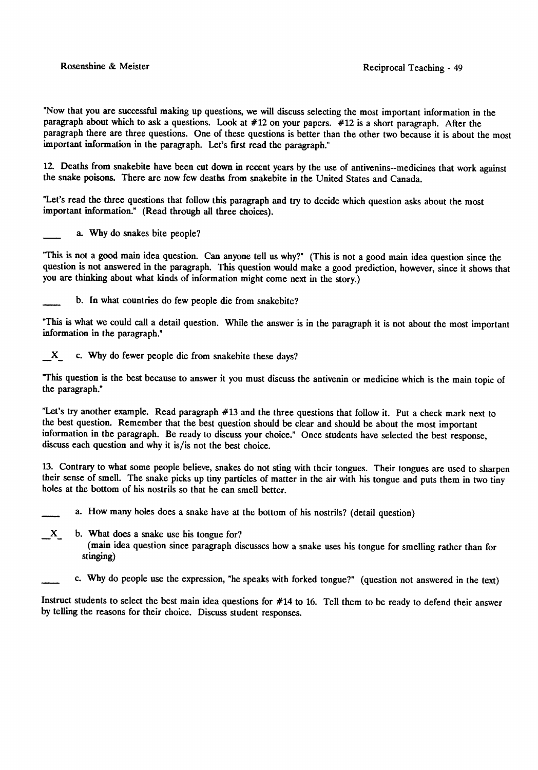"Now that you are successful making up questions, we will discuss selecting the most important information in the paragraph about which to ask a questions. Look at #12 on your papers. #12 is a short paragraph. After the paragraph there are three questions. One of these questions is better than the other two because it is about the most important information in the paragraph. Let's first read the paragraph."

12. Deaths from snakebite have been cut down in recent years by the use of antivenins--medicines that work against the snake poisons. There are now few deaths from snakebite in the United States and Canada.

"Let's read the three questions that follow this paragraph and try to decide which question asks about the most important information." (Read through all three choices).

\_\_\_\_ a. Why do snakes bite people?

"This is not a good main idea question. Can anyone tell us why?" (This is not a good main idea question since the question is not answered in the paragraph. This question would make a good prediction, however, since it shows that you are thinking about what kinds of information might come next in the story.)

\_\_\_\_ b. In what countries do few people die from snakebite?

"This is what we could call a detail question. While the answer is in the paragraph it is not about the most important information in the paragraph."

\_X\_ c. Why do fewer people die from snakebite these days?

"This question is the best because to answer it you must discuss the antivenin or medicine which is the main topic of the paragraph."

"Let's try another example. Read paragraph #13 and the three questions that follow it. Put a check mark next to the best question. Remember that the best question should be clear and should be about the most important information in the paragraph. Be ready to discuss your choice." Once students have selected the best response, discuss each question and why it is/is not the best choice.

13. Contrary to what some people believe, snakes do not sting with their tongues. Their tongues are used to sharpen their sense of smell. The snake picks up tiny particles of matter in the air with his tongue and puts them in two tiny holes at the bottom of his nostrils so that he can smell better.

\_\_\_\_ a. How many holes does a snake have at the bottom of his nostrils? (detail question)

\_X\_ b. What does a snake use his tongue for?
(main idea question since paragraph discusses how a snake uses his tongue for smelling rather than for stinging)

\_\_\_\_ c. Why do people use the expression, "he speaks with forked tongue?" (question not answered in the text)

Instruct students to select the best main idea questions for #14 to 16. Tell them to be ready to defend their answer by telling the reasons for their choice. Discuss student responses.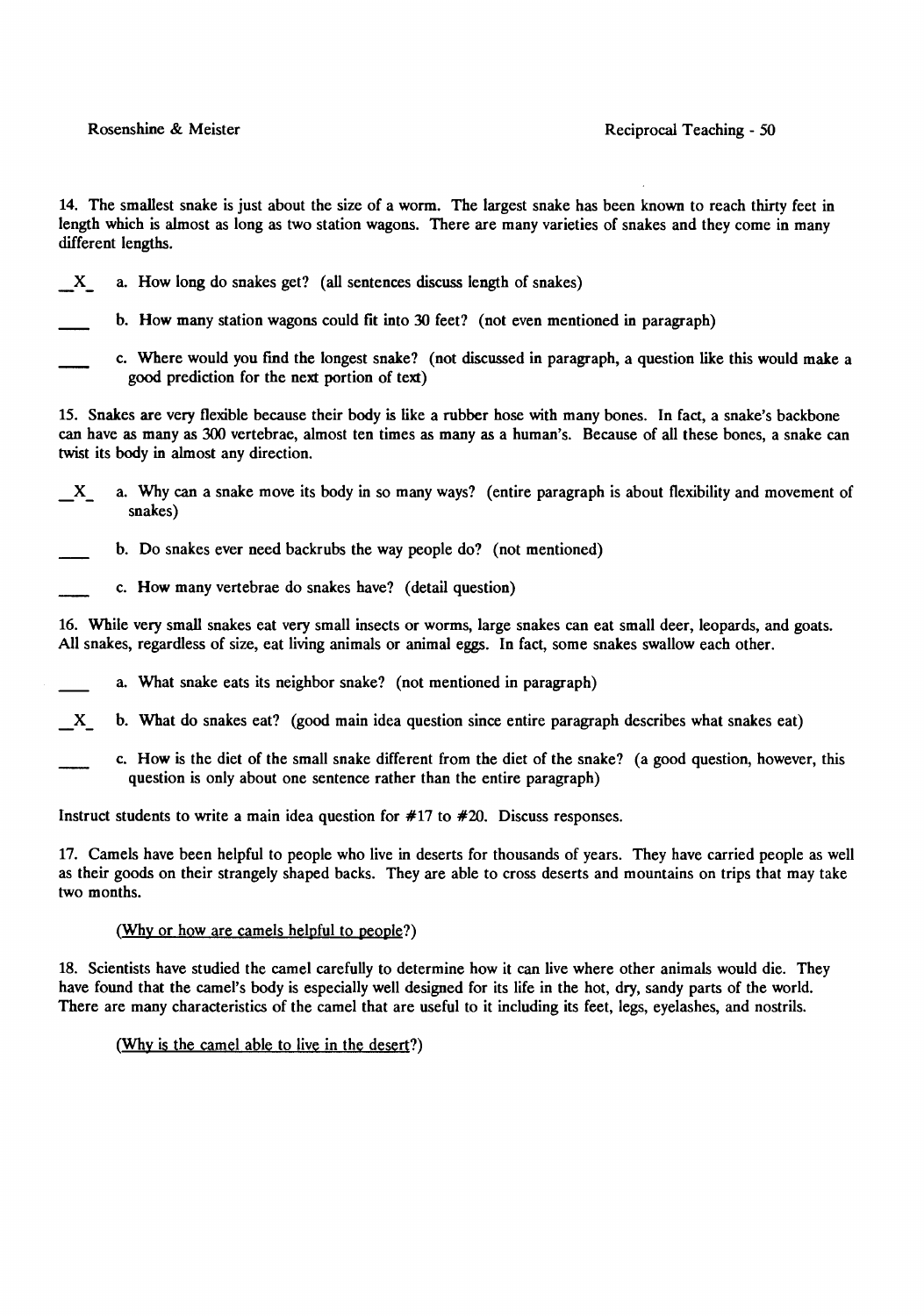14. The smallest snake is just about the size of a worm. The largest snake has been known to reach thirty feet in length which is almost as long as two station wagons. There are many varieties of snakes and they come in many different lengths.

_X_ a. How long do snakes get? (all sentences discuss length of snakes)

\_\_\_ b. How many station wagons could fit into 30 feet? (not even mentioned in paragraph)

\_\_\_ c. Where would you find the longest snake? (not discussed in paragraph, a question like this would make a good prediction for the next portion of text)

15. Snakes are very flexible because their body is like a rubber hose with many bones. In fact, a snake's backbone can have as many as 300 vertebrae, almost ten times as many as a human's. Because of all these bones, a snake can twist its body in almost any direction.

_X_ a. Why can a snake move its body in so many ways? (entire paragraph is about flexibility and movement of snakes)

\_\_\_ b. Do snakes ever need backrubs the way people do? (not mentioned)

\_\_\_ c. How many vertebrae do snakes have? (detail question)

16. While very small snakes eat very small insects or worms, large snakes can eat small deer, leopards, and goats. All snakes, regardless of size, eat living animals or animal eggs. In fact, some snakes swallow each other.

\_\_\_ a. What snake eats its neighbor snake? (not mentioned in paragraph)

_X_ b. What do snakes eat? (good main idea question since entire paragraph describes what snakes eat)

\_\_\_ c. How is the diet of the small snake different from the diet of the snake? (a good question, however, this question is only about one sentence rather than the entire paragraph)

Instruct students to write a main idea question for #17 to #20. Discuss responses.

17. Camels have been helpful to people who live in deserts for thousands of years. They have carried people as well as their goods on their strangely shaped backs. They are able to cross deserts and mountains on trips that may take two months.

(<u>Why or how are camels helpful to people</u>?)

18. Scientists have studied the camel carefully to determine how it can live where other animals would die. They have found that the camel's body is especially well designed for its life in the hot, dry, sandy parts of the world. There are many characteristics of the camel that are useful to it including its feet, legs, eyelashes, and nostrils.

(<u>Why is the camel able to live in the desert</u>?)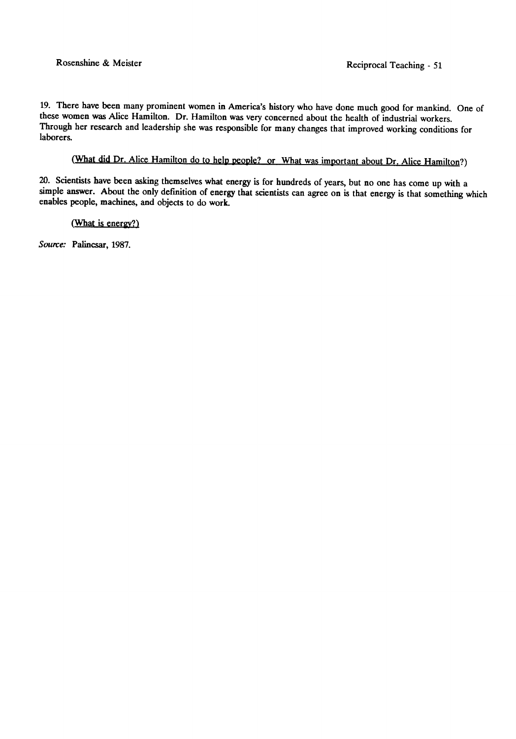19. There have been many prominent women in America's history who have done much good for mankind. One of these women was Alice Hamilton. Dr. Hamilton was very concerned about the health of industrial workers. Through her research and leadership she was responsible for many changes that improved working conditions for laborers.

(What did Dr. Alice Hamilton do to help people? or What was important about Dr. Alice Hamilton?)

20. Scientists have been asking themselves what energy is for hundreds of years, but no one has come up with a simple answer. About the only definition of energy that scientists can agree on is that energy is that something which enables people, machines, and objects to do work.

(What is energy?)

*Source:* Palincsar, 1987.